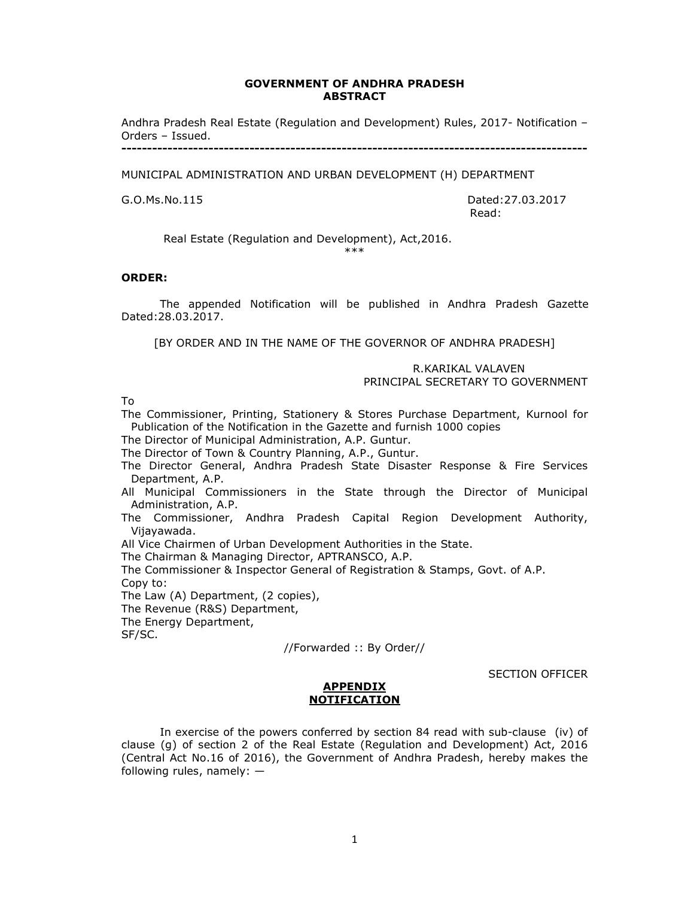**GOVERNMENT OF ANDHRA PRADESH**
**ABSTRACT**

Andhra Pradesh Real Estate (Regulation and Development) Rules, 2017- Notification – Orders – Issued.

---

MUNICIPAL ADMINISTRATION AND URBAN DEVELOPMENT (H) DEPARTMENT

G.O.Ms.No.115 Dated:27.03.2017

Read:

Real Estate (Regulation and Development), Act,2016.

\*\*\*

**ORDER:**

The appended Notification will be published in Andhra Pradesh Gazette Dated:28.03.2017.

[BY ORDER AND IN THE NAME OF THE GOVERNOR OF ANDHRA PRADESH]

R.KARIKAL VALAVEN
PRINCIPAL SECRETARY TO GOVERNMENT

To

The Commissioner, Printing, Stationery & Stores Purchase Department, Kurnool for Publication of the Notification in the Gazette and furnish 1000 copies

The Director of Municipal Administration, A.P. Guntur.

The Director of Town & Country Planning, A.P., Guntur.

The Director General, Andhra Pradesh State Disaster Response & Fire Services Department, A.P.

All Municipal Commissioners in the State through the Director of Municipal Administration, A.P.

The Commissioner, Andhra Pradesh Capital Region Development Authority, Vijayawada.

All Vice Chairmen of Urban Development Authorities in the State.

The Chairman & Managing Director, APTRANSCO, A.P.

The Commissioner & Inspector General of Registration & Stamps, Govt. of A.P.

Copy to:

The Law (A) Department, (2 copies),

The Revenue (R&S) Department,

The Energy Department,

SF/SC.

//Forwarded :: By Order//

SECTION OFFICER

**APPENDIX**
**NOTIFICATION**

In exercise of the powers conferred by section 84 read with sub-clause (iv) of clause (g) of section 2 of the Real Estate (Regulation and Development) Act, 2016 (Central Act No.16 of 2016), the Government of Andhra Pradesh, hereby makes the following rules, namely: —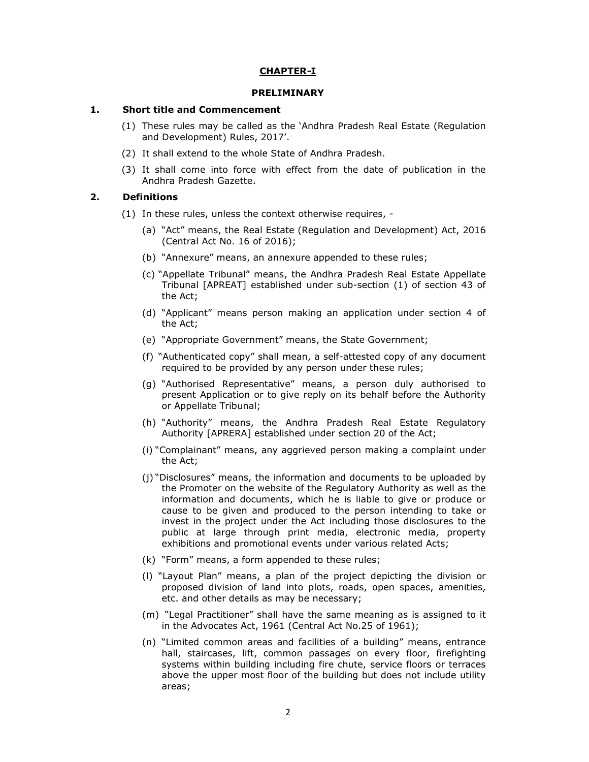## CHAPTER-I

### PRELIMINARY

### 1. Short title and Commencement

(1) These rules may be called as the 'Andhra Pradesh Real Estate (Regulation and Development) Rules, 2017'.

(2) It shall extend to the whole State of Andhra Pradesh.

(3) It shall come into force with effect from the date of publication in the Andhra Pradesh Gazette.

### 2. Definitions

(1) In these rules, unless the context otherwise requires, -

(a) "Act" means, the Real Estate (Regulation and Development) Act, 2016 (Central Act No. 16 of 2016);

(b) "Annexure" means, an annexure appended to these rules;

(c) "Appellate Tribunal" means, the Andhra Pradesh Real Estate Appellate Tribunal [APREAT] established under sub-section (1) of section 43 of the Act;

(d) "Applicant" means person making an application under section 4 of the Act;

(e) "Appropriate Government" means, the State Government;

(f) "Authenticated copy" shall mean, a self-attested copy of any document required to be provided by any person under these rules;

(g) "Authorised Representative" means, a person duly authorised to present Application or to give reply on its behalf before the Authority or Appellate Tribunal;

(h) "Authority" means, the Andhra Pradesh Real Estate Regulatory Authority [APRERA] established under section 20 of the Act;

(i) "Complainant" means, any aggrieved person making a complaint under the Act;

(j) "Disclosures" means, the information and documents to be uploaded by the Promoter on the website of the Regulatory Authority as well as the information and documents, which he is liable to give or produce or cause to be given and produced to the person intending to take or invest in the project under the Act including those disclosures to the public at large through print media, electronic media, property exhibitions and promotional events under various related Acts;

(k) "Form" means, a form appended to these rules;

(l) "Layout Plan" means, a plan of the project depicting the division or proposed division of land into plots, roads, open spaces, amenities, etc. and other details as may be necessary;

(m) "Legal Practitioner" shall have the same meaning as is assigned to it in the Advocates Act, 1961 (Central Act No.25 of 1961);

(n) "Limited common areas and facilities of a building" means, entrance hall, staircases, lift, common passages on every floor, firefighting systems within building including fire chute, service floors or terraces above the upper most floor of the building but does not include utility areas;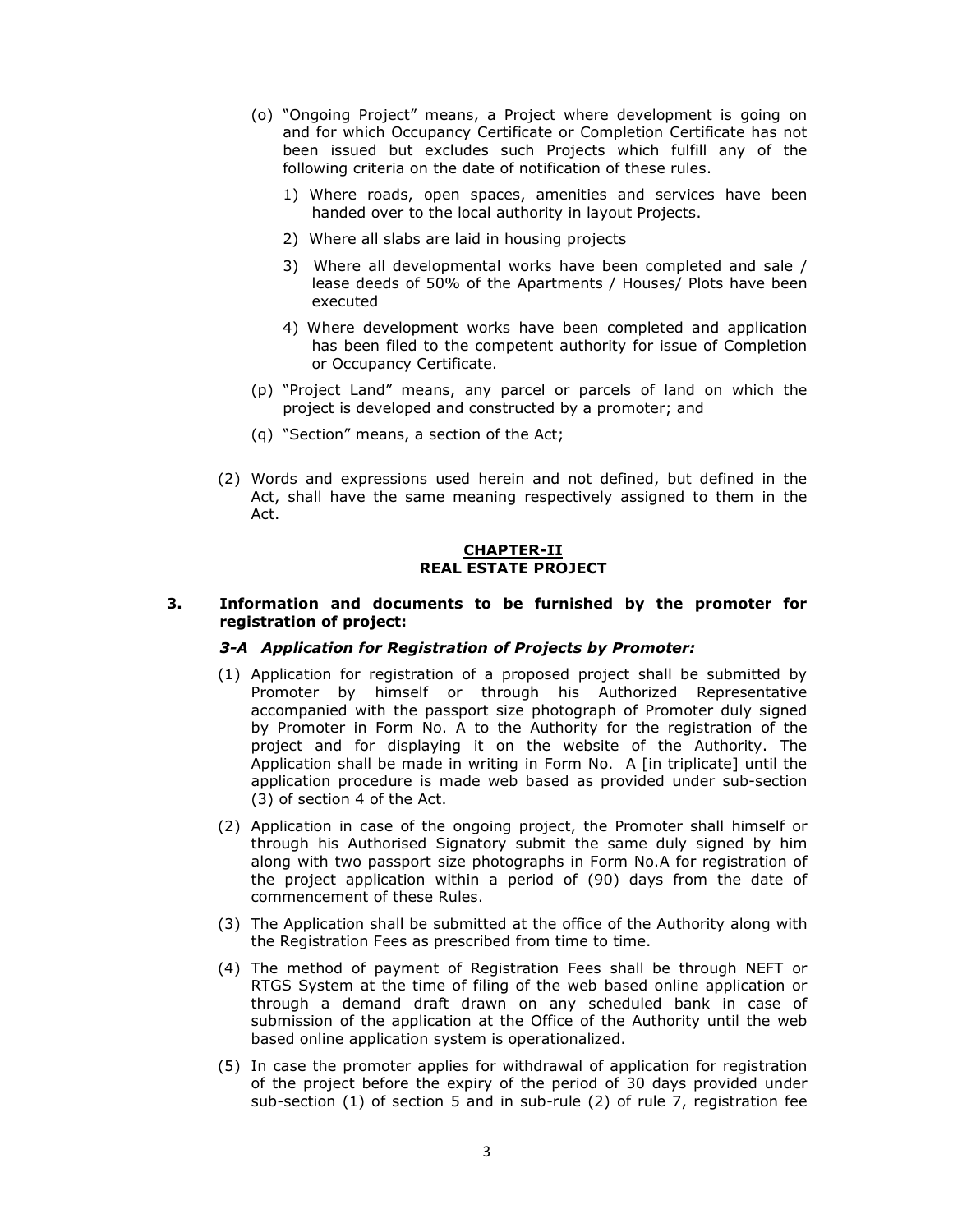(o) "Ongoing Project" means, a Project where development is going on and for which Occupancy Certificate or Completion Certificate has not been issued but excludes such Projects which fulfill any of the following criteria on the date of notification of these rules.

1) Where roads, open spaces, amenities and services have been handed over to the local authority in layout Projects.

2) Where all slabs are laid in housing projects

3) Where all developmental works have been completed and sale / lease deeds of 50% of the Apartments / Houses/ Plots have been executed

4) Where development works have been completed and application has been filed to the competent authority for issue of Completion or Occupancy Certificate.

(p) "Project Land" means, any parcel or parcels of land on which the project is developed and constructed by a promoter; and

(q) "Section" means, a section of the Act;

(2) Words and expressions used herein and not defined, but defined in the Act, shall have the same meaning respectively assigned to them in the Act.

## CHAPTER-II
## REAL ESTATE PROJECT

### 3. Information and documents to be furnished by the promoter for registration of project:

***3-A Application for Registration of Projects by Promoter:***

(1) Application for registration of a proposed project shall be submitted by Promoter by himself or through his Authorized Representative accompanied with the passport size photograph of Promoter duly signed by Promoter in Form No. A to the Authority for the registration of the project and for displaying it on the website of the Authority. The Application shall be made in writing in Form No. A [in triplicate] until the application procedure is made web based as provided under sub-section (3) of section 4 of the Act.

(2) Application in case of the ongoing project, the Promoter shall himself or through his Authorised Signatory submit the same duly signed by him along with two passport size photographs in Form No.A for registration of the project application within a period of (90) days from the date of commencement of these Rules.

(3) The Application shall be submitted at the office of the Authority along with the Registration Fees as prescribed from time to time.

(4) The method of payment of Registration Fees shall be through NEFT or RTGS System at the time of filing of the web based online application or through a demand draft drawn on any scheduled bank in case of submission of the application at the Office of the Authority until the web based online application system is operationalized.

(5) In case the promoter applies for withdrawal of application for registration of the project before the expiry of the period of 30 days provided under sub-section (1) of section 5 and in sub-rule (2) of rule 7, registration fee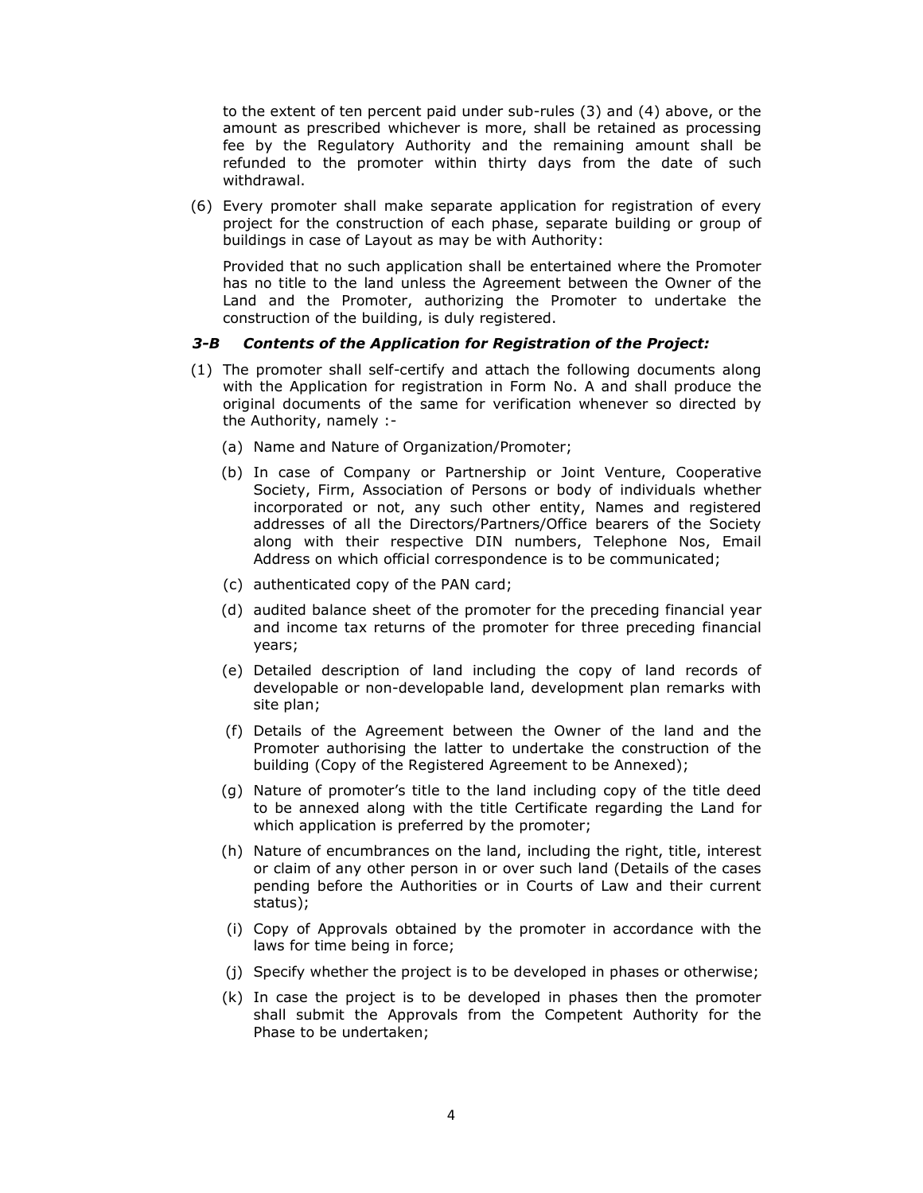to the extent of ten percent paid under sub-rules (3) and (4) above, or the amount as prescribed whichever is more, shall be retained as processing fee by the Regulatory Authority and the remaining amount shall be refunded to the promoter within thirty days from the date of such withdrawal.

(6) Every promoter shall make separate application for registration of every project for the construction of each phase, separate building or group of buildings in case of Layout as may be with Authority:

Provided that no such application shall be entertained where the Promoter has no title to the land unless the Agreement between the Owner of the Land and the Promoter, authorizing the Promoter to undertake the construction of the building, is duly registered.

***3-B Contents of the Application for Registration of the Project:***

(1) The promoter shall self-certify and attach the following documents along with the Application for registration in Form No. A and shall produce the original documents of the same for verification whenever so directed by the Authority, namely :-

(a) Name and Nature of Organization/Promoter;

(b) In case of Company or Partnership or Joint Venture, Cooperative Society, Firm, Association of Persons or body of individuals whether incorporated or not, any such other entity, Names and registered addresses of all the Directors/Partners/Office bearers of the Society along with their respective DIN numbers, Telephone Nos, Email Address on which official correspondence is to be communicated;

(c) authenticated copy of the PAN card;

(d) audited balance sheet of the promoter for the preceding financial year and income tax returns of the promoter for three preceding financial years;

(e) Detailed description of land including the copy of land records of developable or non-developable land, development plan remarks with site plan;

(f) Details of the Agreement between the Owner of the land and the Promoter authorising the latter to undertake the construction of the building (Copy of the Registered Agreement to be Annexed);

(g) Nature of promoter's title to the land including copy of the title deed to be annexed along with the title Certificate regarding the Land for which application is preferred by the promoter;

(h) Nature of encumbrances on the land, including the right, title, interest or claim of any other person in or over such land (Details of the cases pending before the Authorities or in Courts of Law and their current status);

(i) Copy of Approvals obtained by the promoter in accordance with the laws for time being in force;

(j) Specify whether the project is to be developed in phases or otherwise;

(k) In case the project is to be developed in phases then the promoter shall submit the Approvals from the Competent Authority for the Phase to be undertaken;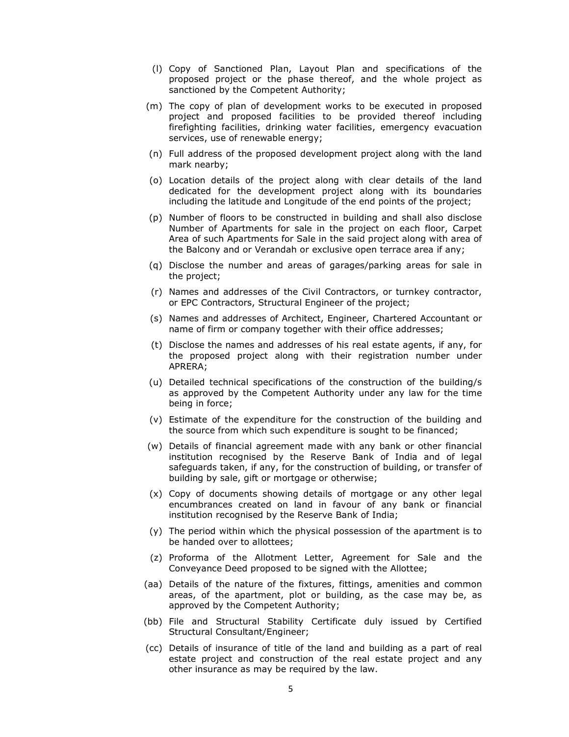(l) Copy of Sanctioned Plan, Layout Plan and specifications of the proposed project or the phase thereof, and the whole project as sanctioned by the Competent Authority;

(m) The copy of plan of development works to be executed in proposed project and proposed facilities to be provided thereof including firefighting facilities, drinking water facilities, emergency evacuation services, use of renewable energy;

(n) Full address of the proposed development project along with the land mark nearby;

(o) Location details of the project along with clear details of the land dedicated for the development project along with its boundaries including the latitude and Longitude of the end points of the project;

(p) Number of floors to be constructed in building and shall also disclose Number of Apartments for sale in the project on each floor, Carpet Area of such Apartments for Sale in the said project along with area of the Balcony and or Verandah or exclusive open terrace area if any;

(q) Disclose the number and areas of garages/parking areas for sale in the project;

(r) Names and addresses of the Civil Contractors, or turnkey contractor, or EPC Contractors, Structural Engineer of the project;

(s) Names and addresses of Architect, Engineer, Chartered Accountant or name of firm or company together with their office addresses;

(t) Disclose the names and addresses of his real estate agents, if any, for the proposed project along with their registration number under APRERA;

(u) Detailed technical specifications of the construction of the building/s as approved by the Competent Authority under any law for the time being in force;

(v) Estimate of the expenditure for the construction of the building and the source from which such expenditure is sought to be financed;

(w) Details of financial agreement made with any bank or other financial institution recognised by the Reserve Bank of India and of legal safeguards taken, if any, for the construction of building, or transfer of building by sale, gift or mortgage or otherwise;

(x) Copy of documents showing details of mortgage or any other legal encumbrances created on land in favour of any bank or financial institution recognised by the Reserve Bank of India;

(y) The period within which the physical possession of the apartment is to be handed over to allottees;

(z) Proforma of the Allotment Letter, Agreement for Sale and the Conveyance Deed proposed to be signed with the Allottee;

(aa) Details of the nature of the fixtures, fittings, amenities and common areas, of the apartment, plot or building, as the case may be, as approved by the Competent Authority;

(bb) File and Structural Stability Certificate duly issued by Certified Structural Consultant/Engineer;

(cc) Details of insurance of title of the land and building as a part of real estate project and construction of the real estate project and any other insurance as may be required by the law.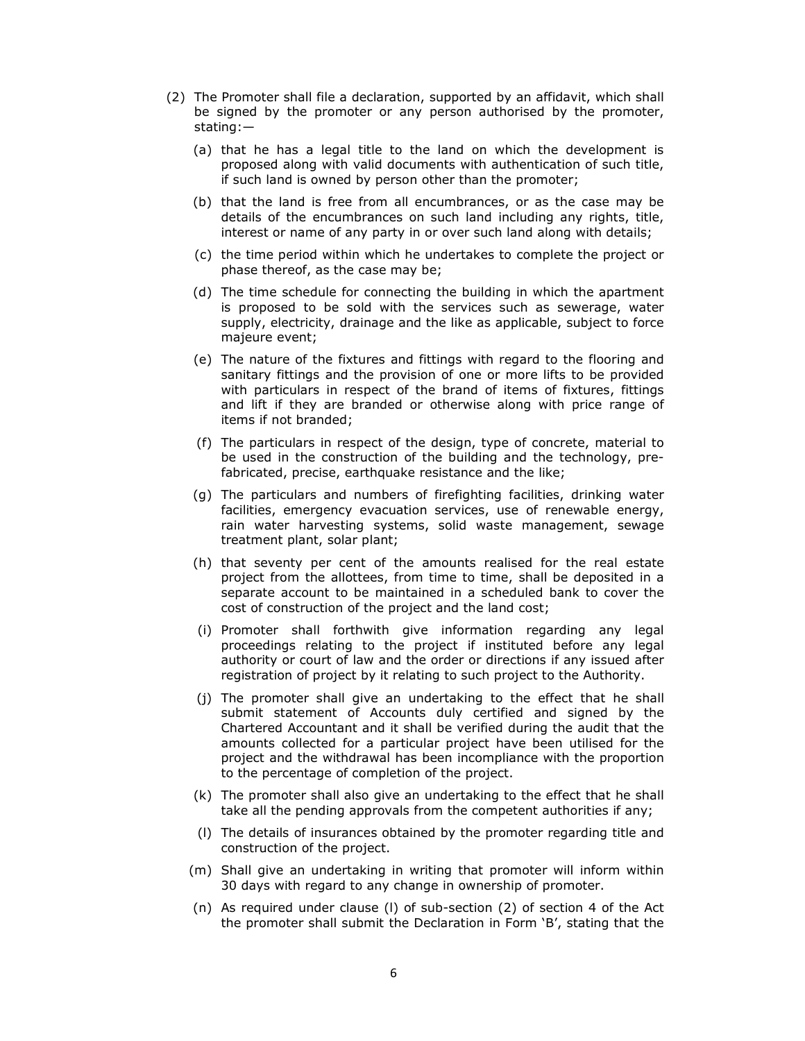(2) The Promoter shall file a declaration, supported by an affidavit, which shall be signed by the promoter or any person authorised by the promoter, stating:—

(a) that he has a legal title to the land on which the development is proposed along with valid documents with authentication of such title, if such land is owned by person other than the promoter;

(b) that the land is free from all encumbrances, or as the case may be details of the encumbrances on such land including any rights, title, interest or name of any party in or over such land along with details;

(c) the time period within which he undertakes to complete the project or phase thereof, as the case may be;

(d) The time schedule for connecting the building in which the apartment is proposed to be sold with the services such as sewerage, water supply, electricity, drainage and the like as applicable, subject to force majeure event;

(e) The nature of the fixtures and fittings with regard to the flooring and sanitary fittings and the provision of one or more lifts to be provided with particulars in respect of the brand of items of fixtures, fittings and lift if they are branded or otherwise along with price range of items if not branded;

(f) The particulars in respect of the design, type of concrete, material to be used in the construction of the building and the technology, pre-fabricated, precise, earthquake resistance and the like;

(g) The particulars and numbers of firefighting facilities, drinking water facilities, emergency evacuation services, use of renewable energy, rain water harvesting systems, solid waste management, sewage treatment plant, solar plant;

(h) that seventy per cent of the amounts realised for the real estate project from the allottees, from time to time, shall be deposited in a separate account to be maintained in a scheduled bank to cover the cost of construction of the project and the land cost;

(i) Promoter shall forthwith give information regarding any legal proceedings relating to the project if instituted before any legal authority or court of law and the order or directions if any issued after registration of project by it relating to such project to the Authority.

(j) The promoter shall give an undertaking to the effect that he shall submit statement of Accounts duly certified and signed by the Chartered Accountant and it shall be verified during the audit that the amounts collected for a particular project have been utilised for the project and the withdrawal has been incompliance with the proportion to the percentage of completion of the project.

(k) The promoter shall also give an undertaking to the effect that he shall take all the pending approvals from the competent authorities if any;

(l) The details of insurances obtained by the promoter regarding title and construction of the project.

(m) Shall give an undertaking in writing that promoter will inform within 30 days with regard to any change in ownership of promoter.

(n) As required under clause (l) of sub-section (2) of section 4 of the Act the promoter shall submit the Declaration in Form 'B', stating that the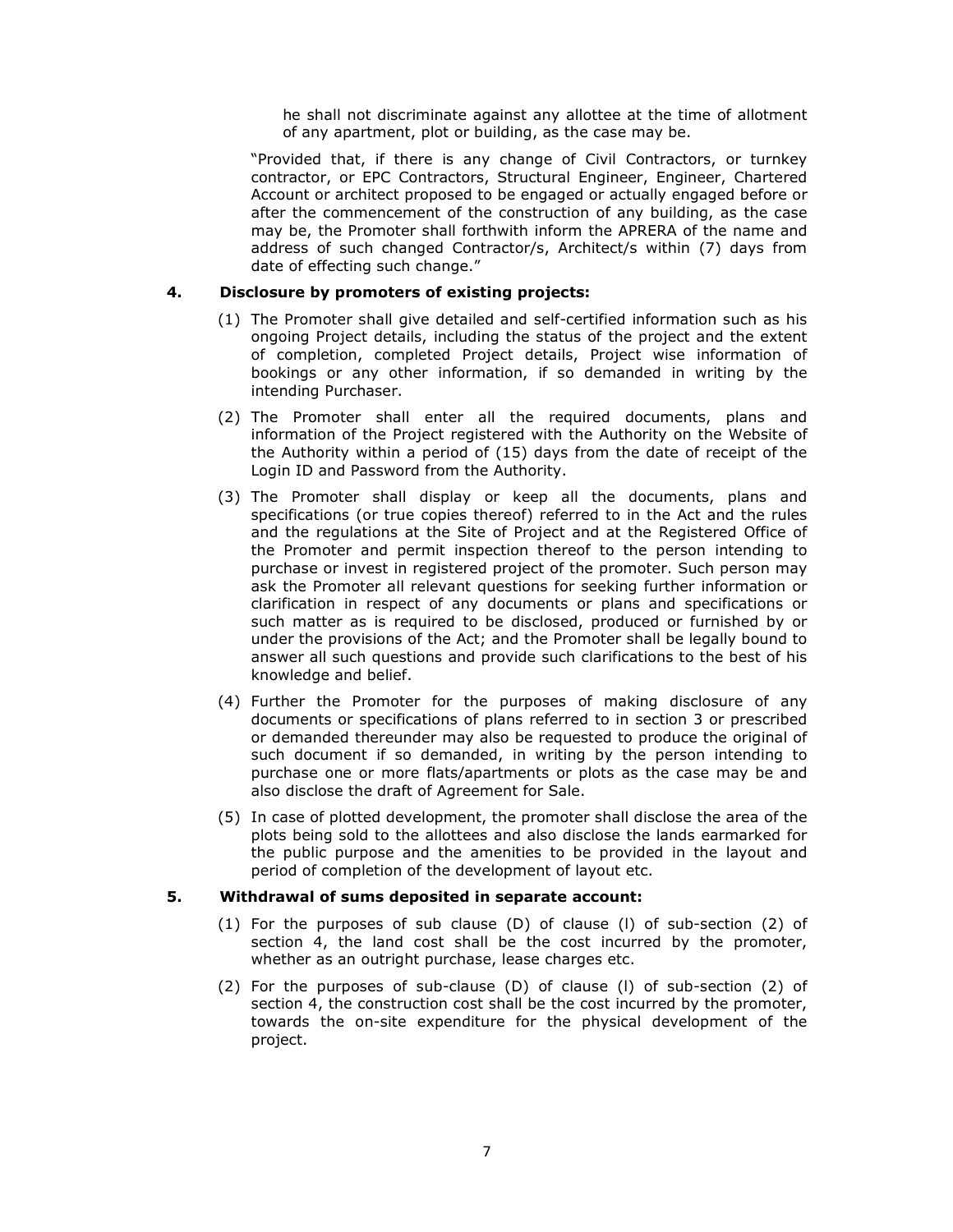he shall not discriminate against any allottee at the time of allotment of any apartment, plot or building, as the case may be.

"Provided that, if there is any change of Civil Contractors, or turnkey contractor, or EPC Contractors, Structural Engineer, Engineer, Chartered Account or architect proposed to be engaged or actually engaged before or after the commencement of the construction of any building, as the case may be, the Promoter shall forthwith inform the APRERA of the name and address of such changed Contractor/s, Architect/s within (7) days from date of effecting such change."

**4. Disclosure by promoters of existing projects:**

(1) The Promoter shall give detailed and self-certified information such as his ongoing Project details, including the status of the project and the extent of completion, completed Project details, Project wise information of bookings or any other information, if so demanded in writing by the intending Purchaser.

(2) The Promoter shall enter all the required documents, plans and information of the Project registered with the Authority on the Website of the Authority within a period of (15) days from the date of receipt of the Login ID and Password from the Authority.

(3) The Promoter shall display or keep all the documents, plans and specifications (or true copies thereof) referred to in the Act and the rules and the regulations at the Site of Project and at the Registered Office of the Promoter and permit inspection thereof to the person intending to purchase or invest in registered project of the promoter. Such person may ask the Promoter all relevant questions for seeking further information or clarification in respect of any documents or plans and specifications or such matter as is required to be disclosed, produced or furnished by or under the provisions of the Act; and the Promoter shall be legally bound to answer all such questions and provide such clarifications to the best of his knowledge and belief.

(4) Further the Promoter for the purposes of making disclosure of any documents or specifications of plans referred to in section 3 or prescribed or demanded thereunder may also be requested to produce the original of such document if so demanded, in writing by the person intending to purchase one or more flats/apartments or plots as the case may be and also disclose the draft of Agreement for Sale.

(5) In case of plotted development, the promoter shall disclose the area of the plots being sold to the allottees and also disclose the lands earmarked for the public purpose and the amenities to be provided in the layout and period of completion of the development of layout etc.

**5. Withdrawal of sums deposited in separate account:**

(1) For the purposes of sub clause (D) of clause (l) of sub-section (2) of section 4, the land cost shall be the cost incurred by the promoter, whether as an outright purchase, lease charges etc.

(2) For the purposes of sub-clause (D) of clause (l) of sub-section (2) of section 4, the construction cost shall be the cost incurred by the promoter, towards the on-site expenditure for the physical development of the project.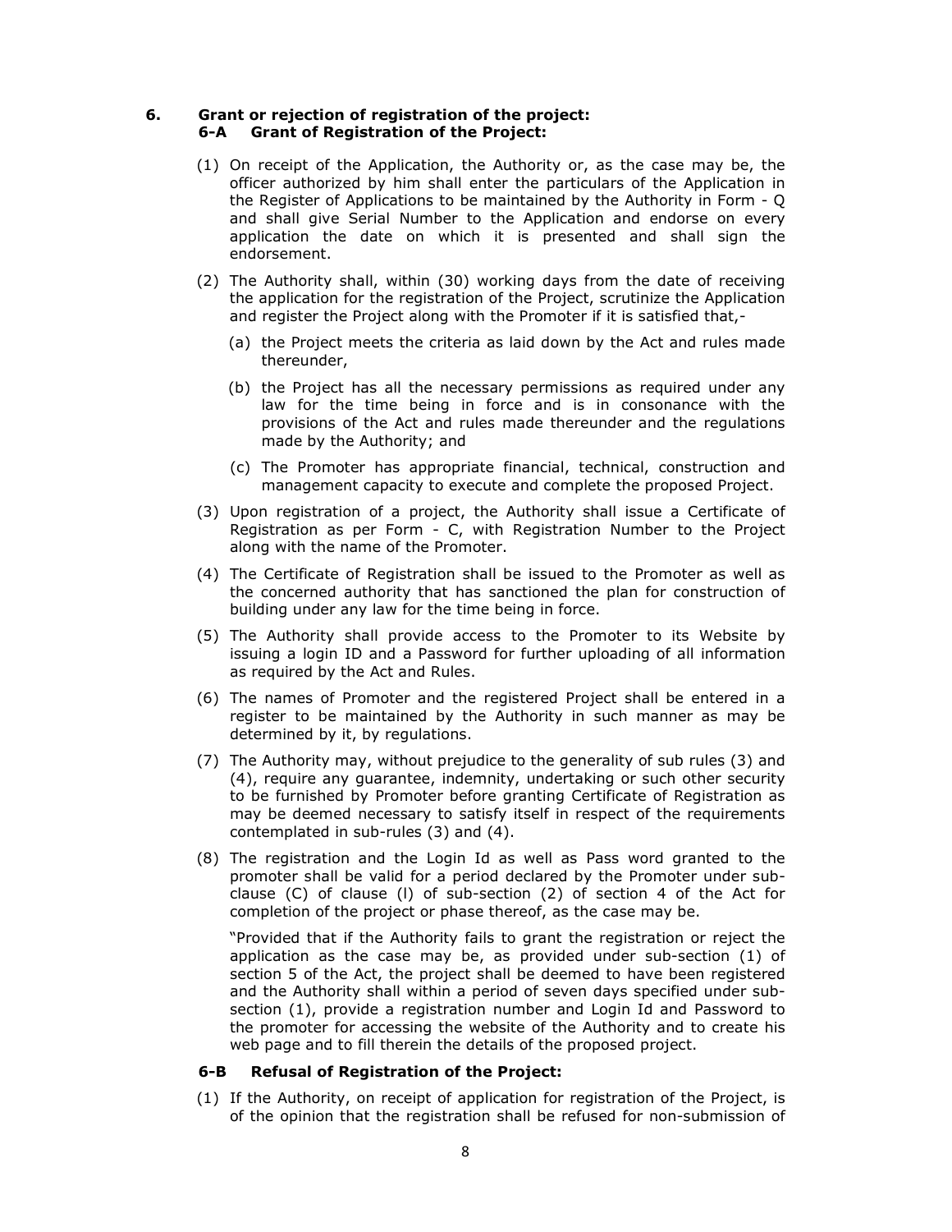## 6. Grant or rejection of registration of the project:

### 6-A Grant of Registration of the Project:

(1) On receipt of the Application, the Authority or, as the case may be, the officer authorized by him shall enter the particulars of the Application in the Register of Applications to be maintained by the Authority in Form - Q and shall give Serial Number to the Application and endorse on every application the date on which it is presented and shall sign the endorsement.

(2) The Authority shall, within (30) working days from the date of receiving the application for the registration of the Project, scrutinize the Application and register the Project along with the Promoter if it is satisfied that,-

   (a) the Project meets the criteria as laid down by the Act and rules made thereunder,

   (b) the Project has all the necessary permissions as required under any law for the time being in force and is in consonance with the provisions of the Act and rules made thereunder and the regulations made by the Authority; and

   (c) The Promoter has appropriate financial, technical, construction and management capacity to execute and complete the proposed Project.

(3) Upon registration of a project, the Authority shall issue a Certificate of Registration as per Form - C, with Registration Number to the Project along with the name of the Promoter.

(4) The Certificate of Registration shall be issued to the Promoter as well as the concerned authority that has sanctioned the plan for construction of building under any law for the time being in force.

(5) The Authority shall provide access to the Promoter to its Website by issuing a login ID and a Password for further uploading of all information as required by the Act and Rules.

(6) The names of Promoter and the registered Project shall be entered in a register to be maintained by the Authority in such manner as may be determined by it, by regulations.

(7) The Authority may, without prejudice to the generality of sub rules (3) and (4), require any guarantee, indemnity, undertaking or such other security to be furnished by Promoter before granting Certificate of Registration as may be deemed necessary to satisfy itself in respect of the requirements contemplated in sub-rules (3) and (4).

(8) The registration and the Login Id as well as Pass word granted to the promoter shall be valid for a period declared by the Promoter under sub-clause (C) of clause (l) of sub-section (2) of section 4 of the Act for completion of the project or phase thereof, as the case may be.

   "Provided that if the Authority fails to grant the registration or reject the application as the case may be, as provided under sub-section (1) of section 5 of the Act, the project shall be deemed to have been registered and the Authority shall within a period of seven days specified under sub-section (1), provide a registration number and Login Id and Password to the promoter for accessing the website of the Authority and to create his web page and to fill therein the details of the proposed project.

### 6-B Refusal of Registration of the Project:

(1) If the Authority, on receipt of application for registration of the Project, is of the opinion that the registration shall be refused for non-submission of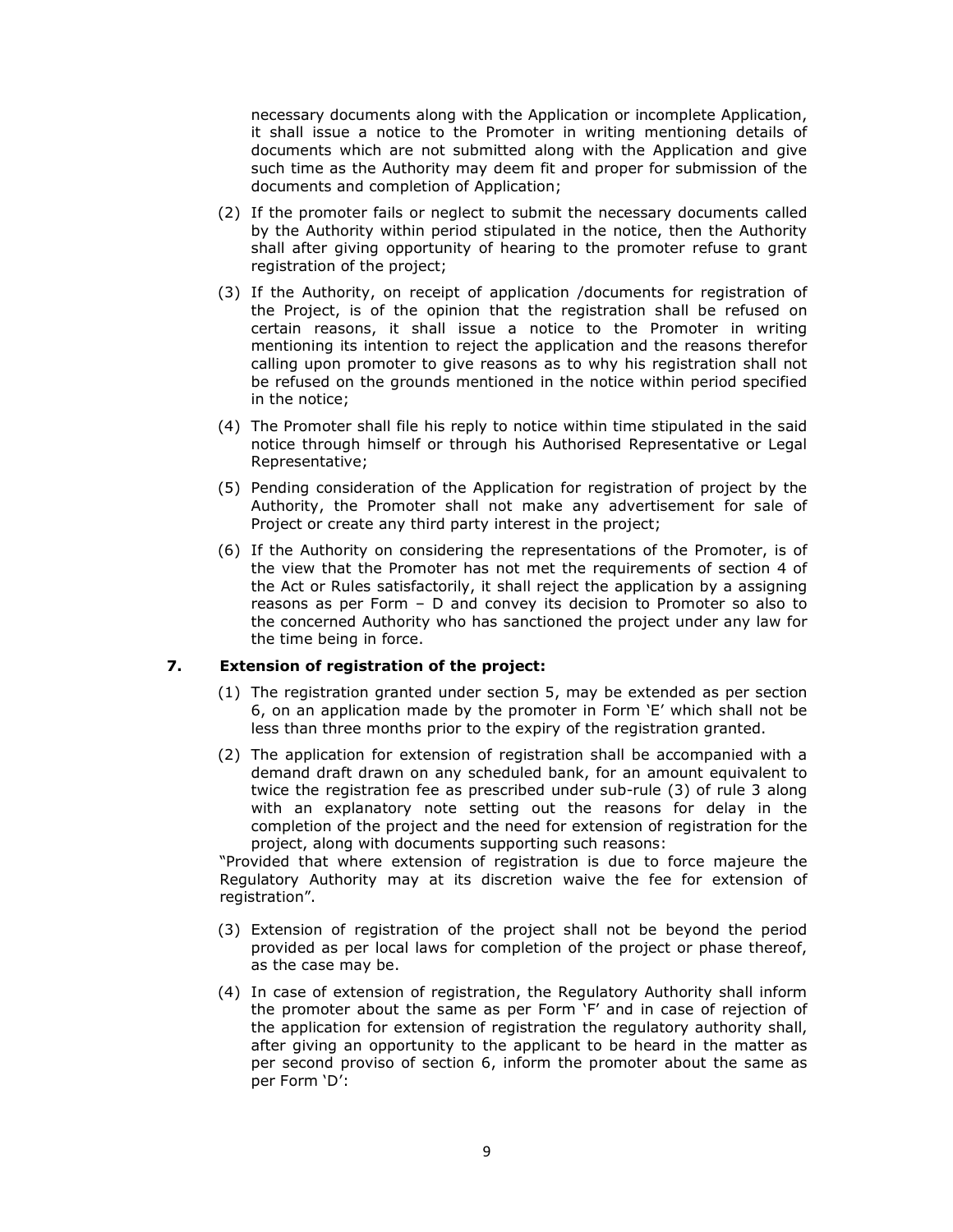necessary documents along with the Application or incomplete Application, it shall issue a notice to the Promoter in writing mentioning details of documents which are not submitted along with the Application and give such time as the Authority may deem fit and proper for submission of the documents and completion of Application;

(2) If the promoter fails or neglect to submit the necessary documents called by the Authority within period stipulated in the notice, then the Authority shall after giving opportunity of hearing to the promoter refuse to grant registration of the project;

(3) If the Authority, on receipt of application /documents for registration of the Project, is of the opinion that the registration shall be refused on certain reasons, it shall issue a notice to the Promoter in writing mentioning its intention to reject the application and the reasons therefor calling upon promoter to give reasons as to why his registration shall not be refused on the grounds mentioned in the notice within period specified in the notice;

(4) The Promoter shall file his reply to notice within time stipulated in the said notice through himself or through his Authorised Representative or Legal Representative;

(5) Pending consideration of the Application for registration of project by the Authority, the Promoter shall not make any advertisement for sale of Project or create any third party interest in the project;

(6) If the Authority on considering the representations of the Promoter, is of the view that the Promoter has not met the requirements of section 4 of the Act or Rules satisfactorily, it shall reject the application by a assigning reasons as per Form – D and convey its decision to Promoter so also to the concerned Authority who has sanctioned the project under any law for the time being in force.

## 7. Extension of registration of the project:

(1) The registration granted under section 5, may be extended as per section 6, on an application made by the promoter in Form 'E' which shall not be less than three months prior to the expiry of the registration granted.

(2) The application for extension of registration shall be accompanied with a demand draft drawn on any scheduled bank, for an amount equivalent to twice the registration fee as prescribed under sub-rule (3) of rule 3 along with an explanatory note setting out the reasons for delay in the completion of the project and the need for extension of registration for the project, along with documents supporting such reasons:

"Provided that where extension of registration is due to force majeure the Regulatory Authority may at its discretion waive the fee for extension of registration".

(3) Extension of registration of the project shall not be beyond the period provided as per local laws for completion of the project or phase thereof, as the case may be.

(4) In case of extension of registration, the Regulatory Authority shall inform the promoter about the same as per Form 'F' and in case of rejection of the application for extension of registration the regulatory authority shall, after giving an opportunity to the applicant to be heard in the matter as per second proviso of section 6, inform the promoter about the same as per Form 'D':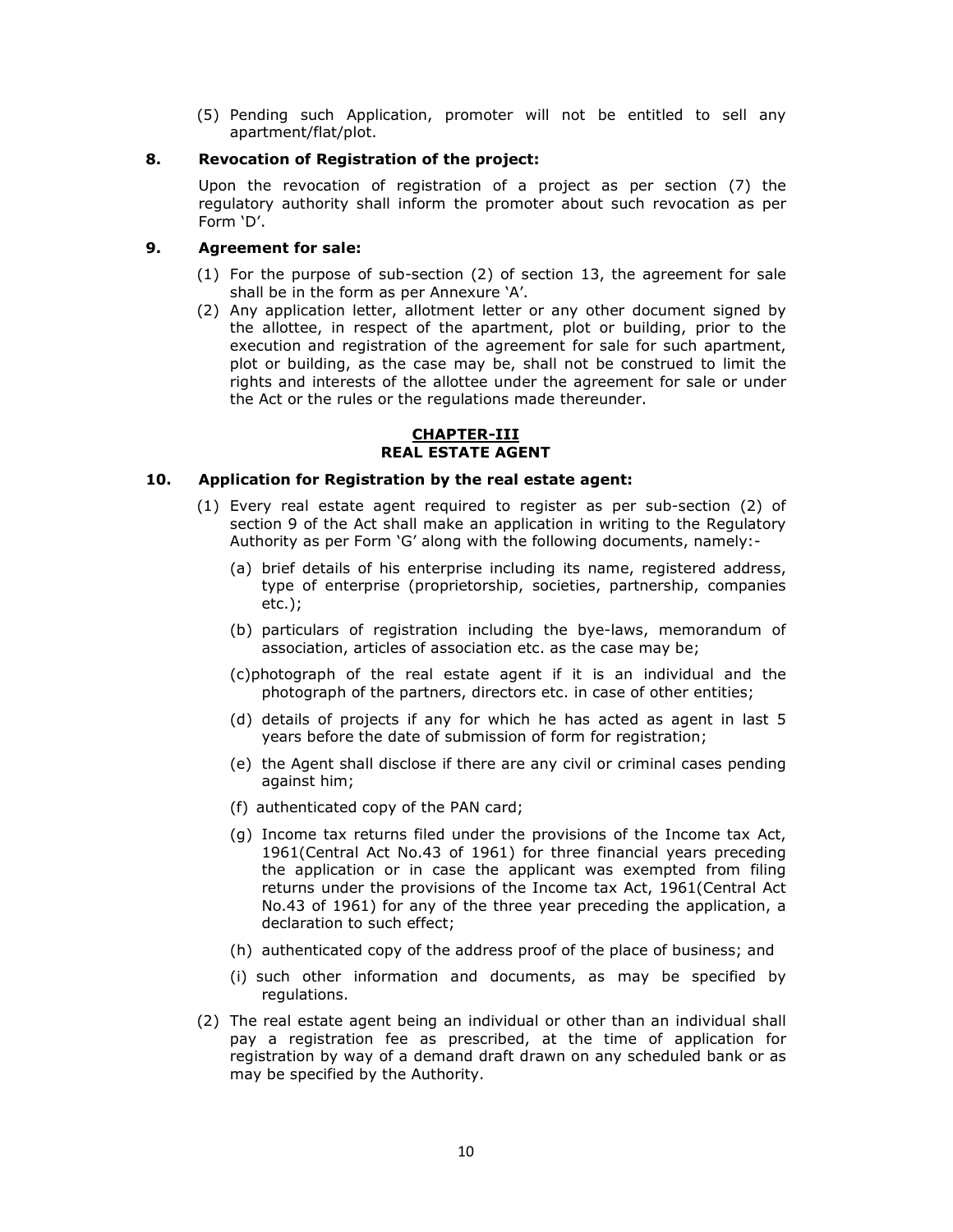(5) Pending such Application, promoter will not be entitled to sell any apartment/flat/plot.

**8. Revocation of Registration of the project:**

Upon the revocation of registration of a project as per section (7) the regulatory authority shall inform the promoter about such revocation as per Form 'D'.

**9. Agreement for sale:**

(1) For the purpose of sub-section (2) of section 13, the agreement for sale shall be in the form as per Annexure 'A'.

(2) Any application letter, allotment letter or any other document signed by the allottee, in respect of the apartment, plot or building, prior to the execution and registration of the agreement for sale for such apartment, plot or building, as the case may be, shall not be construed to limit the rights and interests of the allottee under the agreement for sale or under the Act or the rules or the regulations made thereunder.

## CHAPTER-III
## REAL ESTATE AGENT

**10. Application for Registration by the real estate agent:**

(1) Every real estate agent required to register as per sub-section (2) of section 9 of the Act shall make an application in writing to the Regulatory Authority as per Form 'G' along with the following documents, namely:-

(a) brief details of his enterprise including its name, registered address, type of enterprise (proprietorship, societies, partnership, companies etc.);

(b) particulars of registration including the bye-laws, memorandum of association, articles of association etc. as the case may be;

(c)photograph of the real estate agent if it is an individual and the photograph of the partners, directors etc. in case of other entities;

(d) details of projects if any for which he has acted as agent in last 5 years before the date of submission of form for registration;

(e) the Agent shall disclose if there are any civil or criminal cases pending against him;

(f) authenticated copy of the PAN card;

(g) Income tax returns filed under the provisions of the Income tax Act, 1961(Central Act No.43 of 1961) for three financial years preceding the application or in case the applicant was exempted from filing returns under the provisions of the Income tax Act, 1961(Central Act No.43 of 1961) for any of the three year preceding the application, a declaration to such effect;

(h) authenticated copy of the address proof of the place of business; and

(i) such other information and documents, as may be specified by regulations.

(2) The real estate agent being an individual or other than an individual shall pay a registration fee as prescribed, at the time of application for registration by way of a demand draft drawn on any scheduled bank or as may be specified by the Authority.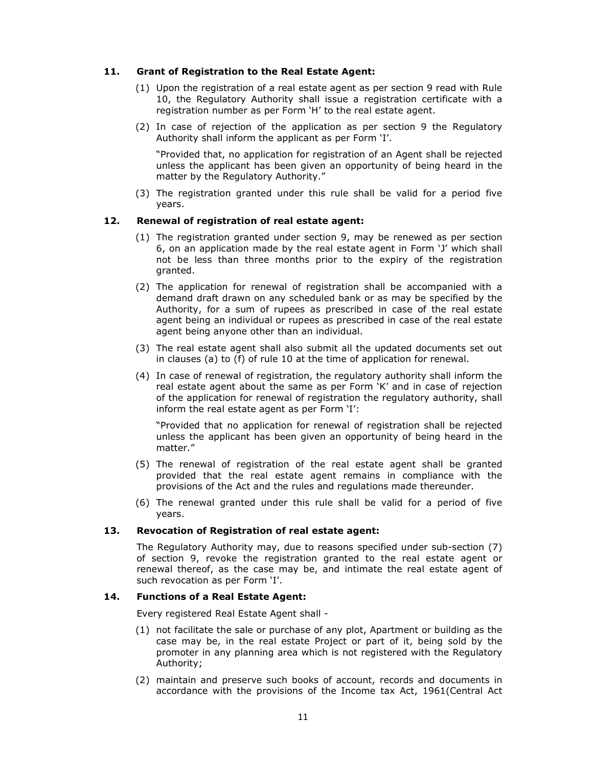### 11. Grant of Registration to the Real Estate Agent:

(1) Upon the registration of a real estate agent as per section 9 read with Rule 10, the Regulatory Authority shall issue a registration certificate with a registration number as per Form 'H' to the real estate agent.

(2) In case of rejection of the application as per section 9 the Regulatory Authority shall inform the applicant as per Form 'I'.

"Provided that, no application for registration of an Agent shall be rejected unless the applicant has been given an opportunity of being heard in the matter by the Regulatory Authority."

(3) The registration granted under this rule shall be valid for a period five years.

### 12. Renewal of registration of real estate agent:

(1) The registration granted under section 9, may be renewed as per section 6, on an application made by the real estate agent in Form 'J' which shall not be less than three months prior to the expiry of the registration granted.

(2) The application for renewal of registration shall be accompanied with a demand draft drawn on any scheduled bank or as may be specified by the Authority, for a sum of rupees as prescribed in case of the real estate agent being an individual or rupees as prescribed in case of the real estate agent being anyone other than an individual.

(3) The real estate agent shall also submit all the updated documents set out in clauses (a) to (f) of rule 10 at the time of application for renewal.

(4) In case of renewal of registration, the regulatory authority shall inform the real estate agent about the same as per Form 'K' and in case of rejection of the application for renewal of registration the regulatory authority, shall inform the real estate agent as per Form 'I':

"Provided that no application for renewal of registration shall be rejected unless the applicant has been given an opportunity of being heard in the matter."

(5) The renewal of registration of the real estate agent shall be granted provided that the real estate agent remains in compliance with the provisions of the Act and the rules and regulations made thereunder.

(6) The renewal granted under this rule shall be valid for a period of five years.

### 13. Revocation of Registration of real estate agent:

The Regulatory Authority may, due to reasons specified under sub-section (7) of section 9, revoke the registration granted to the real estate agent or renewal thereof, as the case may be, and intimate the real estate agent of such revocation as per Form 'I'.

### 14. Functions of a Real Estate Agent:

Every registered Real Estate Agent shall -

(1) not facilitate the sale or purchase of any plot, Apartment or building as the case may be, in the real estate Project or part of it, being sold by the promoter in any planning area which is not registered with the Regulatory Authority;

(2) maintain and preserve such books of account, records and documents in accordance with the provisions of the Income tax Act, 1961(Central Act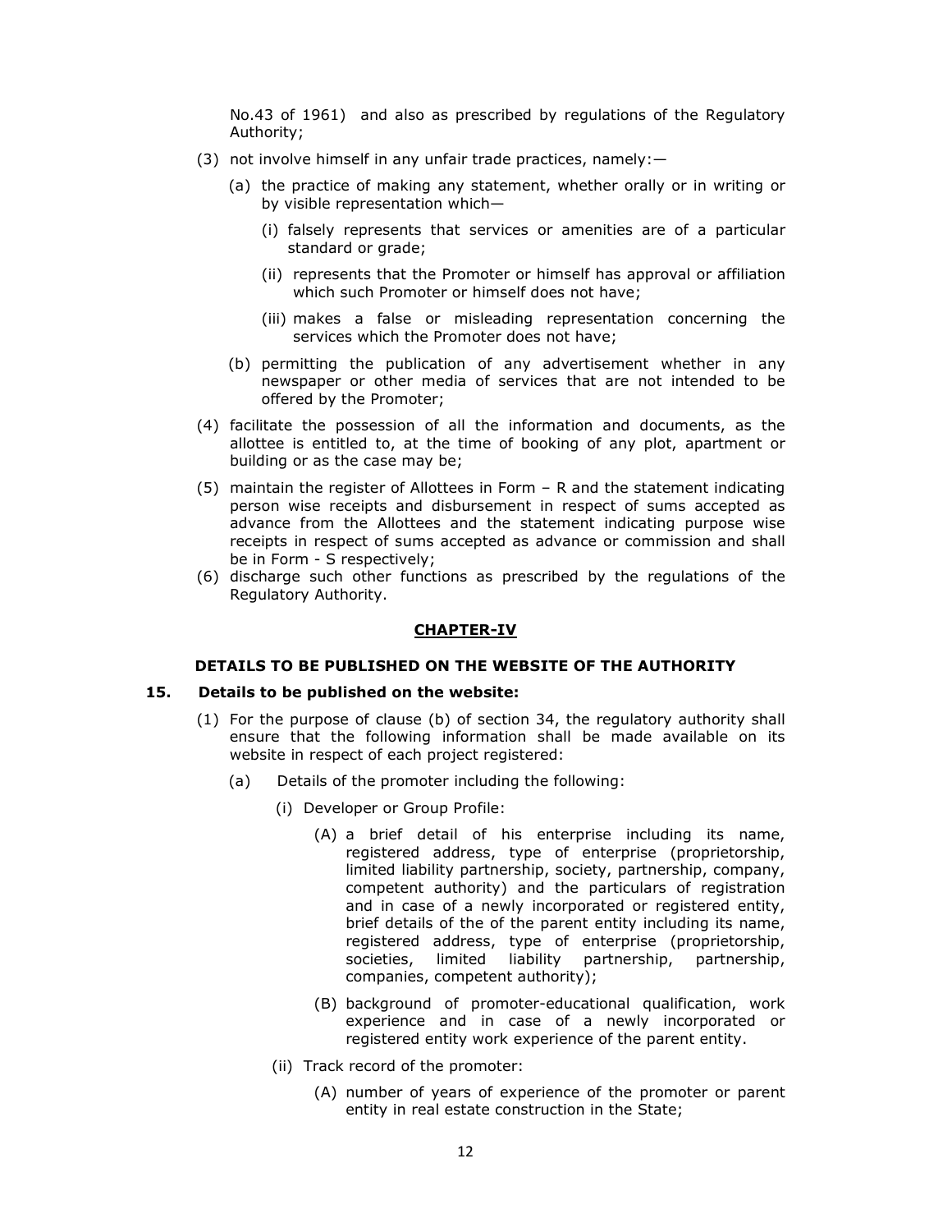No.43 of 1961) and also as prescribed by regulations of the Regulatory Authority;

(3) not involve himself in any unfair trade practices, namely:—

   (a) the practice of making any statement, whether orally or in writing or by visible representation which—

      (i) falsely represents that services or amenities are of a particular standard or grade;

      (ii) represents that the Promoter or himself has approval or affiliation which such Promoter or himself does not have;

      (iii) makes a false or misleading representation concerning the services which the Promoter does not have;

   (b) permitting the publication of any advertisement whether in any newspaper or other media of services that are not intended to be offered by the Promoter;

(4) facilitate the possession of all the information and documents, as the allottee is entitled to, at the time of booking of any plot, apartment or building or as the case may be;

(5) maintain the register of Allottees in Form – R and the statement indicating person wise receipts and disbursement in respect of sums accepted as advance from the Allottees and the statement indicating purpose wise receipts in respect of sums accepted as advance or commission and shall be in Form - S respectively;

(6) discharge such other functions as prescribed by the regulations of the Regulatory Authority.

## CHAPTER-IV

### DETAILS TO BE PUBLISHED ON THE WEBSITE OF THE AUTHORITY

**15. Details to be published on the website:**

(1) For the purpose of clause (b) of section 34, the regulatory authority shall ensure that the following information shall be made available on its website in respect of each project registered:

   (a) Details of the promoter including the following:

      (i) Developer or Group Profile:

         (A) a brief detail of his enterprise including its name, registered address, type of enterprise (proprietorship, limited liability partnership, society, partnership, company, competent authority) and the particulars of registration and in case of a newly incorporated or registered entity, brief details of the of the parent entity including its name, registered address, type of enterprise (proprietorship, societies, limited liability partnership, partnership, companies, competent authority);

         (B) background of promoter-educational qualification, work experience and in case of a newly incorporated or registered entity work experience of the parent entity.

      (ii) Track record of the promoter:

         (A) number of years of experience of the promoter or parent entity in real estate construction in the State;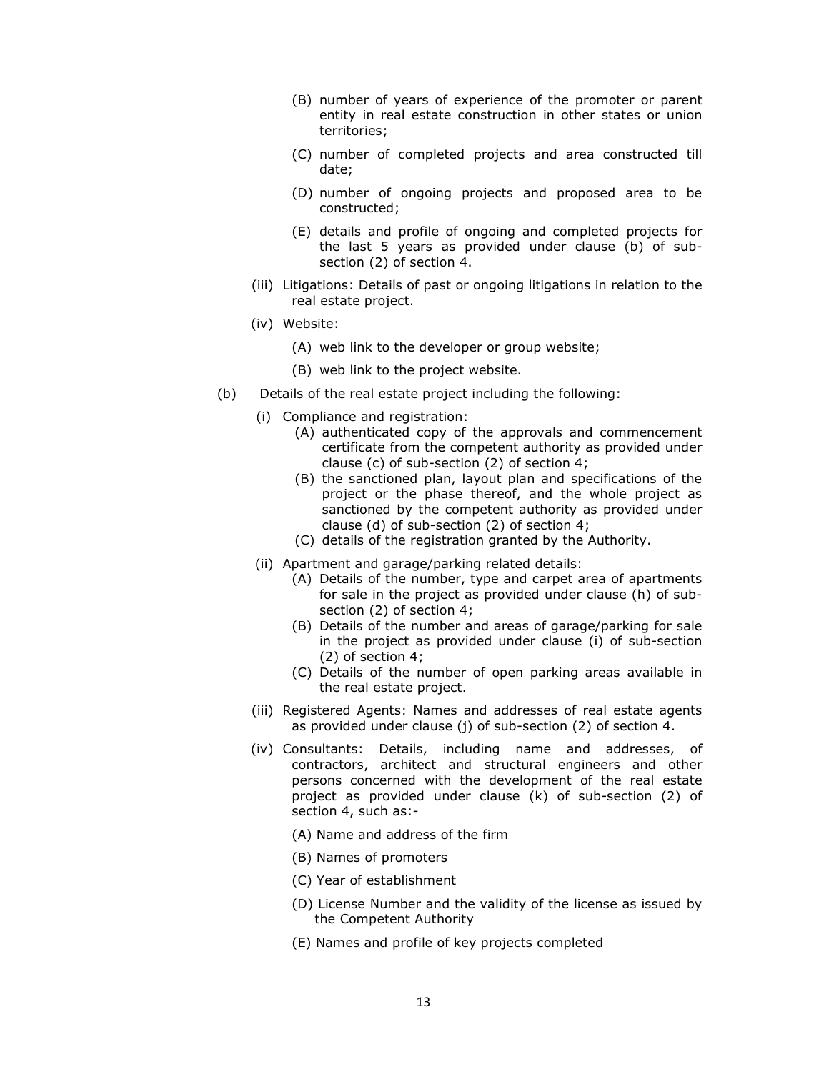- (B) number of years of experience of the promoter or parent entity in real estate construction in other states or union territories;
- (C) number of completed projects and area constructed till date;
- (D) number of ongoing projects and proposed area to be constructed;
- (E) details and profile of ongoing and completed projects for the last 5 years as provided under clause (b) of sub-section (2) of section 4.

(iii) Litigations: Details of past or ongoing litigations in relation to the real estate project.

(iv) Website:

- (A) web link to the developer or group website;
- (B) web link to the project website.

(b) Details of the real estate project including the following:

(i) Compliance and registration:

- (A) authenticated copy of the approvals and commencement certificate from the competent authority as provided under clause (c) of sub-section (2) of section 4;
- (B) the sanctioned plan, layout plan and specifications of the project or the phase thereof, and the whole project as sanctioned by the competent authority as provided under clause (d) of sub-section (2) of section 4;
- (C) details of the registration granted by the Authority.

(ii) Apartment and garage/parking related details:

- (A) Details of the number, type and carpet area of apartments for sale in the project as provided under clause (h) of sub-section (2) of section 4;
- (B) Details of the number and areas of garage/parking for sale in the project as provided under clause (i) of sub-section (2) of section 4;
- (C) Details of the number of open parking areas available in the real estate project.

(iii) Registered Agents: Names and addresses of real estate agents as provided under clause (j) of sub-section (2) of section 4.

(iv) Consultants: Details, including name and addresses, of contractors, architect and structural engineers and other persons concerned with the development of the real estate project as provided under clause (k) of sub-section (2) of section 4, such as:-

- (A) Name and address of the firm
- (B) Names of promoters
- (C) Year of establishment
- (D) License Number and the validity of the license as issued by the Competent Authority
- (E) Names and profile of key projects completed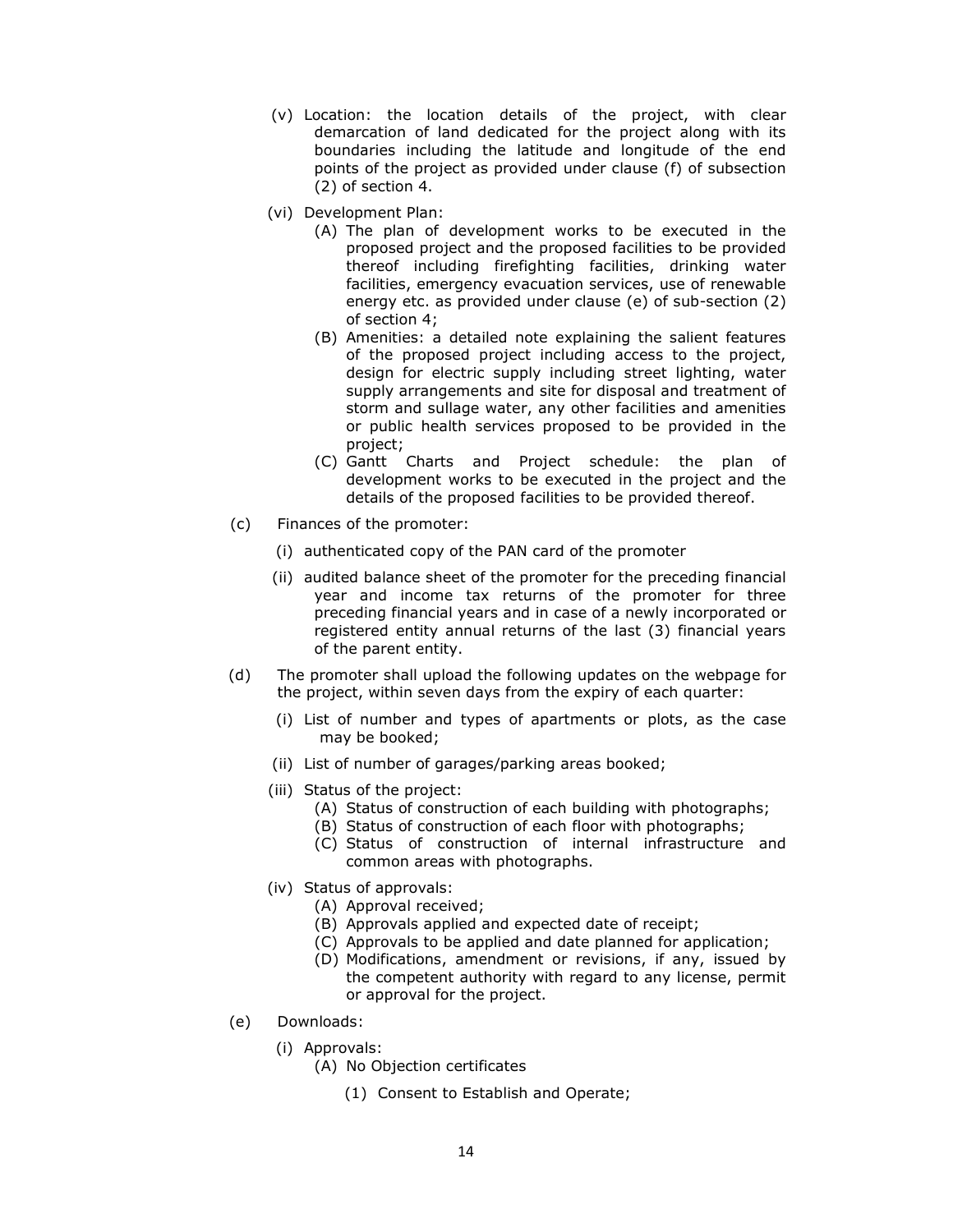(v) Location: the location details of the project, with clear demarcation of land dedicated for the project along with its boundaries including the latitude and longitude of the end points of the project as provided under clause (f) of subsection (2) of section 4.

(vi) Development Plan:

(A) The plan of development works to be executed in the proposed project and the proposed facilities to be provided thereof including firefighting facilities, drinking water facilities, emergency evacuation services, use of renewable energy etc. as provided under clause (e) of sub-section (2) of section 4;

(B) Amenities: a detailed note explaining the salient features of the proposed project including access to the project, design for electric supply including street lighting, water supply arrangements and site for disposal and treatment of storm and sullage water, any other facilities and amenities or public health services proposed to be provided in the project;

(C) Gantt Charts and Project schedule: the plan of development works to be executed in the project and the details of the proposed facilities to be provided thereof.

(c) Finances of the promoter:

(i) authenticated copy of the PAN card of the promoter

(ii) audited balance sheet of the promoter for the preceding financial year and income tax returns of the promoter for three preceding financial years and in case of a newly incorporated or registered entity annual returns of the last (3) financial years of the parent entity.

(d) The promoter shall upload the following updates on the webpage for the project, within seven days from the expiry of each quarter:

(i) List of number and types of apartments or plots, as the case may be booked;

(ii) List of number of garages/parking areas booked;

(iii) Status of the project:

(A) Status of construction of each building with photographs;

(B) Status of construction of each floor with photographs;

(C) Status of construction of internal infrastructure and common areas with photographs.

(iv) Status of approvals:

(A) Approval received;

(B) Approvals applied and expected date of receipt;

(C) Approvals to be applied and date planned for application;

(D) Modifications, amendment or revisions, if any, issued by the competent authority with regard to any license, permit or approval for the project.

(e) Downloads:

(i) Approvals:

(A) No Objection certificates

(1) Consent to Establish and Operate;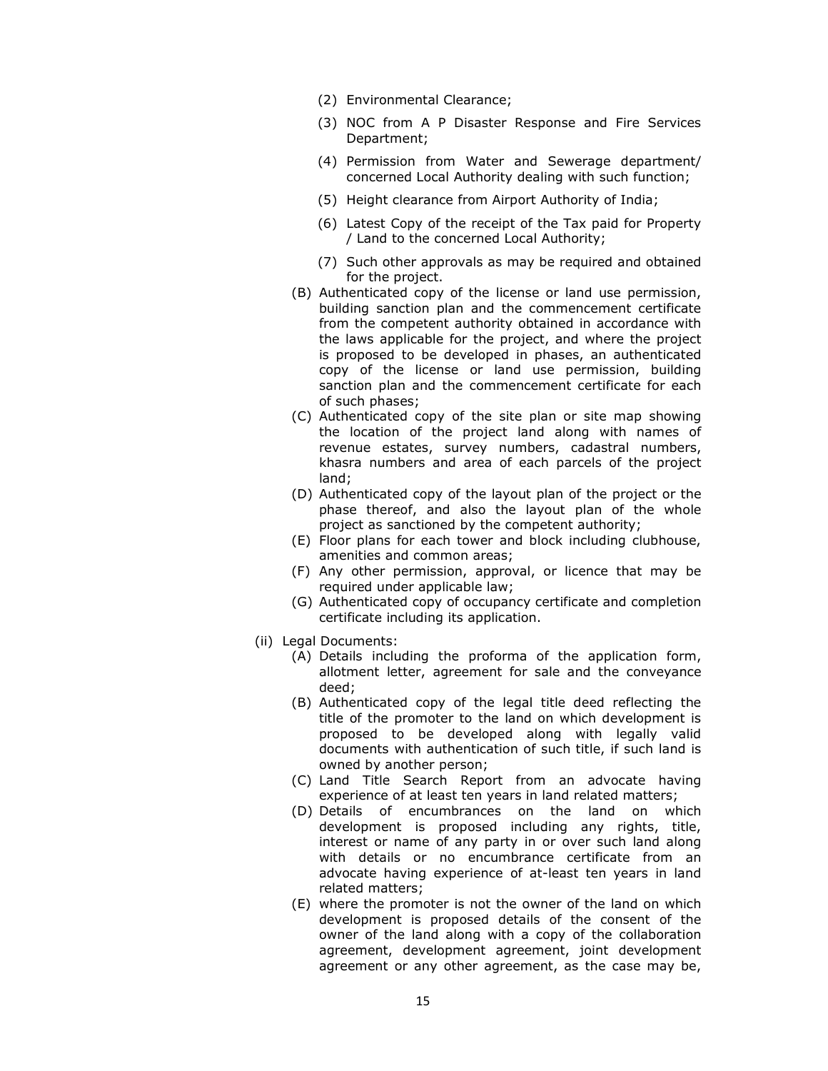(2) Environmental Clearance;

(3) NOC from A P Disaster Response and Fire Services Department;

(4) Permission from Water and Sewerage department/ concerned Local Authority dealing with such function;

(5) Height clearance from Airport Authority of India;

(6) Latest Copy of the receipt of the Tax paid for Property / Land to the concerned Local Authority;

(7) Such other approvals as may be required and obtained for the project.

(B) Authenticated copy of the license or land use permission, building sanction plan and the commencement certificate from the competent authority obtained in accordance with the laws applicable for the project, and where the project is proposed to be developed in phases, an authenticated copy of the license or land use permission, building sanction plan and the commencement certificate for each of such phases;

(C) Authenticated copy of the site plan or site map showing the location of the project land along with names of revenue estates, survey numbers, cadastral numbers, khasra numbers and area of each parcels of the project land;

(D) Authenticated copy of the layout plan of the project or the phase thereof, and also the layout plan of the whole project as sanctioned by the competent authority;

(E) Floor plans for each tower and block including clubhouse, amenities and common areas;

(F) Any other permission, approval, or licence that may be required under applicable law;

(G) Authenticated copy of occupancy certificate and completion certificate including its application.

(ii) Legal Documents:

(A) Details including the proforma of the application form, allotment letter, agreement for sale and the conveyance deed;

(B) Authenticated copy of the legal title deed reflecting the title of the promoter to the land on which development is proposed to be developed along with legally valid documents with authentication of such title, if such land is owned by another person;

(C) Land Title Search Report from an advocate having experience of at least ten years in land related matters;

(D) Details of encumbrances on the land on which development is proposed including any rights, title, interest or name of any party in or over such land along with details or no encumbrance certificate from an advocate having experience of at-least ten years in land related matters;

(E) where the promoter is not the owner of the land on which development is proposed details of the consent of the owner of the land along with a copy of the collaboration agreement, development agreement, joint development agreement or any other agreement, as the case may be,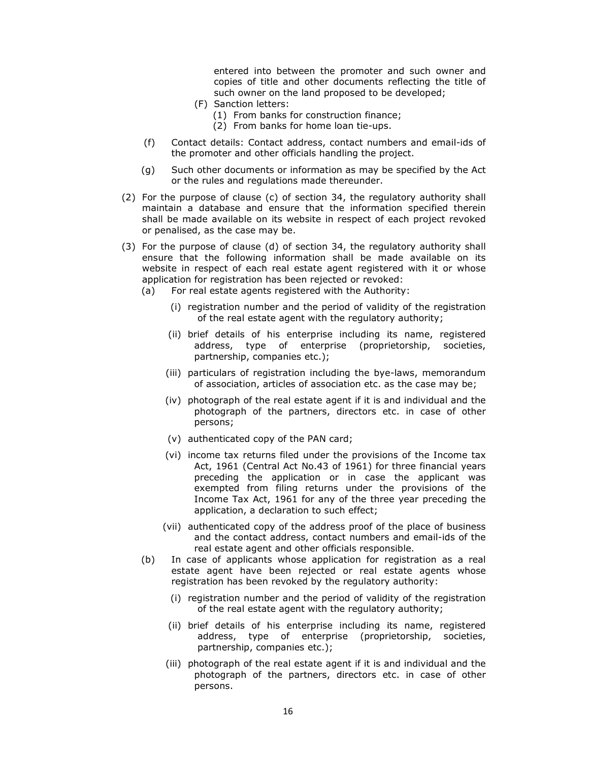entered into between the promoter and such owner and copies of title and other documents reflecting the title of such owner on the land proposed to be developed;

(F) Sanction letters:

(1) From banks for construction finance;

(2) From banks for home loan tie-ups.

(f) Contact details: Contact address, contact numbers and email-ids of the promoter and other officials handling the project.

(g) Such other documents or information as may be specified by the Act or the rules and regulations made thereunder.

(2) For the purpose of clause (c) of section 34, the regulatory authority shall maintain a database and ensure that the information specified therein shall be made available on its website in respect of each project revoked or penalised, as the case may be.

(3) For the purpose of clause (d) of section 34, the regulatory authority shall ensure that the following information shall be made available on its website in respect of each real estate agent registered with it or whose application for registration has been rejected or revoked:

(a) For real estate agents registered with the Authority:

(i) registration number and the period of validity of the registration of the real estate agent with the regulatory authority;

(ii) brief details of his enterprise including its name, registered address, type of enterprise (proprietorship, societies, partnership, companies etc.);

(iii) particulars of registration including the bye-laws, memorandum of association, articles of association etc. as the case may be;

(iv) photograph of the real estate agent if it is and individual and the photograph of the partners, directors etc. in case of other persons;

(v) authenticated copy of the PAN card;

(vi) income tax returns filed under the provisions of the Income tax Act, 1961 (Central Act No.43 of 1961) for three financial years preceding the application or in case the applicant was exempted from filing returns under the provisions of the Income Tax Act, 1961 for any of the three year preceding the application, a declaration to such effect;

(vii) authenticated copy of the address proof of the place of business and the contact address, contact numbers and email-ids of the real estate agent and other officials responsible.

(b) In case of applicants whose application for registration as a real estate agent have been rejected or real estate agents whose registration has been revoked by the regulatory authority:

(i) registration number and the period of validity of the registration of the real estate agent with the regulatory authority;

(ii) brief details of his enterprise including its name, registered address, type of enterprise (proprietorship, societies, partnership, companies etc.);

(iii) photograph of the real estate agent if it is and individual and the photograph of the partners, directors etc. in case of other persons.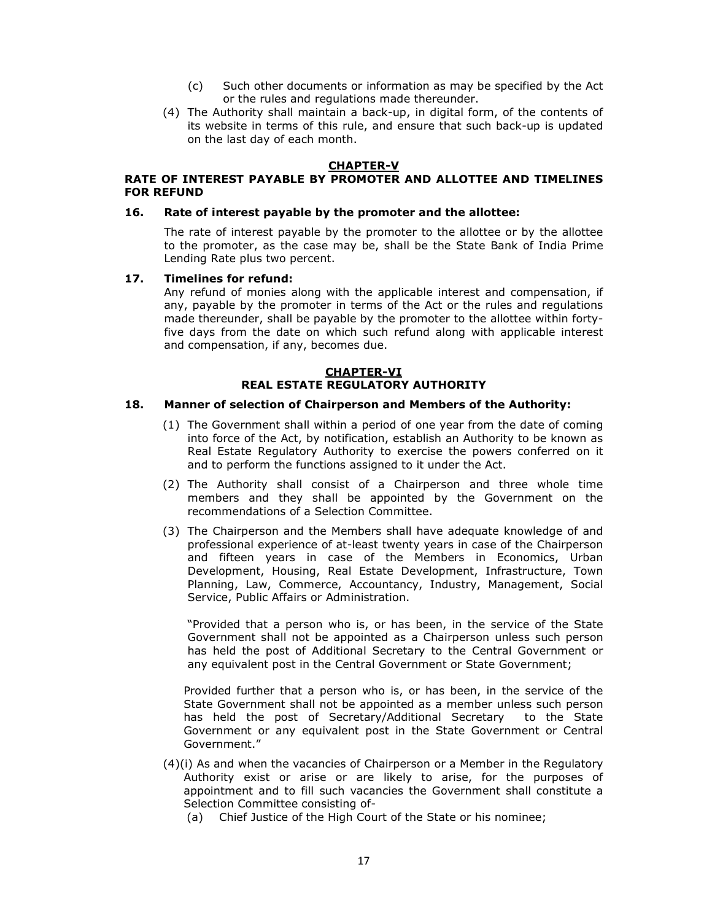(c) Such other documents or information as may be specified by the Act or the rules and regulations made thereunder.

(4) The Authority shall maintain a back-up, in digital form, of the contents of its website in terms of this rule, and ensure that such back-up is updated on the last day of each month.

## CHAPTER-V

## RATE OF INTEREST PAYABLE BY PROMOTER AND ALLOTTEE AND TIMELINES FOR REFUND

### 16. Rate of interest payable by the promoter and the allottee:

The rate of interest payable by the promoter to the allottee or by the allottee to the promoter, as the case may be, shall be the State Bank of India Prime Lending Rate plus two percent.

### 17. Timelines for refund:

Any refund of monies along with the applicable interest and compensation, if any, payable by the promoter in terms of the Act or the rules and regulations made thereunder, shall be payable by the promoter to the allottee within forty-five days from the date on which such refund along with applicable interest and compensation, if any, becomes due.

## CHAPTER-VI

## REAL ESTATE REGULATORY AUTHORITY

### 18. Manner of selection of Chairperson and Members of the Authority:

(1) The Government shall within a period of one year from the date of coming into force of the Act, by notification, establish an Authority to be known as Real Estate Regulatory Authority to exercise the powers conferred on it and to perform the functions assigned to it under the Act.

(2) The Authority shall consist of a Chairperson and three whole time members and they shall be appointed by the Government on the recommendations of a Selection Committee.

(3) The Chairperson and the Members shall have adequate knowledge of and professional experience of at-least twenty years in case of the Chairperson and fifteen years in case of the Members in Economics, Urban Development, Housing, Real Estate Development, Infrastructure, Town Planning, Law, Commerce, Accountancy, Industry, Management, Social Service, Public Affairs or Administration.

"Provided that a person who is, or has been, in the service of the State Government shall not be appointed as a Chairperson unless such person has held the post of Additional Secretary to the Central Government or any equivalent post in the Central Government or State Government;

Provided further that a person who is, or has been, in the service of the State Government shall not be appointed as a member unless such person has held the post of Secretary/Additional Secretary to the State Government or any equivalent post in the State Government or Central Government."

(4)(i) As and when the vacancies of Chairperson or a Member in the Regulatory Authority exist or arise or are likely to arise, for the purposes of appointment and to fill such vacancies the Government shall constitute a Selection Committee consisting of-

(a) Chief Justice of the High Court of the State or his nominee;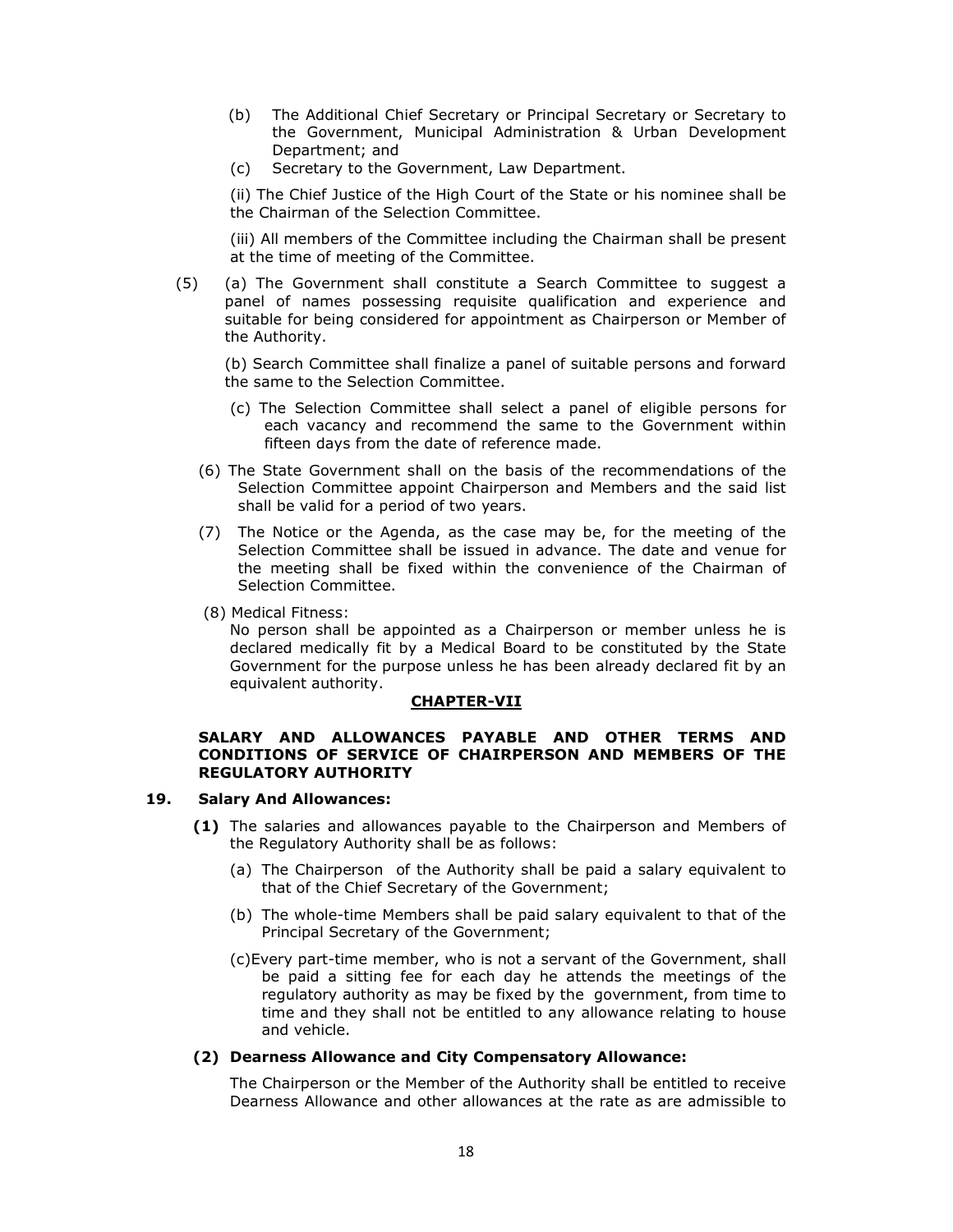(b) The Additional Chief Secretary or Principal Secretary or Secretary to the Government, Municipal Administration & Urban Development Department; and

(c) Secretary to the Government, Law Department.

(ii) The Chief Justice of the High Court of the State or his nominee shall be the Chairman of the Selection Committee.

(iii) All members of the Committee including the Chairman shall be present at the time of meeting of the Committee.

(5) (a) The Government shall constitute a Search Committee to suggest a panel of names possessing requisite qualification and experience and suitable for being considered for appointment as Chairperson or Member of the Authority.

(b) Search Committee shall finalize a panel of suitable persons and forward the same to the Selection Committee.

(c) The Selection Committee shall select a panel of eligible persons for each vacancy and recommend the same to the Government within fifteen days from the date of reference made.

(6) The State Government shall on the basis of the recommendations of the Selection Committee appoint Chairperson and Members and the said list shall be valid for a period of two years.

(7) The Notice or the Agenda, as the case may be, for the meeting of the Selection Committee shall be issued in advance. The date and venue for the meeting shall be fixed within the convenience of the Chairman of Selection Committee.

(8) Medical Fitness:

No person shall be appointed as a Chairperson or member unless he is declared medically fit by a Medical Board to be constituted by the State Government for the purpose unless he has been already declared fit by an equivalent authority.

## CHAPTER-VII

### SALARY AND ALLOWANCES PAYABLE AND OTHER TERMS AND CONDITIONS OF SERVICE OF CHAIRPERSON AND MEMBERS OF THE REGULATORY AUTHORITY

**19. Salary And Allowances:**

**(1)** The salaries and allowances payable to the Chairperson and Members of the Regulatory Authority shall be as follows:

(a) The Chairperson of the Authority shall be paid a salary equivalent to that of the Chief Secretary of the Government;

(b) The whole-time Members shall be paid salary equivalent to that of the Principal Secretary of the Government;

(c) Every part-time member, who is not a servant of the Government, shall be paid a sitting fee for each day he attends the meetings of the regulatory authority as may be fixed by the government, from time to time and they shall not be entitled to any allowance relating to house and vehicle.

**(2) Dearness Allowance and City Compensatory Allowance:**

The Chairperson or the Member of the Authority shall be entitled to receive Dearness Allowance and other allowances at the rate as are admissible to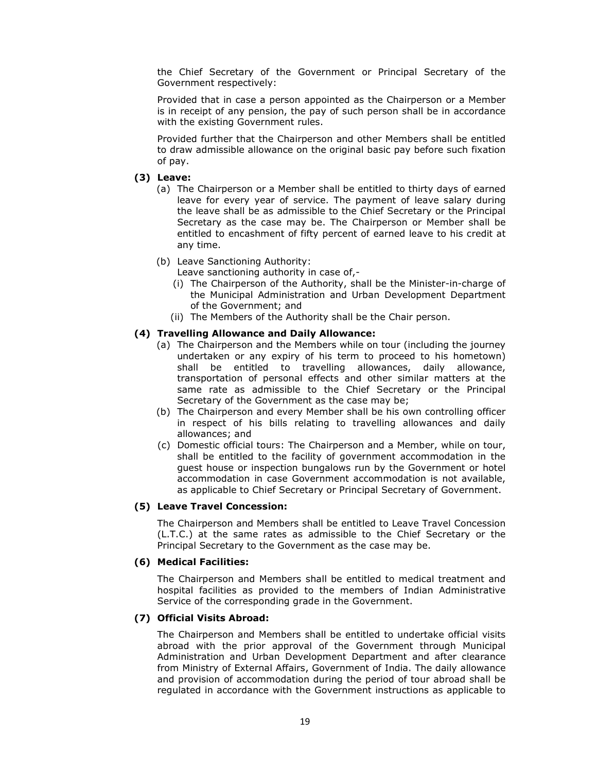the Chief Secretary of the Government or Principal Secretary of the Government respectively:

Provided that in case a person appointed as the Chairperson or a Member is in receipt of any pension, the pay of such person shall be in accordance with the existing Government rules.

Provided further that the Chairperson and other Members shall be entitled to draw admissible allowance on the original basic pay before such fixation of pay.

**(3) Leave:**

(a) The Chairperson or a Member shall be entitled to thirty days of earned leave for every year of service. The payment of leave salary during the leave shall be as admissible to the Chief Secretary or the Principal Secretary as the case may be. The Chairperson or Member shall be entitled to encashment of fifty percent of earned leave to his credit at any time.

(b) Leave Sanctioning Authority:
Leave sanctioning authority in case of,-

(i) The Chairperson of the Authority, shall be the Minister-in-charge of the Municipal Administration and Urban Development Department of the Government; and

(ii) The Members of the Authority shall be the Chair person.

**(4) Travelling Allowance and Daily Allowance:**

(a) The Chairperson and the Members while on tour (including the journey undertaken or any expiry of his term to proceed to his hometown) shall be entitled to travelling allowances, daily allowance, transportation of personal effects and other similar matters at the same rate as admissible to the Chief Secretary or the Principal Secretary of the Government as the case may be;

(b) The Chairperson and every Member shall be his own controlling officer in respect of his bills relating to travelling allowances and daily allowances; and

(c) Domestic official tours: The Chairperson and a Member, while on tour, shall be entitled to the facility of government accommodation in the guest house or inspection bungalows run by the Government or hotel accommodation in case Government accommodation is not available, as applicable to Chief Secretary or Principal Secretary of Government.

**(5) Leave Travel Concession:**

The Chairperson and Members shall be entitled to Leave Travel Concession (L.T.C.) at the same rates as admissible to the Chief Secretary or the Principal Secretary to the Government as the case may be.

**(6) Medical Facilities:**

The Chairperson and Members shall be entitled to medical treatment and hospital facilities as provided to the members of Indian Administrative Service of the corresponding grade in the Government.

**(7) Official Visits Abroad:**

The Chairperson and Members shall be entitled to undertake official visits abroad with the prior approval of the Government through Municipal Administration and Urban Development Department and after clearance from Ministry of External Affairs, Government of India. The daily allowance and provision of accommodation during the period of tour abroad shall be regulated in accordance with the Government instructions as applicable to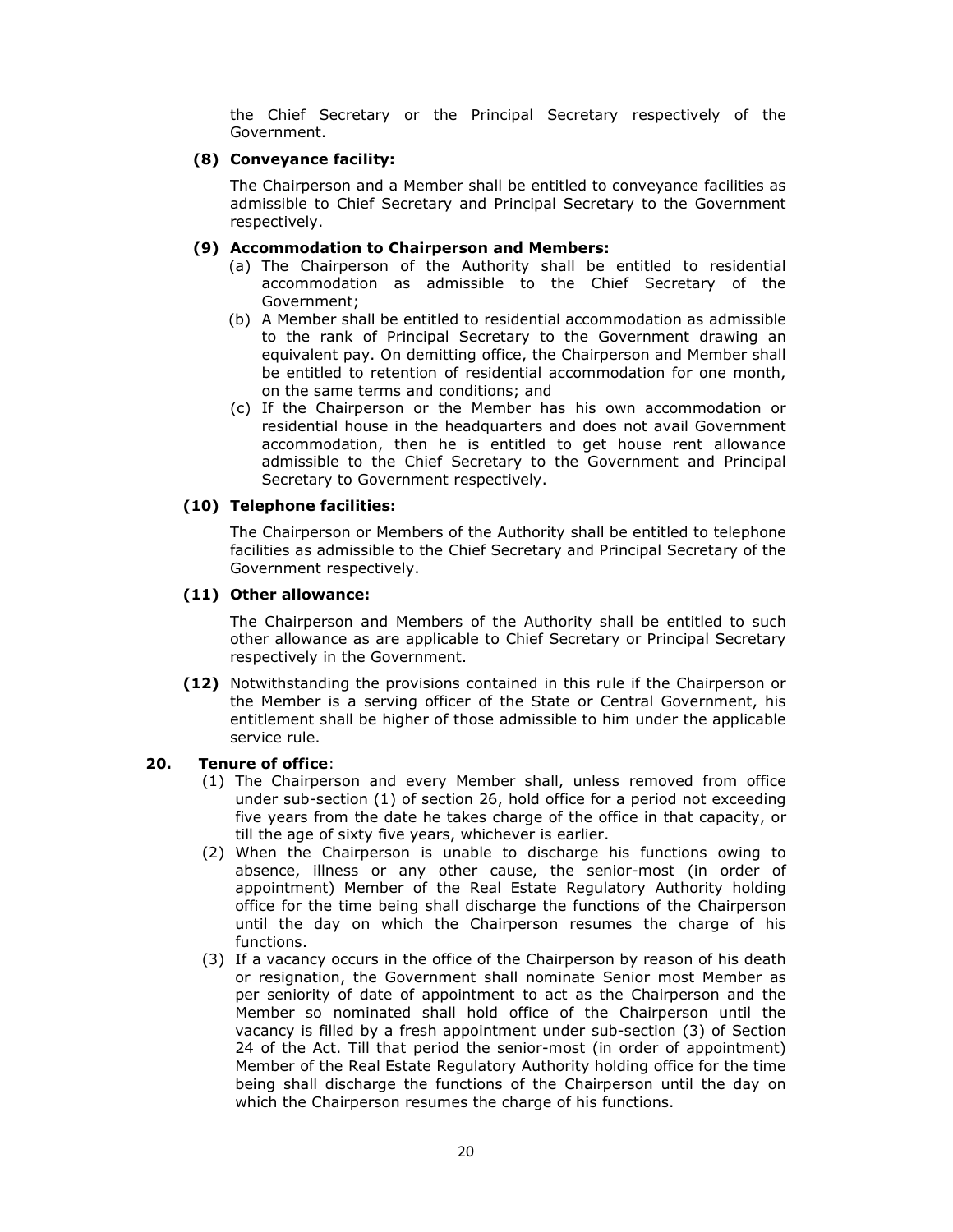the Chief Secretary or the Principal Secretary respectively of the Government.

**(8) Conveyance facility:**

The Chairperson and a Member shall be entitled to conveyance facilities as admissible to Chief Secretary and Principal Secretary to the Government respectively.

**(9) Accommodation to Chairperson and Members:**

(a) The Chairperson of the Authority shall be entitled to residential accommodation as admissible to the Chief Secretary of the Government;

(b) A Member shall be entitled to residential accommodation as admissible to the rank of Principal Secretary to the Government drawing an equivalent pay. On demitting office, the Chairperson and Member shall be entitled to retention of residential accommodation for one month, on the same terms and conditions; and

(c) If the Chairperson or the Member has his own accommodation or residential house in the headquarters and does not avail Government accommodation, then he is entitled to get house rent allowance admissible to the Chief Secretary to the Government and Principal Secretary to Government respectively.

**(10) Telephone facilities:**

The Chairperson or Members of the Authority shall be entitled to telephone facilities as admissible to the Chief Secretary and Principal Secretary of the Government respectively.

**(11) Other allowance:**

The Chairperson and Members of the Authority shall be entitled to such other allowance as are applicable to Chief Secretary or Principal Secretary respectively in the Government.

**(12)** Notwithstanding the provisions contained in this rule if the Chairperson or the Member is a serving officer of the State or Central Government, his entitlement shall be higher of those admissible to him under the applicable service rule.

**20. Tenure of office**:

(1) The Chairperson and every Member shall, unless removed from office under sub-section (1) of section 26, hold office for a period not exceeding five years from the date he takes charge of the office in that capacity, or till the age of sixty five years, whichever is earlier.

(2) When the Chairperson is unable to discharge his functions owing to absence, illness or any other cause, the senior-most (in order of appointment) Member of the Real Estate Regulatory Authority holding office for the time being shall discharge the functions of the Chairperson until the day on which the Chairperson resumes the charge of his functions.

(3) If a vacancy occurs in the office of the Chairperson by reason of his death or resignation, the Government shall nominate Senior most Member as per seniority of date of appointment to act as the Chairperson and the Member so nominated shall hold office of the Chairperson until the vacancy is filled by a fresh appointment under sub-section (3) of Section 24 of the Act. Till that period the senior-most (in order of appointment) Member of the Real Estate Regulatory Authority holding office for the time being shall discharge the functions of the Chairperson until the day on which the Chairperson resumes the charge of his functions.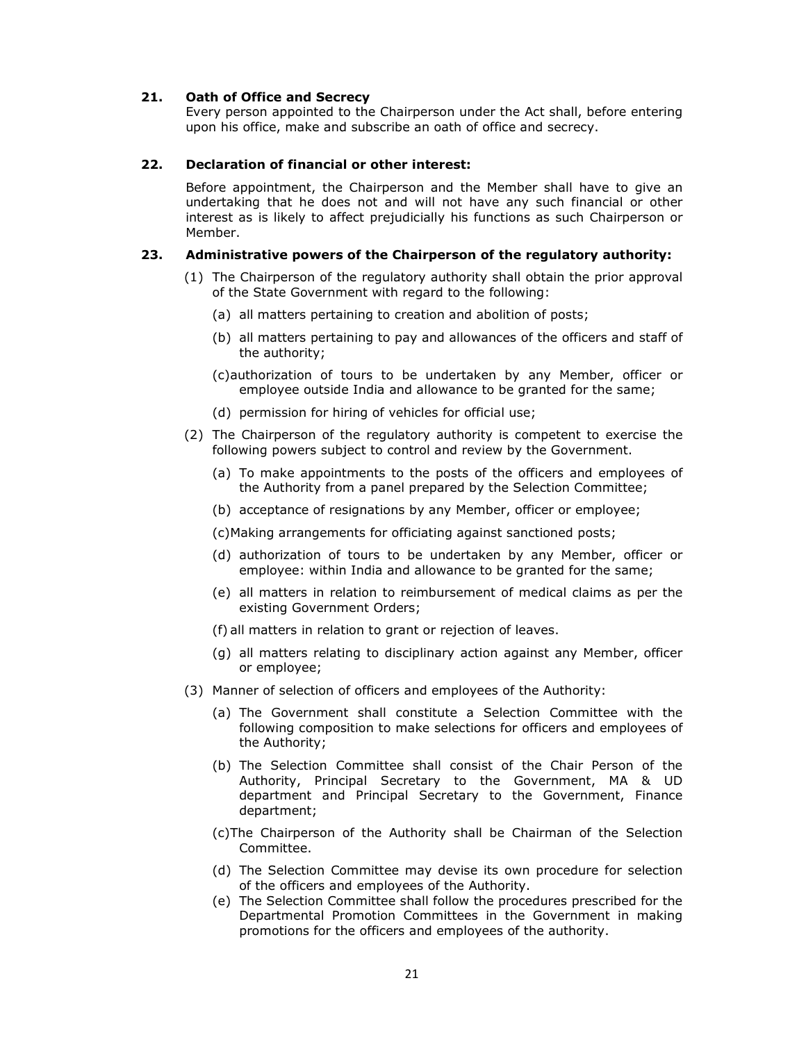### 21. Oath of Office and Secrecy

Every person appointed to the Chairperson under the Act shall, before entering upon his office, make and subscribe an oath of office and secrecy.

### 22. Declaration of financial or other interest:

Before appointment, the Chairperson and the Member shall have to give an undertaking that he does not and will not have any such financial or other interest as is likely to affect prejudicially his functions as such Chairperson or Member.

### 23. Administrative powers of the Chairperson of the regulatory authority:

(1) The Chairperson of the regulatory authority shall obtain the prior approval of the State Government with regard to the following:

- (a) all matters pertaining to creation and abolition of posts;
- (b) all matters pertaining to pay and allowances of the officers and staff of the authority;
- (c) authorization of tours to be undertaken by any Member, officer or employee outside India and allowance to be granted for the same;
- (d) permission for hiring of vehicles for official use;

(2) The Chairperson of the regulatory authority is competent to exercise the following powers subject to control and review by the Government.

- (a) To make appointments to the posts of the officers and employees of the Authority from a panel prepared by the Selection Committee;
- (b) acceptance of resignations by any Member, officer or employee;
- (c) Making arrangements for officiating against sanctioned posts;
- (d) authorization of tours to be undertaken by any Member, officer or employee: within India and allowance to be granted for the same;
- (e) all matters in relation to reimbursement of medical claims as per the existing Government Orders;
- (f) all matters in relation to grant or rejection of leaves.
- (g) all matters relating to disciplinary action against any Member, officer or employee;

(3) Manner of selection of officers and employees of the Authority:

- (a) The Government shall constitute a Selection Committee with the following composition to make selections for officers and employees of the Authority;
- (b) The Selection Committee shall consist of the Chair Person of the Authority, Principal Secretary to the Government, MA & UD department and Principal Secretary to the Government, Finance department;
- (c) The Chairperson of the Authority shall be Chairman of the Selection Committee.
- (d) The Selection Committee may devise its own procedure for selection of the officers and employees of the Authority.
- (e) The Selection Committee shall follow the procedures prescribed for the Departmental Promotion Committees in the Government in making promotions for the officers and employees of the authority.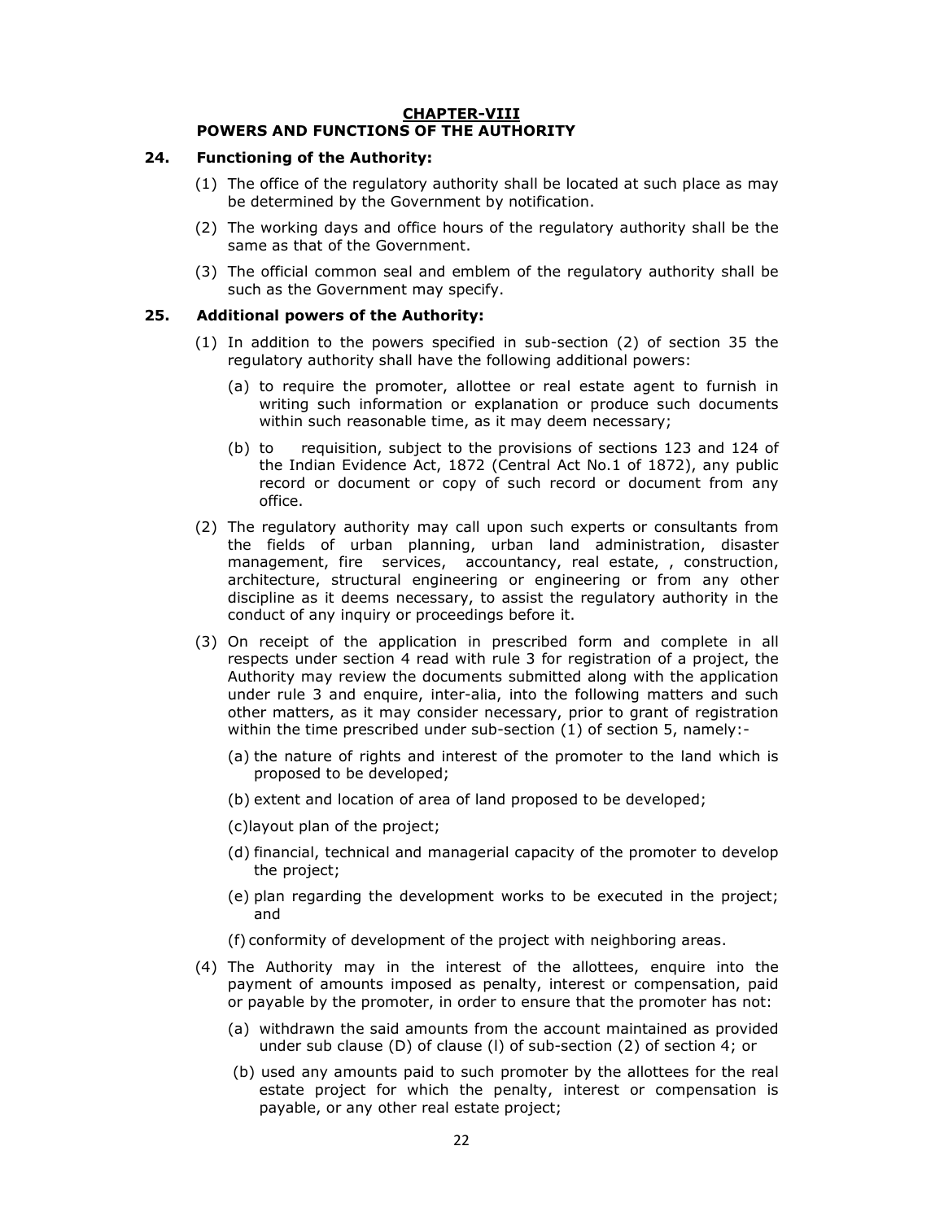## CHAPTER-VIII
## POWERS AND FUNCTIONS OF THE AUTHORITY

### 24. Functioning of the Authority:

(1) The office of the regulatory authority shall be located at such place as may be determined by the Government by notification.

(2) The working days and office hours of the regulatory authority shall be the same as that of the Government.

(3) The official common seal and emblem of the regulatory authority shall be such as the Government may specify.

### 25. Additional powers of the Authority:

(1) In addition to the powers specified in sub-section (2) of section 35 the regulatory authority shall have the following additional powers:

(a) to require the promoter, allottee or real estate agent to furnish in writing such information or explanation or produce such documents within such reasonable time, as it may deem necessary;

(b) to requisition, subject to the provisions of sections 123 and 124 of the Indian Evidence Act, 1872 (Central Act No.1 of 1872), any public record or document or copy of such record or document from any office.

(2) The regulatory authority may call upon such experts or consultants from the fields of urban planning, urban land administration, disaster management, fire services, accountancy, real estate, , construction, architecture, structural engineering or engineering or from any other discipline as it deems necessary, to assist the regulatory authority in the conduct of any inquiry or proceedings before it.

(3) On receipt of the application in prescribed form and complete in all respects under section 4 read with rule 3 for registration of a project, the Authority may review the documents submitted along with the application under rule 3 and enquire, inter-alia, into the following matters and such other matters, as it may consider necessary, prior to grant of registration within the time prescribed under sub-section (1) of section 5, namely:-

(a) the nature of rights and interest of the promoter to the land which is proposed to be developed;

(b) extent and location of area of land proposed to be developed;

(c)layout plan of the project;

(d) financial, technical and managerial capacity of the promoter to develop the project;

(e) plan regarding the development works to be executed in the project; and

(f) conformity of development of the project with neighboring areas.

(4) The Authority may in the interest of the allottees, enquire into the payment of amounts imposed as penalty, interest or compensation, paid or payable by the promoter, in order to ensure that the promoter has not:

(a) withdrawn the said amounts from the account maintained as provided under sub clause (D) of clause (l) of sub-section (2) of section 4; or

(b) used any amounts paid to such promoter by the allottees for the real estate project for which the penalty, interest or compensation is payable, or any other real estate project;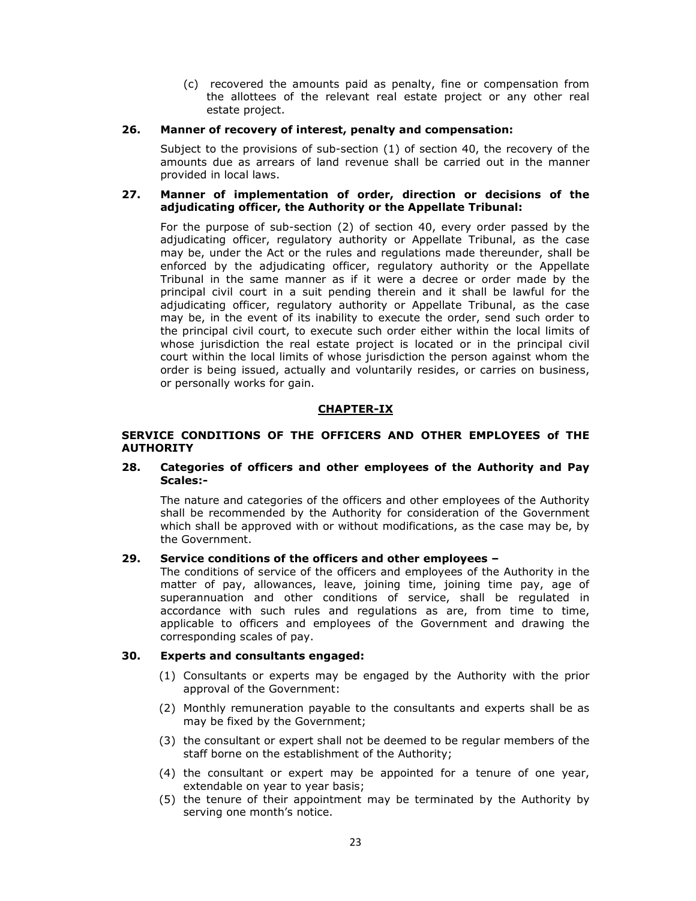(c) recovered the amounts paid as penalty, fine or compensation from the allottees of the relevant real estate project or any other real estate project.

**26. Manner of recovery of interest, penalty and compensation:**

Subject to the provisions of sub-section (1) of section 40, the recovery of the amounts due as arrears of land revenue shall be carried out in the manner provided in local laws.

**27. Manner of implementation of order, direction or decisions of the adjudicating officer, the Authority or the Appellate Tribunal:**

For the purpose of sub-section (2) of section 40, every order passed by the adjudicating officer, regulatory authority or Appellate Tribunal, as the case may be, under the Act or the rules and regulations made thereunder, shall be enforced by the adjudicating officer, regulatory authority or the Appellate Tribunal in the same manner as if it were a decree or order made by the principal civil court in a suit pending therein and it shall be lawful for the adjudicating officer, regulatory authority or Appellate Tribunal, as the case may be, in the event of its inability to execute the order, send such order to the principal civil court, to execute such order either within the local limits of whose jurisdiction the real estate project is located or in the principal civil court within the local limits of whose jurisdiction the person against whom the order is being issued, actually and voluntarily resides, or carries on business, or personally works for gain.

## CHAPTER-IX

**SERVICE CONDITIONS OF THE OFFICERS AND OTHER EMPLOYEES of THE AUTHORITY**

**28. Categories of officers and other employees of the Authority and Pay Scales:-**

The nature and categories of the officers and other employees of the Authority shall be recommended by the Authority for consideration of the Government which shall be approved with or without modifications, as the case may be, by the Government.

**29. Service conditions of the officers and other employees –**

The conditions of service of the officers and employees of the Authority in the matter of pay, allowances, leave, joining time, joining time pay, age of superannuation and other conditions of service, shall be regulated in accordance with such rules and regulations as are, from time to time, applicable to officers and employees of the Government and drawing the corresponding scales of pay.

**30. Experts and consultants engaged:**

(1) Consultants or experts may be engaged by the Authority with the prior approval of the Government:

(2) Monthly remuneration payable to the consultants and experts shall be as may be fixed by the Government;

(3) the consultant or expert shall not be deemed to be regular members of the staff borne on the establishment of the Authority;

(4) the consultant or expert may be appointed for a tenure of one year, extendable on year to year basis;

(5) the tenure of their appointment may be terminated by the Authority by serving one month's notice.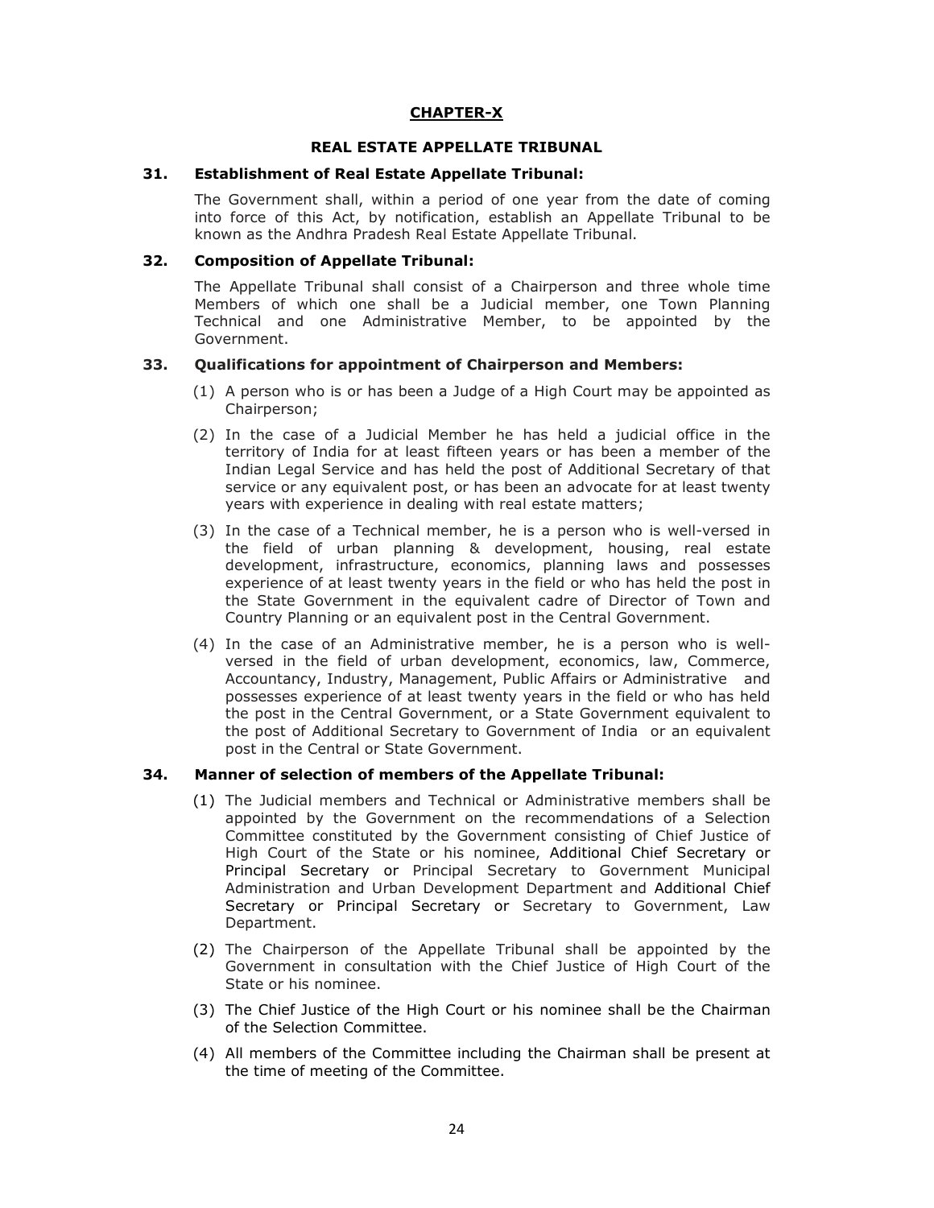## CHAPTER-X

### REAL ESTATE APPELLATE TRIBUNAL

**31. Establishment of Real Estate Appellate Tribunal:**

The Government shall, within a period of one year from the date of coming into force of this Act, by notification, establish an Appellate Tribunal to be known as the Andhra Pradesh Real Estate Appellate Tribunal.

**32. Composition of Appellate Tribunal:**

The Appellate Tribunal shall consist of a Chairperson and three whole time Members of which one shall be a Judicial member, one Town Planning Technical and one Administrative Member, to be appointed by the Government.

**33. Qualifications for appointment of Chairperson and Members:**

(1) A person who is or has been a Judge of a High Court may be appointed as Chairperson;

(2) In the case of a Judicial Member he has held a judicial office in the territory of India for at least fifteen years or has been a member of the Indian Legal Service and has held the post of Additional Secretary of that service or any equivalent post, or has been an advocate for at least twenty years with experience in dealing with real estate matters;

(3) In the case of a Technical member, he is a person who is well-versed in the field of urban planning & development, housing, real estate development, infrastructure, economics, planning laws and possesses experience of at least twenty years in the field or who has held the post in the State Government in the equivalent cadre of Director of Town and Country Planning or an equivalent post in the Central Government.

(4) In the case of an Administrative member, he is a person who is well-versed in the field of urban development, economics, law, Commerce, Accountancy, Industry, Management, Public Affairs or Administrative and possesses experience of at least twenty years in the field or who has held the post in the Central Government, or a State Government equivalent to the post of Additional Secretary to Government of India or an equivalent post in the Central or State Government.

**34. Manner of selection of members of the Appellate Tribunal:**

(1) The Judicial members and Technical or Administrative members shall be appointed by the Government on the recommendations of a Selection Committee constituted by the Government consisting of Chief Justice of High Court of the State or his nominee, Additional Chief Secretary or Principal Secretary or Principal Secretary to Government Municipal Administration and Urban Development Department and Additional Chief Secretary or Principal Secretary or Secretary to Government, Law Department.

(2) The Chairperson of the Appellate Tribunal shall be appointed by the Government in consultation with the Chief Justice of High Court of the State or his nominee.

(3) The Chief Justice of the High Court or his nominee shall be the Chairman of the Selection Committee.

(4) All members of the Committee including the Chairman shall be present at the time of meeting of the Committee.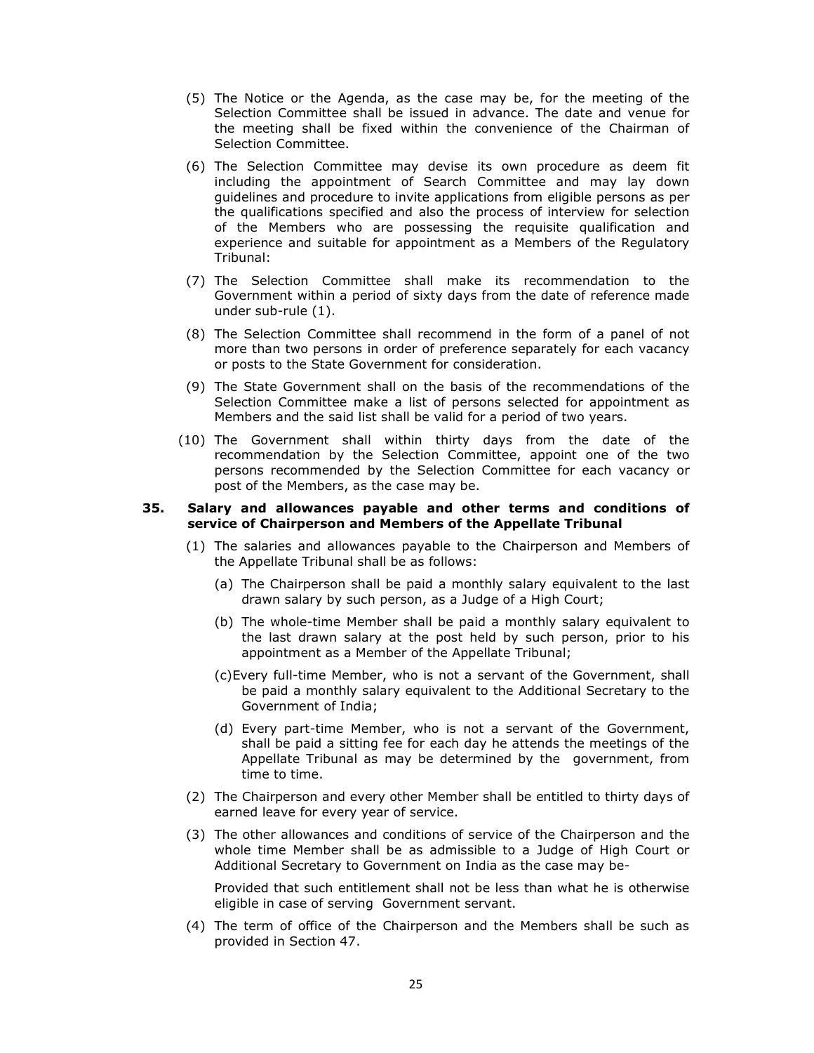(5) The Notice or the Agenda, as the case may be, for the meeting of the Selection Committee shall be issued in advance. The date and venue for the meeting shall be fixed within the convenience of the Chairman of Selection Committee.

(6) The Selection Committee may devise its own procedure as deem fit including the appointment of Search Committee and may lay down guidelines and procedure to invite applications from eligible persons as per the qualifications specified and also the process of interview for selection of the Members who are possessing the requisite qualification and experience and suitable for appointment as a Members of the Regulatory Tribunal:

(7) The Selection Committee shall make its recommendation to the Government within a period of sixty days from the date of reference made under sub-rule (1).

(8) The Selection Committee shall recommend in the form of a panel of not more than two persons in order of preference separately for each vacancy or posts to the State Government for consideration.

(9) The State Government shall on the basis of the recommendations of the Selection Committee make a list of persons selected for appointment as Members and the said list shall be valid for a period of two years.

(10) The Government shall within thirty days from the date of the recommendation by the Selection Committee, appoint one of the two persons recommended by the Selection Committee for each vacancy or post of the Members, as the case may be.

**35. Salary and allowances payable and other terms and conditions of service of Chairperson and Members of the Appellate Tribunal**

(1) The salaries and allowances payable to the Chairperson and Members of the Appellate Tribunal shall be as follows:

(a) The Chairperson shall be paid a monthly salary equivalent to the last drawn salary by such person, as a Judge of a High Court;

(b) The whole-time Member shall be paid a monthly salary equivalent to the last drawn salary at the post held by such person, prior to his appointment as a Member of the Appellate Tribunal;

(c)Every full-time Member, who is not a servant of the Government, shall be paid a monthly salary equivalent to the Additional Secretary to the Government of India;

(d) Every part-time Member, who is not a servant of the Government, shall be paid a sitting fee for each day he attends the meetings of the Appellate Tribunal as may be determined by the government, from time to time.

(2) The Chairperson and every other Member shall be entitled to thirty days of earned leave for every year of service.

(3) The other allowances and conditions of service of the Chairperson and the whole time Member shall be as admissible to a Judge of High Court or Additional Secretary to Government on India as the case may be-

Provided that such entitlement shall not be less than what he is otherwise eligible in case of serving Government servant.

(4) The term of office of the Chairperson and the Members shall be such as provided in Section 47.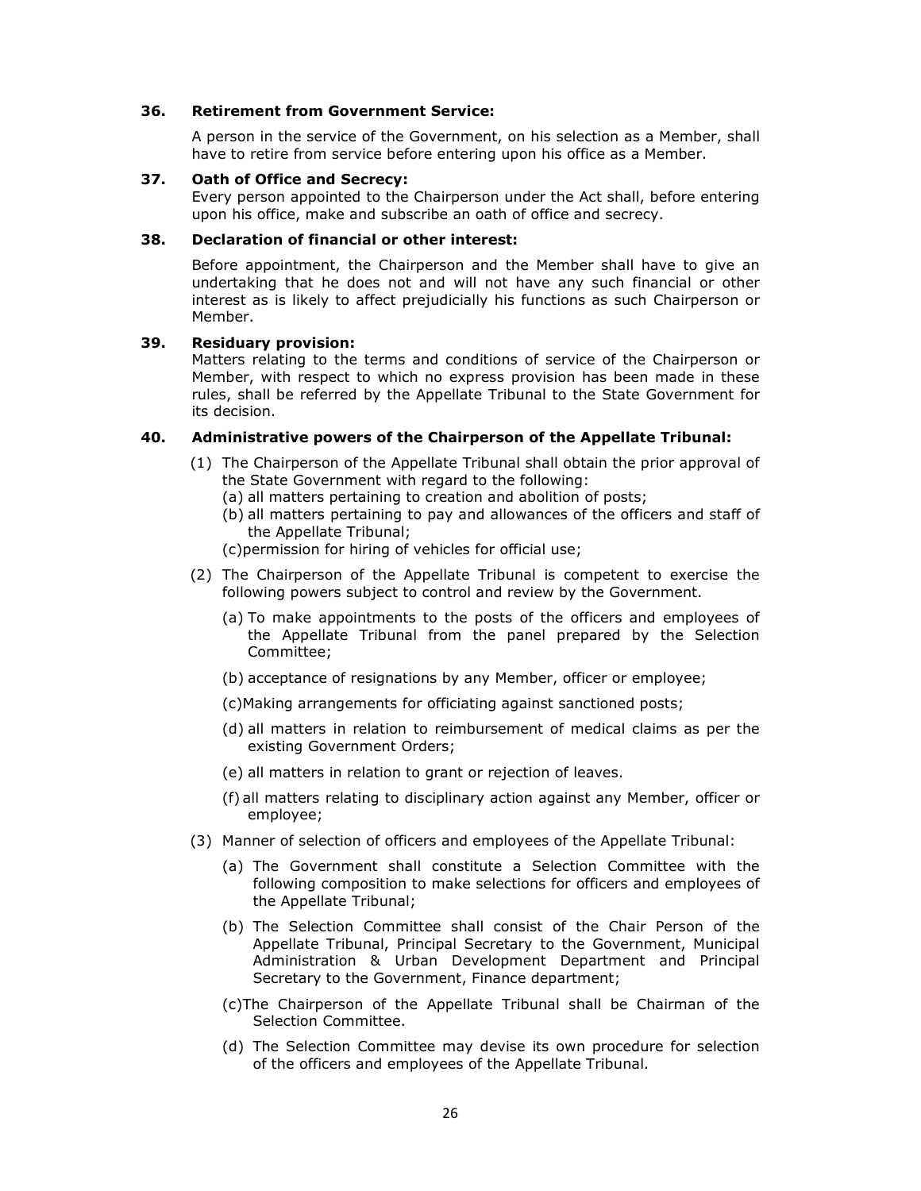### 36. Retirement from Government Service:

A person in the service of the Government, on his selection as a Member, shall have to retire from service before entering upon his office as a Member.

### 37. Oath of Office and Secrecy:

Every person appointed to the Chairperson under the Act shall, before entering upon his office, make and subscribe an oath of office and secrecy.

### 38. Declaration of financial or other interest:

Before appointment, the Chairperson and the Member shall have to give an undertaking that he does not and will not have any such financial or other interest as is likely to affect prejudicially his functions as such Chairperson or Member.

### 39. Residuary provision:

Matters relating to the terms and conditions of service of the Chairperson or Member, with respect to which no express provision has been made in these rules, shall be referred by the Appellate Tribunal to the State Government for its decision.

### 40. Administrative powers of the Chairperson of the Appellate Tribunal:

(1) The Chairperson of the Appellate Tribunal shall obtain the prior approval of the State Government with regard to the following:

  (a) all matters pertaining to creation and abolition of posts;

  (b) all matters pertaining to pay and allowances of the officers and staff of the Appellate Tribunal;

  (c)permission for hiring of vehicles for official use;

(2) The Chairperson of the Appellate Tribunal is competent to exercise the following powers subject to control and review by the Government.

  (a) To make appointments to the posts of the officers and employees of the Appellate Tribunal from the panel prepared by the Selection Committee;

  (b) acceptance of resignations by any Member, officer or employee;

  (c)Making arrangements for officiating against sanctioned posts;

  (d) all matters in relation to reimbursement of medical claims as per the existing Government Orders;

  (e) all matters in relation to grant or rejection of leaves.

  (f) all matters relating to disciplinary action against any Member, officer or employee;

(3) Manner of selection of officers and employees of the Appellate Tribunal:

  (a) The Government shall constitute a Selection Committee with the following composition to make selections for officers and employees of the Appellate Tribunal;

  (b) The Selection Committee shall consist of the Chair Person of the Appellate Tribunal, Principal Secretary to the Government, Municipal Administration & Urban Development Department and Principal Secretary to the Government, Finance department;

  (c)The Chairperson of the Appellate Tribunal shall be Chairman of the Selection Committee.

  (d) The Selection Committee may devise its own procedure for selection of the officers and employees of the Appellate Tribunal.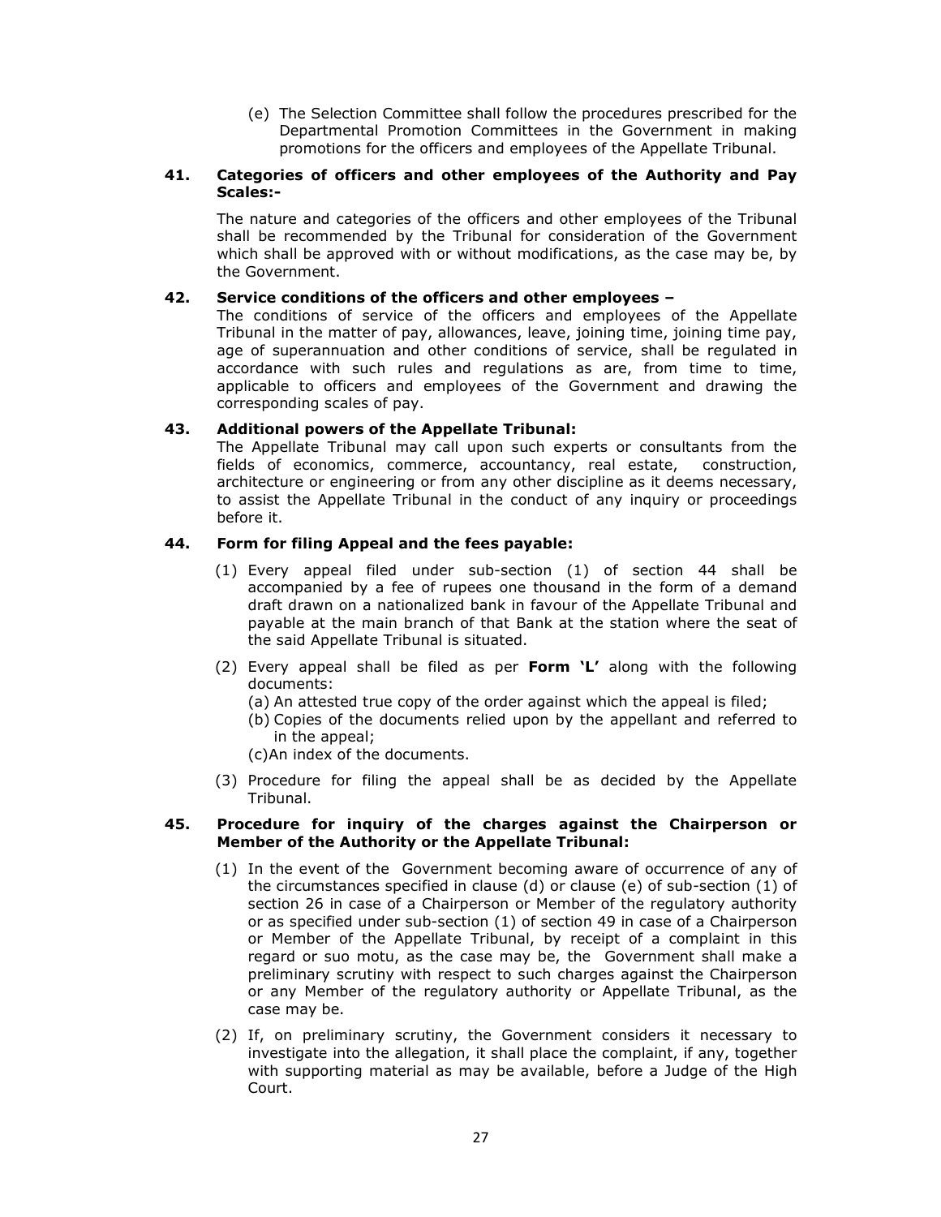(e) The Selection Committee shall follow the procedures prescribed for the Departmental Promotion Committees in the Government in making promotions for the officers and employees of the Appellate Tribunal.

**41. Categories of officers and other employees of the Authority and Pay Scales:-**

The nature and categories of the officers and other employees of the Tribunal shall be recommended by the Tribunal for consideration of the Government which shall be approved with or without modifications, as the case may be, by the Government.

**42. Service conditions of the officers and other employees –**

The conditions of service of the officers and employees of the Appellate Tribunal in the matter of pay, allowances, leave, joining time, joining time pay, age of superannuation and other conditions of service, shall be regulated in accordance with such rules and regulations as are, from time to time, applicable to officers and employees of the Government and drawing the corresponding scales of pay.

**43. Additional powers of the Appellate Tribunal:**

The Appellate Tribunal may call upon such experts or consultants from the fields of economics, commerce, accountancy, real estate, construction, architecture or engineering or from any other discipline as it deems necessary, to assist the Appellate Tribunal in the conduct of any inquiry or proceedings before it.

**44. Form for filing Appeal and the fees payable:**

(1) Every appeal filed under sub-section (1) of section 44 shall be accompanied by a fee of rupees one thousand in the form of a demand draft drawn on a nationalized bank in favour of the Appellate Tribunal and payable at the main branch of that Bank at the station where the seat of the said Appellate Tribunal is situated.

(2) Every appeal shall be filed as per **Form 'L'** along with the following documents:

(a) An attested true copy of the order against which the appeal is filed;

(b) Copies of the documents relied upon by the appellant and referred to in the appeal;

(c)An index of the documents.

(3) Procedure for filing the appeal shall be as decided by the Appellate Tribunal.

**45. Procedure for inquiry of the charges against the Chairperson or Member of the Authority or the Appellate Tribunal:**

(1) In the event of the Government becoming aware of occurrence of any of the circumstances specified in clause (d) or clause (e) of sub-section (1) of section 26 in case of a Chairperson or Member of the regulatory authority or as specified under sub-section (1) of section 49 in case of a Chairperson or Member of the Appellate Tribunal, by receipt of a complaint in this regard or suo motu, as the case may be, the Government shall make a preliminary scrutiny with respect to such charges against the Chairperson or any Member of the regulatory authority or Appellate Tribunal, as the case may be.

(2) If, on preliminary scrutiny, the Government considers it necessary to investigate into the allegation, it shall place the complaint, if any, together with supporting material as may be available, before a Judge of the High Court.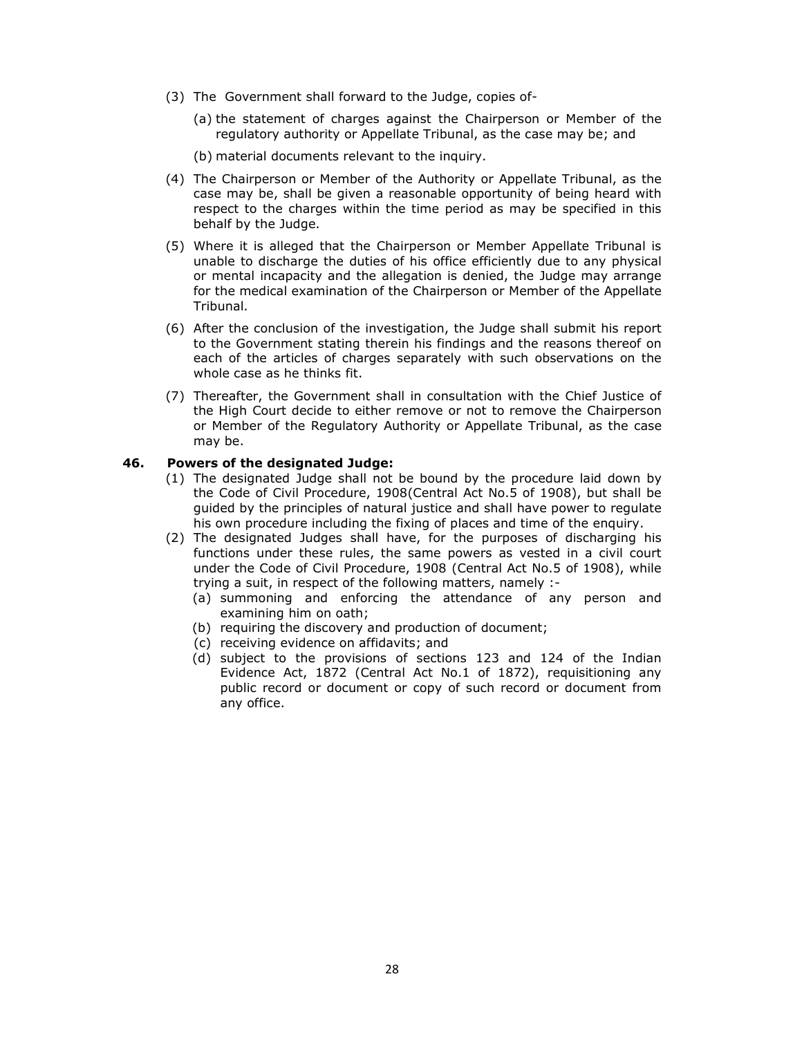(3) The Government shall forward to the Judge, copies of-

   (a) the statement of charges against the Chairperson or Member of the regulatory authority or Appellate Tribunal, as the case may be; and

   (b) material documents relevant to the inquiry.

(4) The Chairperson or Member of the Authority or Appellate Tribunal, as the case may be, shall be given a reasonable opportunity of being heard with respect to the charges within the time period as may be specified in this behalf by the Judge.

(5) Where it is alleged that the Chairperson or Member Appellate Tribunal is unable to discharge the duties of his office efficiently due to any physical or mental incapacity and the allegation is denied, the Judge may arrange for the medical examination of the Chairperson or Member of the Appellate Tribunal.

(6) After the conclusion of the investigation, the Judge shall submit his report to the Government stating therein his findings and the reasons thereof on each of the articles of charges separately with such observations on the whole case as he thinks fit.

(7) Thereafter, the Government shall in consultation with the Chief Justice of the High Court decide to either remove or not to remove the Chairperson or Member of the Regulatory Authority or Appellate Tribunal, as the case may be.

**46. Powers of the designated Judge:**

(1) The designated Judge shall not be bound by the procedure laid down by the Code of Civil Procedure, 1908(Central Act No.5 of 1908), but shall be guided by the principles of natural justice and shall have power to regulate his own procedure including the fixing of places and time of the enquiry.

(2) The designated Judges shall have, for the purposes of discharging his functions under these rules, the same powers as vested in a civil court under the Code of Civil Procedure, 1908 (Central Act No.5 of 1908), while trying a suit, in respect of the following matters, namely :-

   (a) summoning and enforcing the attendance of any person and examining him on oath;

   (b) requiring the discovery and production of document;

   (c) receiving evidence on affidavits; and

   (d) subject to the provisions of sections 123 and 124 of the Indian Evidence Act, 1872 (Central Act No.1 of 1872), requisitioning any public record or document or copy of such record or document from any office.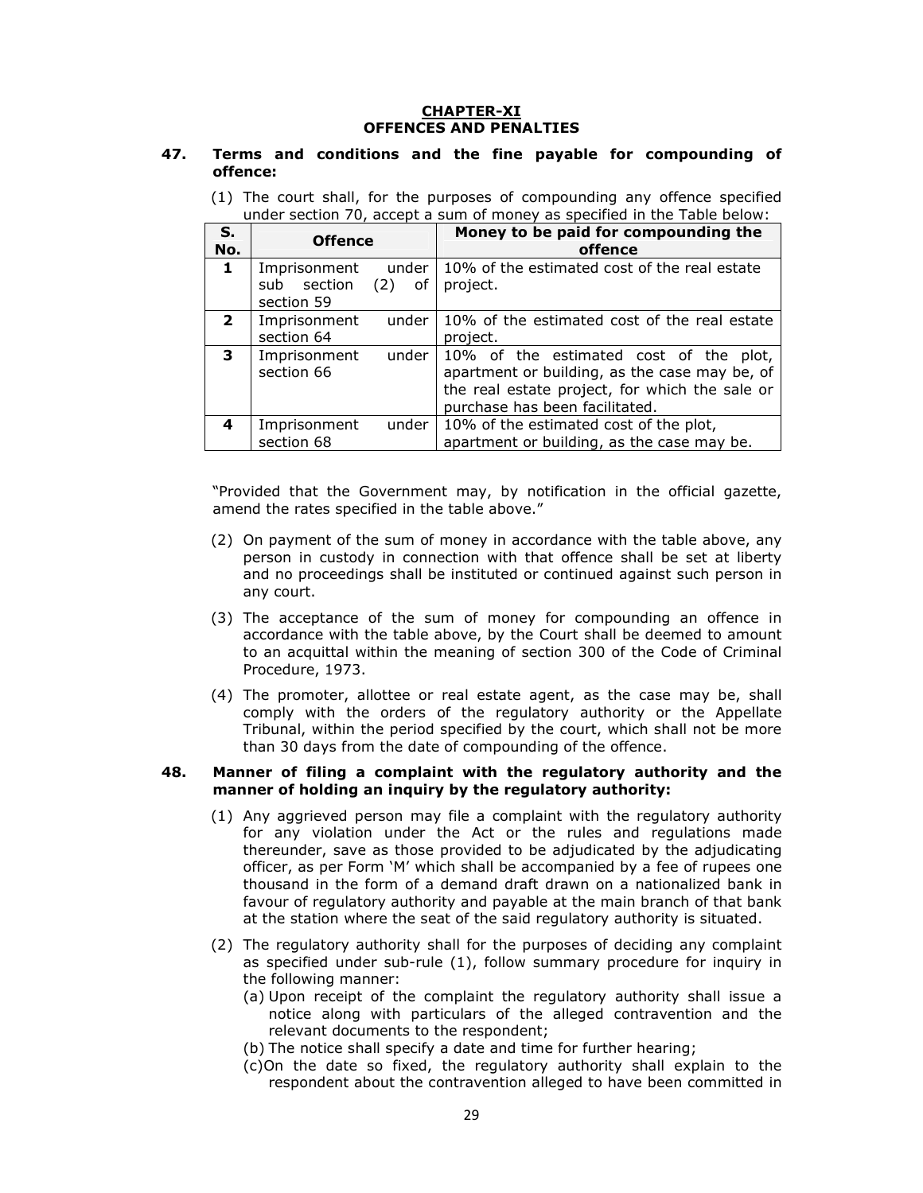## CHAPTER-XI
## OFFENCES AND PENALTIES

**47. Terms and conditions and the fine payable for compounding of offence:**

(1) The court shall, for the purposes of compounding any offence specified under section 70, accept a sum of money as specified in the Table below:

| S. No. | Offence | Money to be paid for compounding the offence |
|---|---|---|
| **1** | Imprisonment under sub section (2) of section 59 | 10% of the estimated cost of the real estate project. |
| **2** | Imprisonment under section 64 | 10% of the estimated cost of the real estate project. |
| **3** | Imprisonment under section 66 | 10% of the estimated cost of the plot, apartment or building, as the case may be, of the real estate project, for which the sale or purchase has been facilitated. |
| **4** | Imprisonment under section 68 | 10% of the estimated cost of the plot, apartment or building, as the case may be. |

"Provided that the Government may, by notification in the official gazette, amend the rates specified in the table above."

(2) On payment of the sum of money in accordance with the table above, any person in custody in connection with that offence shall be set at liberty and no proceedings shall be instituted or continued against such person in any court.

(3) The acceptance of the sum of money for compounding an offence in accordance with the table above, by the Court shall be deemed to amount to an acquittal within the meaning of section 300 of the Code of Criminal Procedure, 1973.

(4) The promoter, allottee or real estate agent, as the case may be, shall comply with the orders of the regulatory authority or the Appellate Tribunal, within the period specified by the court, which shall not be more than 30 days from the date of compounding of the offence.

**48. Manner of filing a complaint with the regulatory authority and the manner of holding an inquiry by the regulatory authority:**

(1) Any aggrieved person may file a complaint with the regulatory authority for any violation under the Act or the rules and regulations made thereunder, save as those provided to be adjudicated by the adjudicating officer, as per Form 'M' which shall be accompanied by a fee of rupees one thousand in the form of a demand draft drawn on a nationalized bank in favour of regulatory authority and payable at the main branch of that bank at the station where the seat of the said regulatory authority is situated.

(2) The regulatory authority shall for the purposes of deciding any complaint as specified under sub-rule (1), follow summary procedure for inquiry in the following manner:

(a) Upon receipt of the complaint the regulatory authority shall issue a notice along with particulars of the alleged contravention and the relevant documents to the respondent;

(b) The notice shall specify a date and time for further hearing;

(c) On the date so fixed, the regulatory authority shall explain to the respondent about the contravention alleged to have been committed in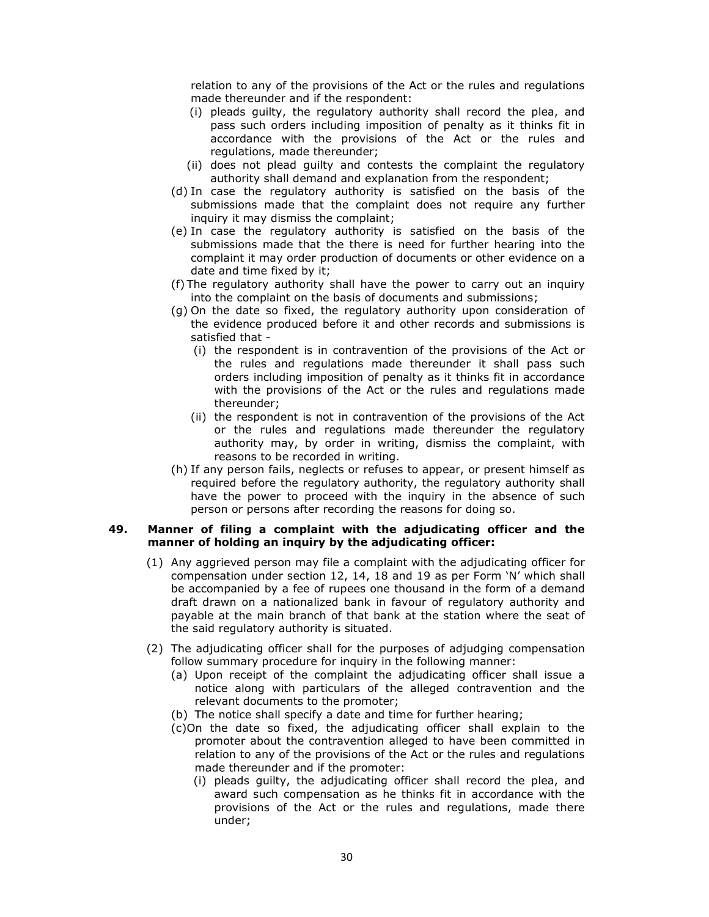relation to any of the provisions of the Act or the rules and regulations made thereunder and if the respondent:

   (i) pleads guilty, the regulatory authority shall record the plea, and pass such orders including imposition of penalty as it thinks fit in accordance with the provisions of the Act or the rules and regulations, made thereunder;

   (ii) does not plead guilty and contests the complaint the regulatory authority shall demand and explanation from the respondent;

(d) In case the regulatory authority is satisfied on the basis of the submissions made that the complaint does not require any further inquiry it may dismiss the complaint;

(e) In case the regulatory authority is satisfied on the basis of the submissions made that the there is need for further hearing into the complaint it may order production of documents or other evidence on a date and time fixed by it;

(f) The regulatory authority shall have the power to carry out an inquiry into the complaint on the basis of documents and submissions;

(g) On the date so fixed, the regulatory authority upon consideration of the evidence produced before it and other records and submissions is satisfied that -

   (i) the respondent is in contravention of the provisions of the Act or the rules and regulations made thereunder it shall pass such orders including imposition of penalty as it thinks fit in accordance with the provisions of the Act or the rules and regulations made thereunder;

   (ii) the respondent is not in contravention of the provisions of the Act or the rules and regulations made thereunder the regulatory authority may, by order in writing, dismiss the complaint, with reasons to be recorded in writing.

(h) If any person fails, neglects or refuses to appear, or present himself as required before the regulatory authority, the regulatory authority shall have the power to proceed with the inquiry in the absence of such person or persons after recording the reasons for doing so.

### 49. Manner of filing a complaint with the adjudicating officer and the manner of holding an inquiry by the adjudicating officer:

(1) Any aggrieved person may file a complaint with the adjudicating officer for compensation under section 12, 14, 18 and 19 as per Form 'N' which shall be accompanied by a fee of rupees one thousand in the form of a demand draft drawn on a nationalized bank in favour of regulatory authority and payable at the main branch of that bank at the station where the seat of the said regulatory authority is situated.

(2) The adjudicating officer shall for the purposes of adjudging compensation follow summary procedure for inquiry in the following manner:

   (a) Upon receipt of the complaint the adjudicating officer shall issue a notice along with particulars of the alleged contravention and the relevant documents to the promoter;

   (b) The notice shall specify a date and time for further hearing;

   (c) On the date so fixed, the adjudicating officer shall explain to the promoter about the contravention alleged to have been committed in relation to any of the provisions of the Act or the rules and regulations made thereunder and if the promoter:

      (i) pleads guilty, the adjudicating officer shall record the plea, and award such compensation as he thinks fit in accordance with the provisions of the Act or the rules and regulations, made there under;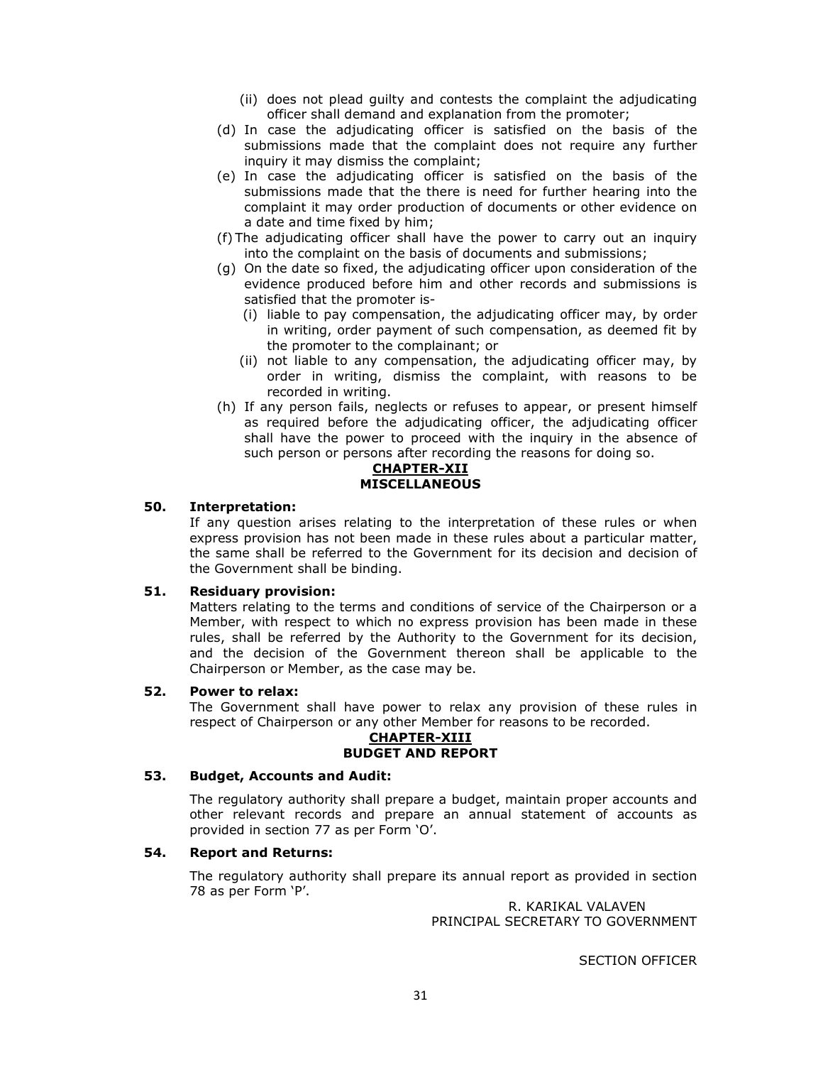- (ii) does not plead guilty and contests the complaint the adjudicating officer shall demand and explanation from the promoter;

- (d) In case the adjudicating officer is satisfied on the basis of the submissions made that the complaint does not require any further inquiry it may dismiss the complaint;
- (e) In case the adjudicating officer is satisfied on the basis of the submissions made that the there is need for further hearing into the complaint it may order production of documents or other evidence on a date and time fixed by him;
- (f) The adjudicating officer shall have the power to carry out an inquiry into the complaint on the basis of documents and submissions;
- (g) On the date so fixed, the adjudicating officer upon consideration of the evidence produced before him and other records and submissions is satisfied that the promoter is-
  - (i) liable to pay compensation, the adjudicating officer may, by order in writing, order payment of such compensation, as deemed fit by the promoter to the complainant; or
  - (ii) not liable to any compensation, the adjudicating officer may, by order in writing, dismiss the complaint, with reasons to be recorded in writing.
- (h) If any person fails, neglects or refuses to appear, or present himself as required before the adjudicating officer, the adjudicating officer shall have the power to proceed with the inquiry in the absence of such person or persons after recording the reasons for doing so.

## CHAPTER-XII
## MISCELLANEOUS

**50. Interpretation:**

If any question arises relating to the interpretation of these rules or when express provision has not been made in these rules about a particular matter, the same shall be referred to the Government for its decision and decision of the Government shall be binding.

**51. Residuary provision:**

Matters relating to the terms and conditions of service of the Chairperson or a Member, with respect to which no express provision has been made in these rules, shall be referred by the Authority to the Government for its decision, and the decision of the Government thereon shall be applicable to the Chairperson or Member, as the case may be.

**52. Power to relax:**

The Government shall have power to relax any provision of these rules in respect of Chairperson or any other Member for reasons to be recorded.

## CHAPTER-XIII
## BUDGET AND REPORT

**53. Budget, Accounts and Audit:**

The regulatory authority shall prepare a budget, maintain proper accounts and other relevant records and prepare an annual statement of accounts as provided in section 77 as per Form 'O'.

**54. Report and Returns:**

The regulatory authority shall prepare its annual report as provided in section 78 as per Form 'P'.

R. KARIKAL VALAVEN
PRINCIPAL SECRETARY TO GOVERNMENT

SECTION OFFICER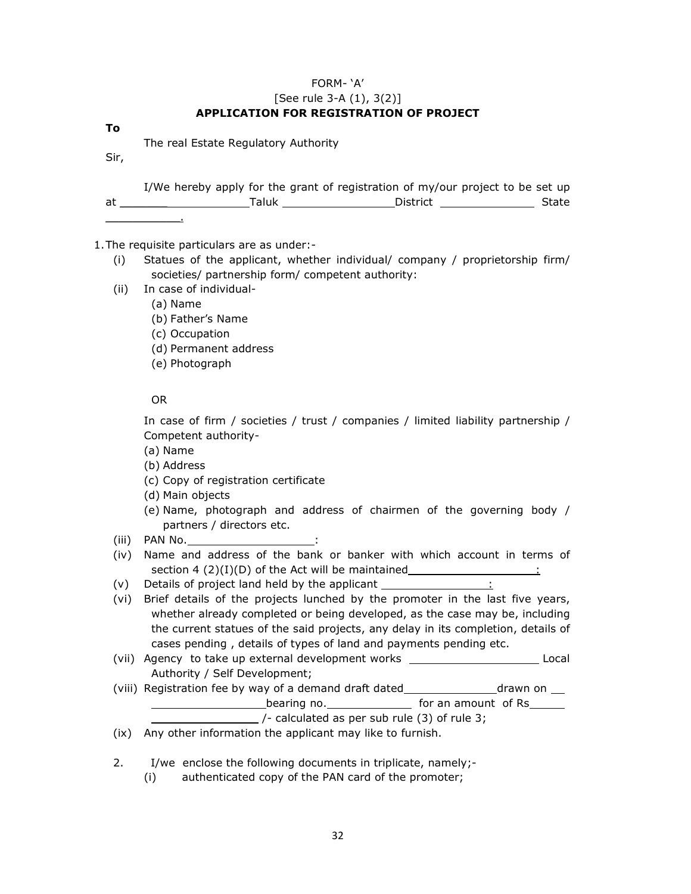FORM- 'A'

[See rule 3-A (1), 3(2)]

**APPLICATION FOR REGISTRATION OF PROJECT**

**To**

The real Estate Regulatory Authority

Sir,

I/We hereby apply for the grant of registration of my/our project to be set up at ____________________Taluk ________________District ______________ State ___________.

1. The requisite particulars are as under:-
   - (i) Statues of the applicant, whether individual/ company / proprietorship firm/ societies/ partnership form/ competent authority:
   - (ii) In case of individual-
     - (a) Name
     - (b) Father's Name
     - (c) Occupation
     - (d) Permanent address
     - (e) Photograph

     OR

     In case of firm / societies / trust / companies / limited liability partnership / Competent authority-
     - (a) Name
     - (b) Address
     - (c) Copy of registration certificate
     - (d) Main objects
     - (e) Name, photograph and address of chairmen of the governing body / partners / directors etc.
   - (iii) PAN No.___________________:
   - (iv) Name and address of the bank or banker with which account in terms of section 4 (2)(I)(D) of the Act will be maintained____________________:
   - (v) Details of project land held by the applicant ________________:
   - (vi) Brief details of the projects lunched by the promoter in the last five years, whether already completed or being developed, as the case may be, including the current statues of the said projects, any delay in its completion, details of cases pending , details of types of land and payments pending etc.
   - (vii) Agency to take up external development works ____________________ Local Authority / Self Development;
   - (viii) Registration fee by way of a demand draft dated______________drawn on __ _________________bearing no.____________ for an amount of Rs_____ ________________/- calculated as per sub rule (3) of rule 3;
   - (ix) Any other information the applicant may like to furnish.

2. I/we enclose the following documents in triplicate, namely;-
   - (i) authenticated copy of the PAN card of the promoter;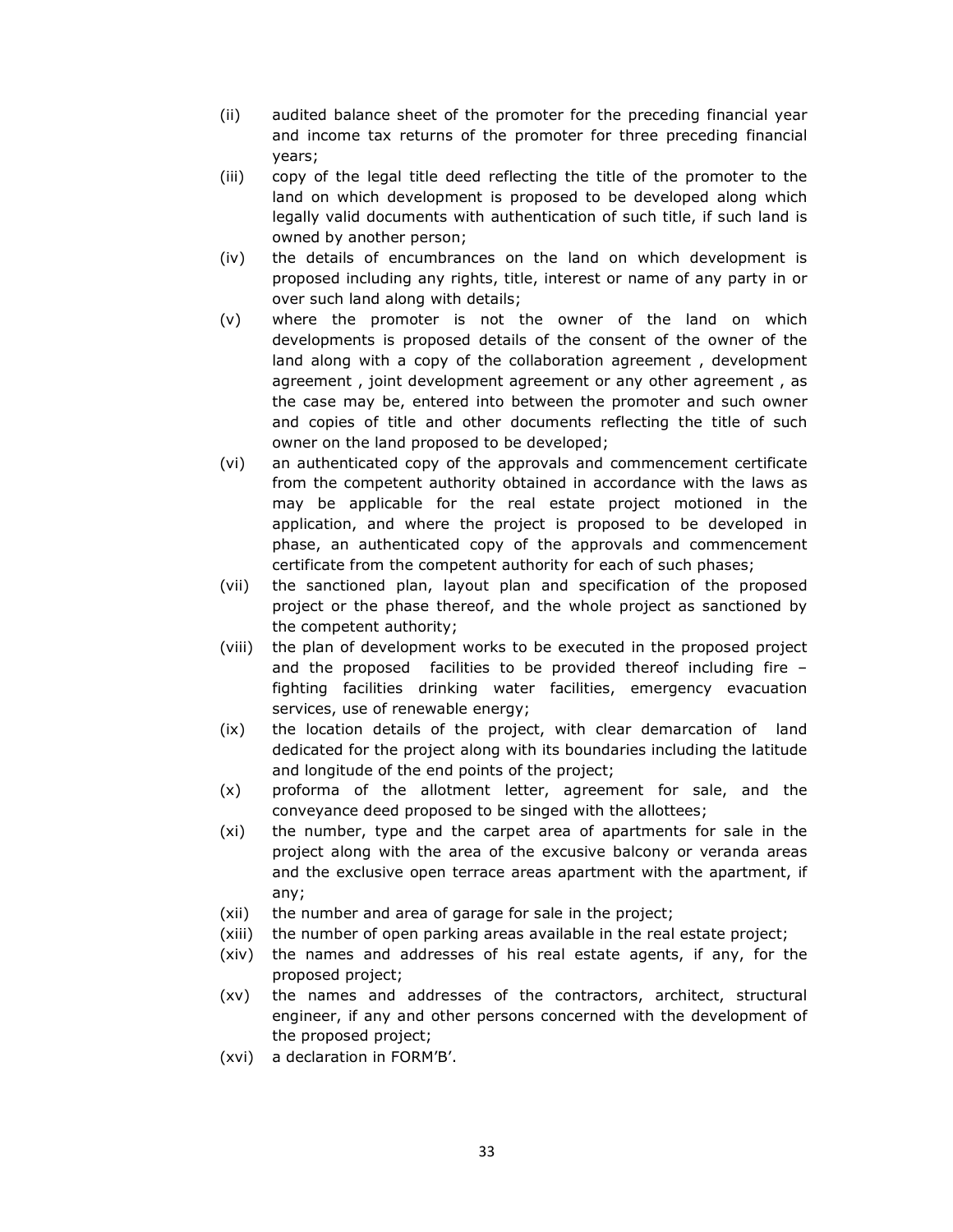(ii) audited balance sheet of the promoter for the preceding financial year and income tax returns of the promoter for three preceding financial years;

(iii) copy of the legal title deed reflecting the title of the promoter to the land on which development is proposed to be developed along which legally valid documents with authentication of such title, if such land is owned by another person;

(iv) the details of encumbrances on the land on which development is proposed including any rights, title, interest or name of any party in or over such land along with details;

(v) where the promoter is not the owner of the land on which developments is proposed details of the consent of the owner of the land along with a copy of the collaboration agreement , development agreement , joint development agreement or any other agreement , as the case may be, entered into between the promoter and such owner and copies of title and other documents reflecting the title of such owner on the land proposed to be developed;

(vi) an authenticated copy of the approvals and commencement certificate from the competent authority obtained in accordance with the laws as may be applicable for the real estate project motioned in the application, and where the project is proposed to be developed in phase, an authenticated copy of the approvals and commencement certificate from the competent authority for each of such phases;

(vii) the sanctioned plan, layout plan and specification of the proposed project or the phase thereof, and the whole project as sanctioned by the competent authority;

(viii) the plan of development works to be executed in the proposed project and the proposed facilities to be provided thereof including fire –fighting facilities drinking water facilities, emergency evacuation services, use of renewable energy;

(ix) the location details of the project, with clear demarcation of land dedicated for the project along with its boundaries including the latitude and longitude of the end points of the project;

(x) proforma of the allotment letter, agreement for sale, and the conveyance deed proposed to be singed with the allottees;

(xi) the number, type and the carpet area of apartments for sale in the project along with the area of the excusive balcony or veranda areas and the exclusive open terrace areas apartment with the apartment, if any;

(xii) the number and area of garage for sale in the project;

(xiii) the number of open parking areas available in the real estate project;

(xiv) the names and addresses of his real estate agents, if any, for the proposed project;

(xv) the names and addresses of the contractors, architect, structural engineer, if any and other persons concerned with the development of the proposed project;

(xvi) a declaration in FORM'B'.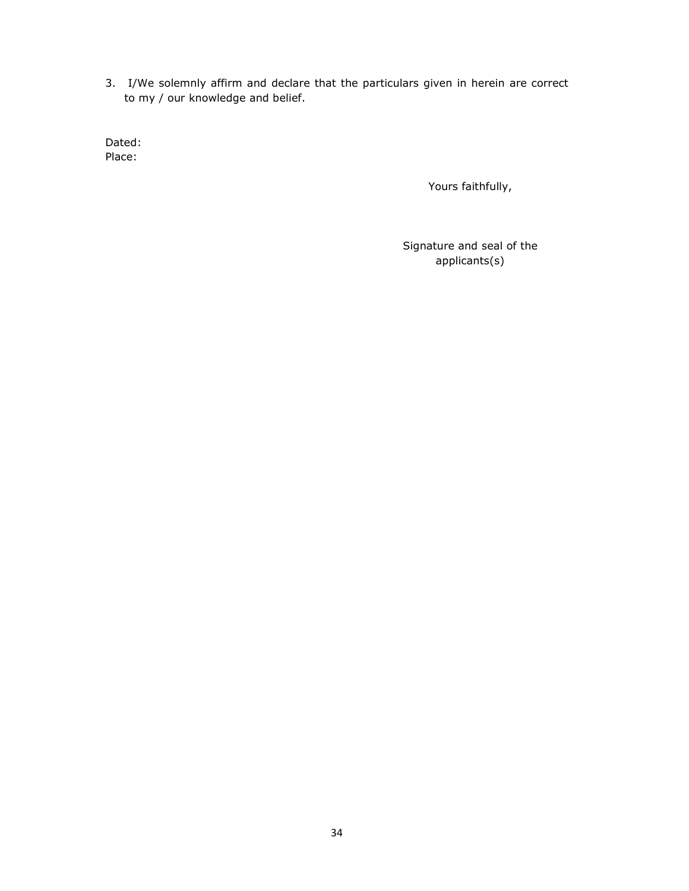3. I/We solemnly affirm and declare that the particulars given in herein are correct to my / our knowledge and belief.

Dated:
Place:

Yours faithfully,

Signature and seal of the applicants(s)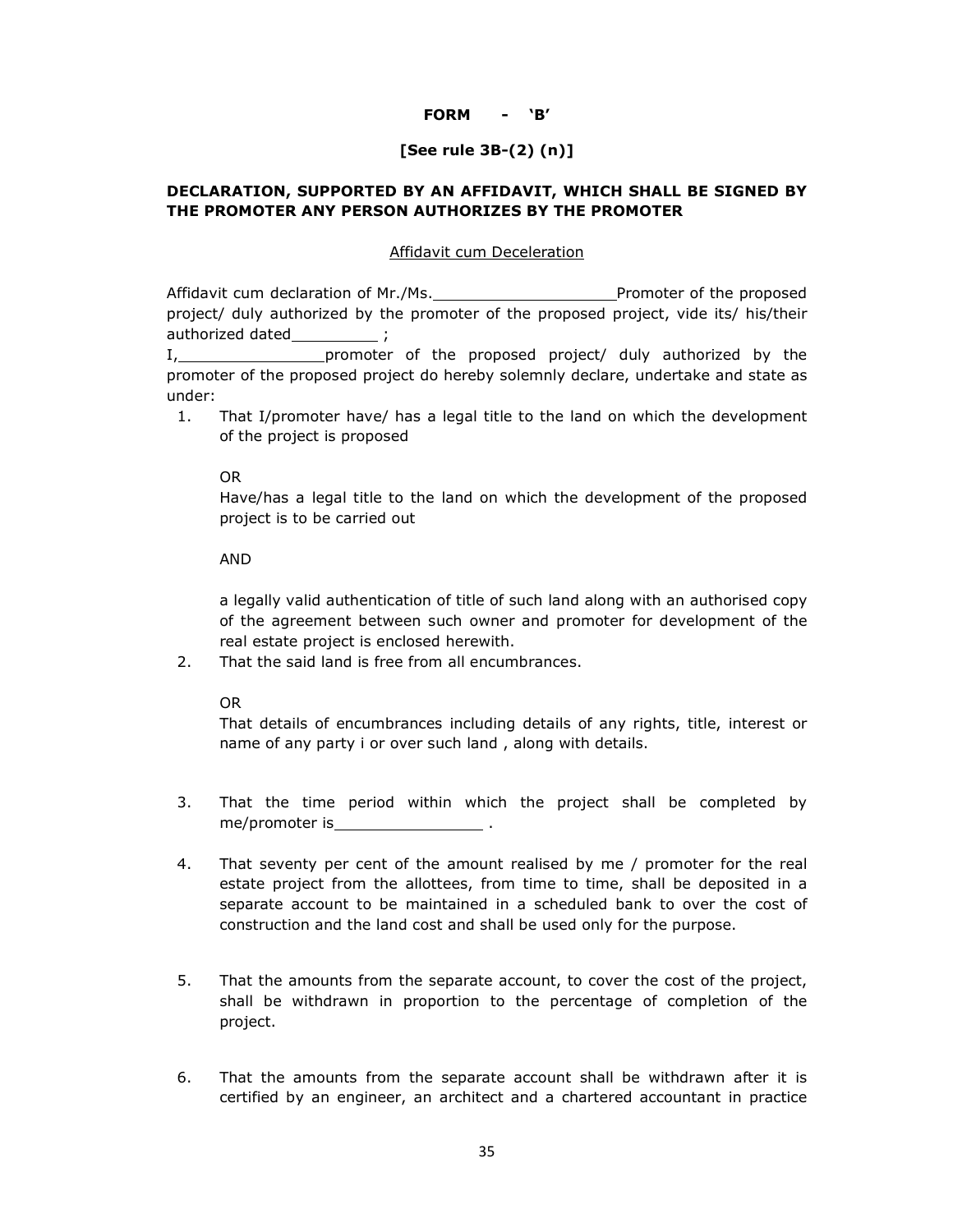**FORM - 'B'**

**[See rule 3B-(2) (n)]**

**DECLARATION, SUPPORTED BY AN AFFIDAVIT, WHICH SHALL BE SIGNED BY THE PROMOTER ANY PERSON AUTHORIZES BY THE PROMOTER**

Affidavit cum Deceleration

Affidavit cum declaration of Mr./Ms.____________________Promoter of the proposed project/ duly authorized by the promoter of the proposed project, vide its/ his/their authorized dated__________ ;

I,________________promoter of the proposed project/ duly authorized by the promoter of the proposed project do hereby solemnly declare, undertake and state as under:

1. That I/promoter have/ has a legal title to the land on which the development of the project is proposed

   OR

   Have/has a legal title to the land on which the development of the proposed project is to be carried out

   AND

   a legally valid authentication of title of such land along with an authorised copy of the agreement between such owner and promoter for development of the real estate project is enclosed herewith.

2. That the said land is free from all encumbrances.

   OR

   That details of encumbrances including details of any rights, title, interest or name of any party i or over such land , along with details.

3. That the time period within which the project shall be completed by me/promoter is________________ .

4. That seventy per cent of the amount realised by me / promoter for the real estate project from the allottees, from time to time, shall be deposited in a separate account to be maintained in a scheduled bank to over the cost of construction and the land cost and shall be used only for the purpose.

5. That the amounts from the separate account, to cover the cost of the project, shall be withdrawn in proportion to the percentage of completion of the project.

6. That the amounts from the separate account shall be withdrawn after it is certified by an engineer, an architect and a chartered accountant in practice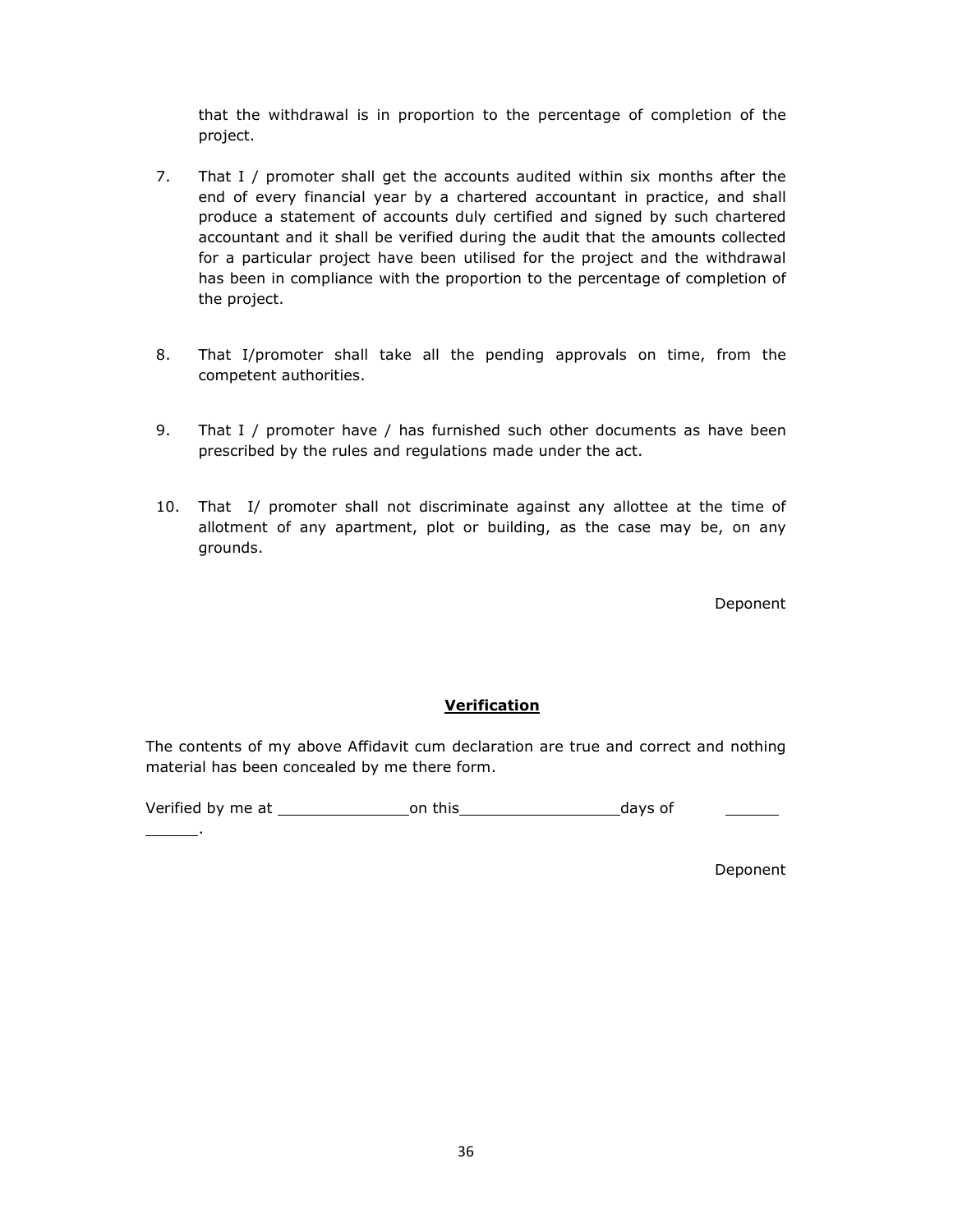that the withdrawal is in proportion to the percentage of completion of the project.

7. That I / promoter shall get the accounts audited within six months after the end of every financial year by a chartered accountant in practice, and shall produce a statement of accounts duly certified and signed by such chartered accountant and it shall be verified during the audit that the amounts collected for a particular project have been utilised for the project and the withdrawal has been in compliance with the proportion to the percentage of completion of the project.

8. That I/promoter shall take all the pending approvals on time, from the competent authorities.

9. That I / promoter have / has furnished such other documents as have been prescribed by the rules and regulations made under the act.

10. That I/ promoter shall not discriminate against any allottee at the time of allotment of any apartment, plot or building, as the case may be, on any grounds.

Deponent

**Verification**

The contents of my above Affidavit cum declaration are true and correct and nothing material has been concealed by me there form.

Verified by me at ______________ on this _________________ days of ______ ______.

Deponent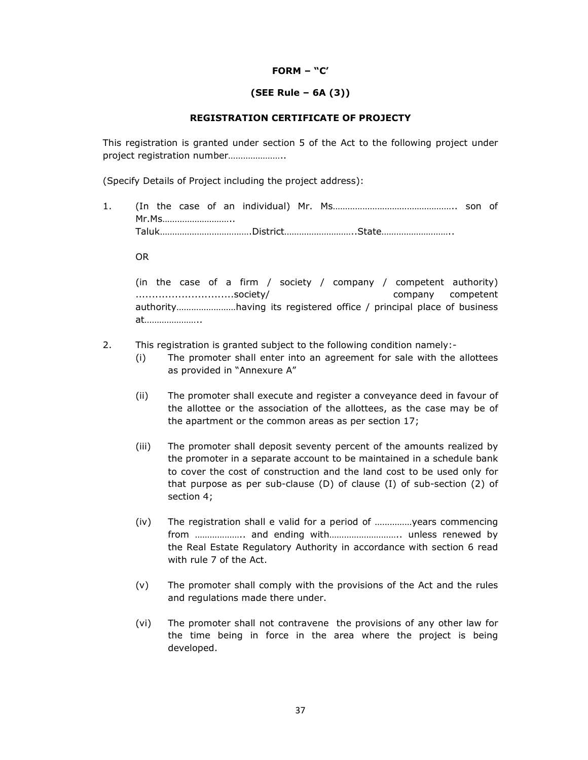**FORM – "C'**

**(SEE Rule – 6A (3))**

**REGISTRATION CERTIFICATE OF PROJECTY**

This registration is granted under section 5 of the Act to the following project under project registration number…………………..

(Specify Details of Project including the project address):

1. (In the case of an individual) Mr. Ms………………………………………….. son of Mr.Ms……………………….. Taluk……………………………….District………………………..State………………………..

   OR

   (in the case of a firm / society / company / competent authority) ..............................society/ company competent authority……………………having its registered office / principal place of business at…………………..

2. This registration is granted subject to the following condition namely:-
   - (i) The promoter shall enter into an agreement for sale with the allottees as provided in "Annexure A"
   - (ii) The promoter shall execute and register a conveyance deed in favour of the allottee or the association of the allottees, as the case may be of the apartment or the common areas as per section 17;
   - (iii) The promoter shall deposit seventy percent of the amounts realized by the promoter in a separate account to be maintained in a schedule bank to cover the cost of construction and the land cost to be used only for that purpose as per sub-clause (D) of clause (I) of sub-section (2) of section 4;
   - (iv) The registration shall e valid for a period of ……………years commencing from ……………….. and ending with……………………….. unless renewed by the Real Estate Regulatory Authority in accordance with section 6 read with rule 7 of the Act.
   - (v) The promoter shall comply with the provisions of the Act and the rules and regulations made there under.
   - (vi) The promoter shall not contravene the provisions of any other law for the time being in force in the area where the project is being developed.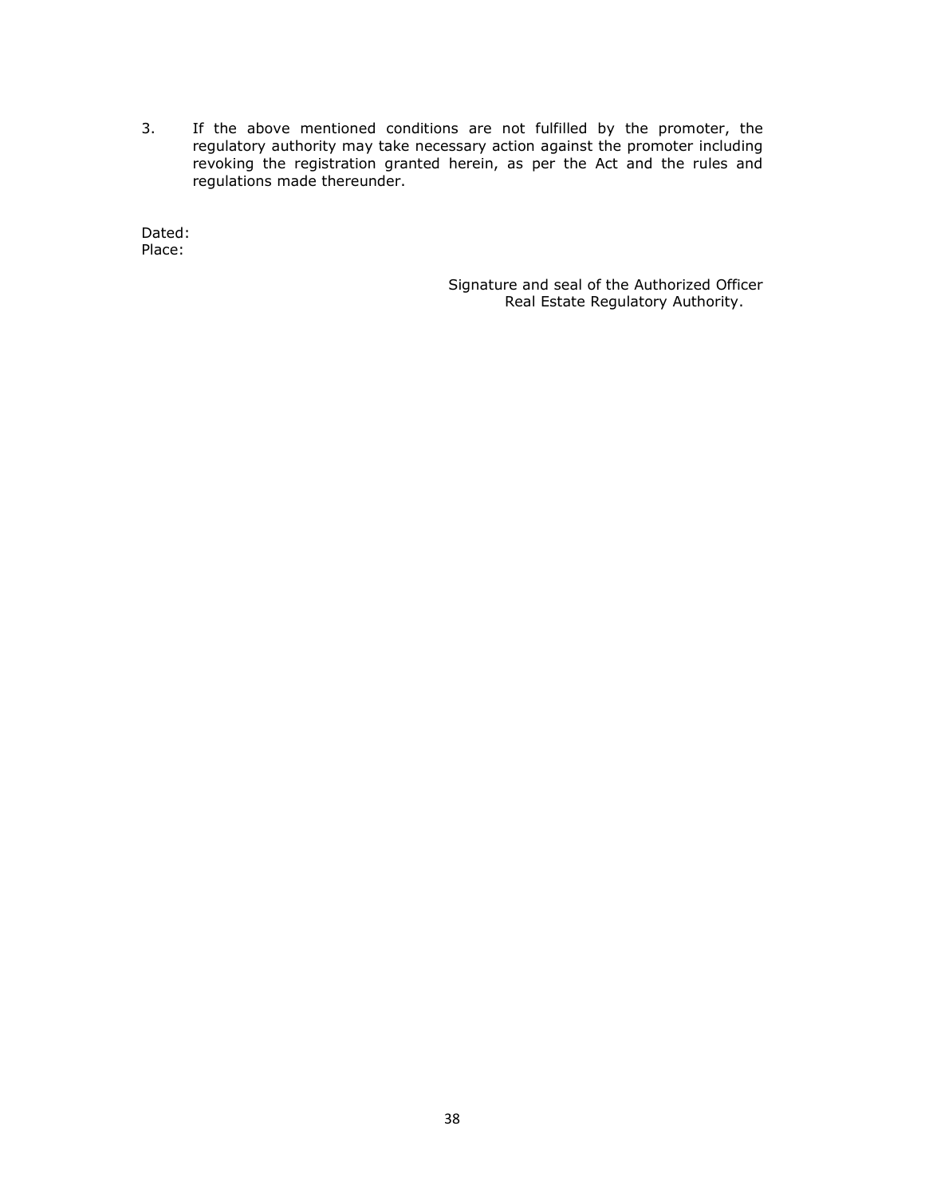3. If the above mentioned conditions are not fulfilled by the promoter, the regulatory authority may take necessary action against the promoter including revoking the registration granted herein, as per the Act and the rules and regulations made thereunder.

Dated:
Place:

Signature and seal of the Authorized Officer
Real Estate Regulatory Authority.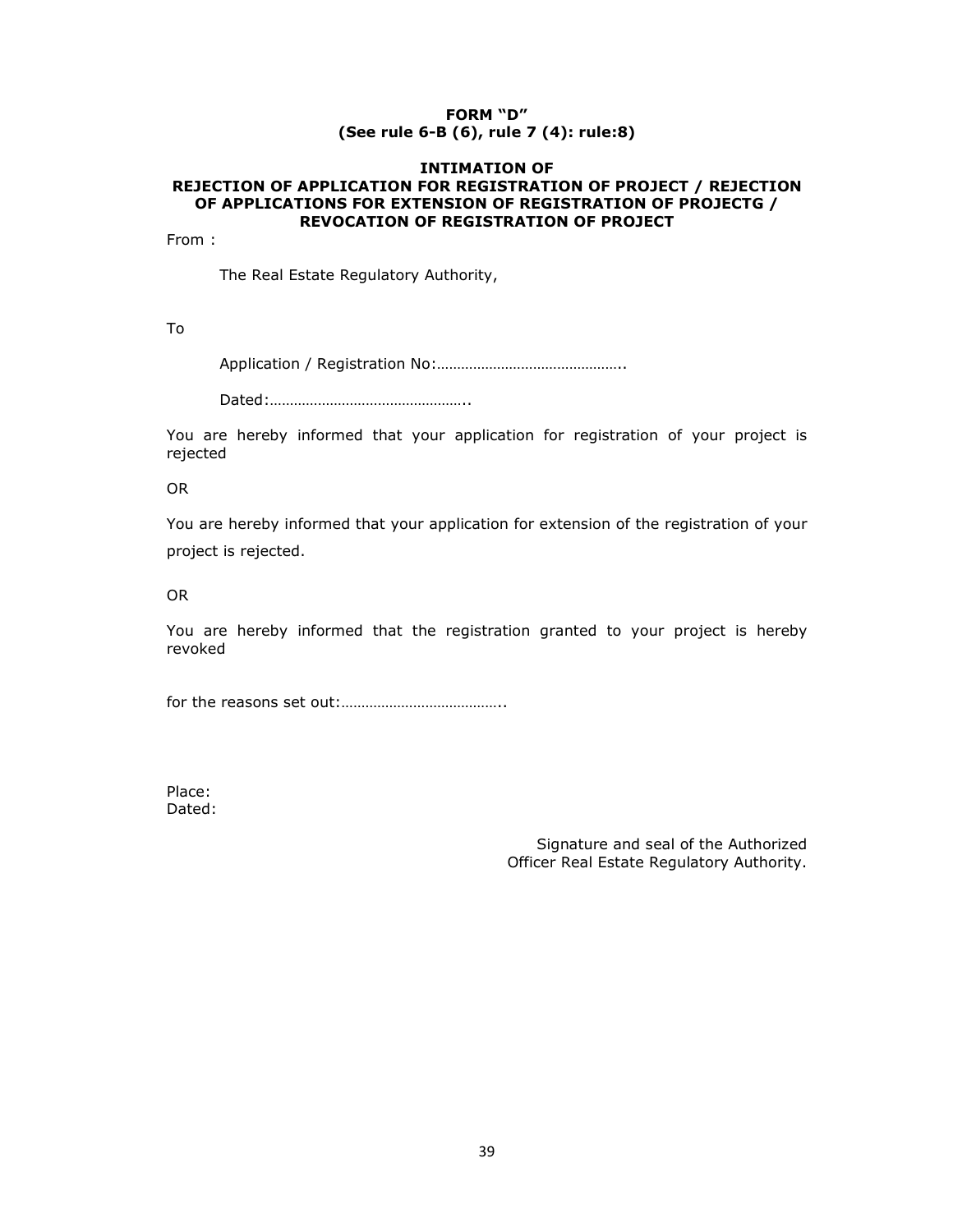**FORM "D"**
**(See rule 6-B (6), rule 7 (4): rule:8)**

**INTIMATION OF**
**REJECTION OF APPLICATION FOR REGISTRATION OF PROJECT / REJECTION OF APPLICATIONS FOR EXTENSION OF REGISTRATION OF PROJECTG / REVOCATION OF REGISTRATION OF PROJECT**

From :

The Real Estate Regulatory Authority,

To

Application / Registration No:………………………………………..

Dated:…………………………………………..

You are hereby informed that your application for registration of your project is rejected

OR

You are hereby informed that your application for extension of the registration of your project is rejected.

OR

You are hereby informed that the registration granted to your project is hereby revoked

for the reasons set out:…………………………………..

Place:
Dated:

Signature and seal of the Authorized
Officer Real Estate Regulatory Authority.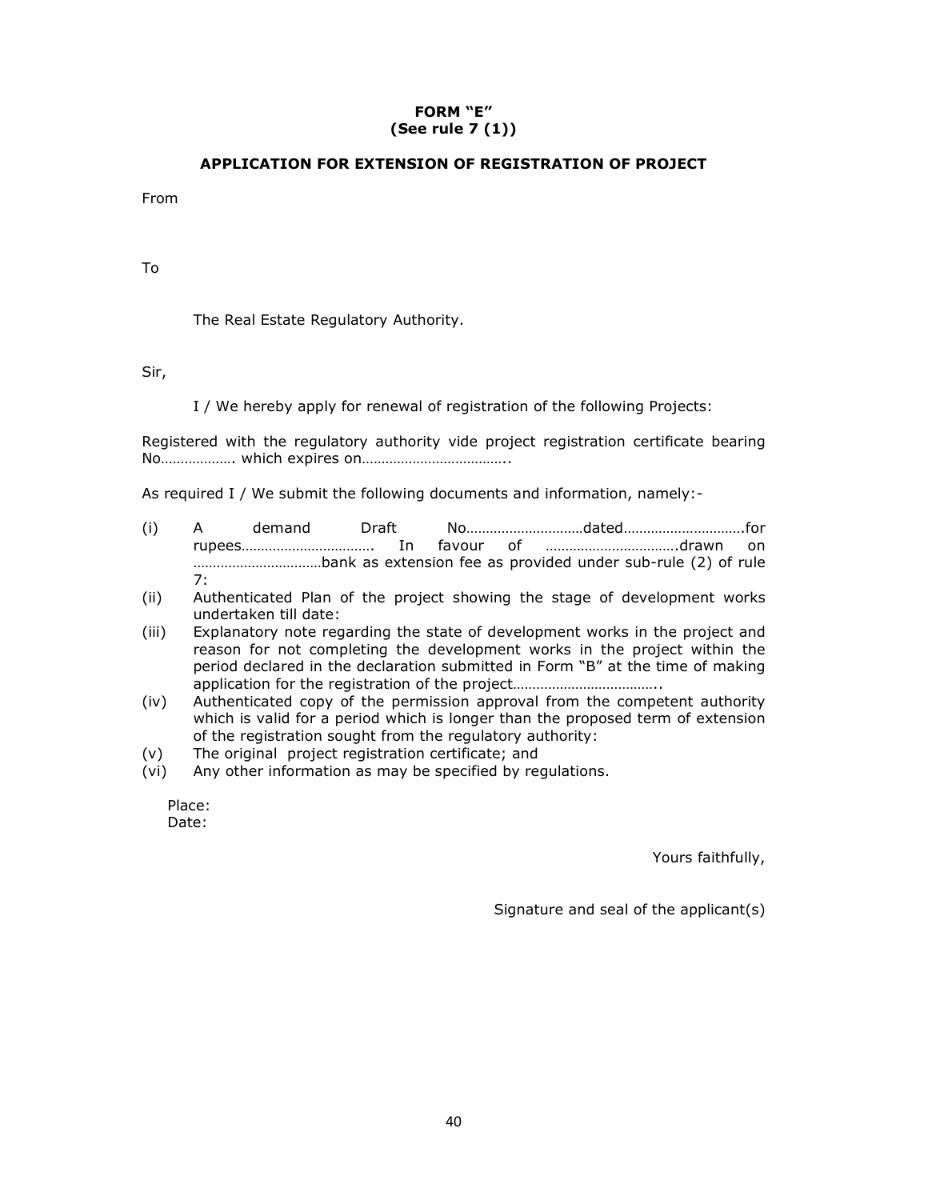**FORM "E"**
**(See rule 7 (1))**

**APPLICATION FOR EXTENSION OF REGISTRATION OF PROJECT**

From

To

The Real Estate Regulatory Authority.

Sir,

I / We hereby apply for renewal of registration of the following Projects:

Registered with the regulatory authority vide project registration certificate bearing No………………. which expires on………………………………..

As required I / We submit the following documents and information, namely:-

(i) A demand Draft No…………………………dated………………………….for rupees……………………………. In favour of …………………………….drawn on ……………………………bank as extension fee as provided under sub-rule (2) of rule 7:
(ii) Authenticated Plan of the project showing the stage of development works undertaken till date:
(iii) Explanatory note regarding the state of development works in the project and reason for not completing the development works in the project within the period declared in the declaration submitted in Form "B" at the time of making application for the registration of the project………………………………..
(iv) Authenticated copy of the permission approval from the competent authority which is valid for a period which is longer than the proposed term of extension of the registration sought from the regulatory authority:
(v) The original project registration certificate; and
(vi) Any other information as may be specified by regulations.

Place:
Date:

Yours faithfully,

Signature and seal of the applicant(s)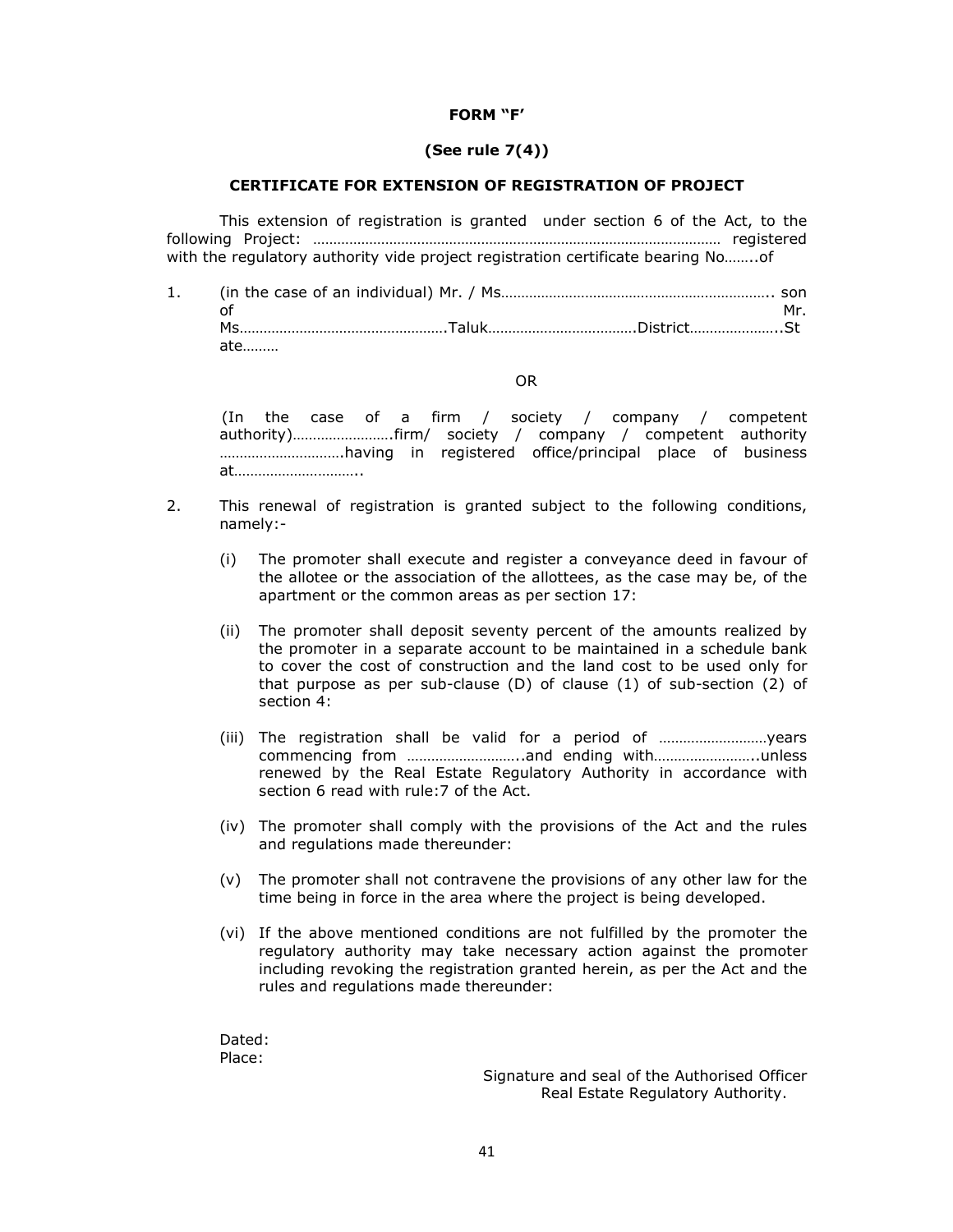**FORM "F'**

**(See rule 7(4))**

**CERTIFICATE FOR EXTENSION OF REGISTRATION OF PROJECT**

This extension of registration is granted under section 6 of the Act, to the following Project: ………………………………………………………………………………………… registered with the regulatory authority vide project registration certificate bearing No……..of

1. (in the case of an individual) Mr. / Ms………………………………………………………….. son of Mr. Ms…………………………………………….Taluk……………………………….District…………………..State………

   OR

   (In the case of a firm / society / company / competent authority)…………………….firm/ society / company / competent authority ………………………….having in registered office/principal place of business at…………………………..

2. This renewal of registration is granted subject to the following conditions, namely:-

   (i) The promoter shall execute and register a conveyance deed in favour of the allotee or the association of the allottees, as the case may be, of the apartment or the common areas as per section 17:

   (ii) The promoter shall deposit seventy percent of the amounts realized by the promoter in a separate account to be maintained in a schedule bank to cover the cost of construction and the land cost to be used only for that purpose as per sub-clause (D) of clause (1) of sub-section (2) of section 4:

   (iii) The registration shall be valid for a period of ………………………years commencing from ………………………..and ending with……………………..unless renewed by the Real Estate Regulatory Authority in accordance with section 6 read with rule:7 of the Act.

   (iv) The promoter shall comply with the provisions of the Act and the rules and regulations made thereunder:

   (v) The promoter shall not contravene the provisions of any other law for the time being in force in the area where the project is being developed.

   (vi) If the above mentioned conditions are not fulfilled by the promoter the regulatory authority may take necessary action against the promoter including revoking the registration granted herein, as per the Act and the rules and regulations made thereunder:

Dated:
Place:

Signature and seal of the Authorised Officer
Real Estate Regulatory Authority.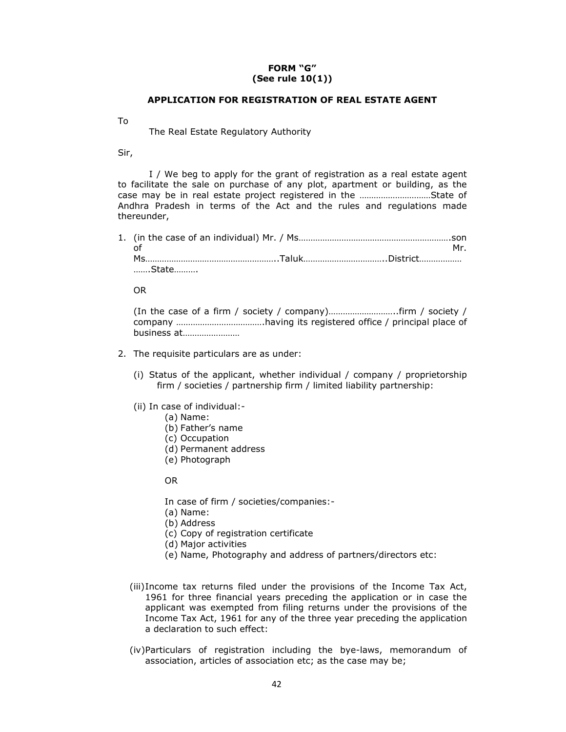**FORM "G"**
**(See rule 10(1))**

**APPLICATION FOR REGISTRATION OF REAL ESTATE AGENT**

To

The Real Estate Regulatory Authority

Sir,

I / We beg to apply for the grant of registration as a real estate agent to facilitate the sale on purchase of any plot, apartment or building, as the case may be in real estate project registered in the …………………………State of Andhra Pradesh in terms of the Act and the rules and regulations made thereunder,

1. (in the case of an individual) Mr. / Ms……………………………………………………….son of Mr. Ms………………………………………………..Taluk……………………………..District……………… …….State……….

   OR

   (In the case of a firm / society / company)………………………..firm / society / company ……………………………….having its registered office / principal place of business at……………………

2. The requisite particulars are as under:

   (i) Status of the applicant, whether individual / company / proprietorship firm / societies / partnership firm / limited liability partnership:

   (ii) In case of individual:-
      (a) Name:
      (b) Father's name
      (c) Occupation
      (d) Permanent address
      (e) Photograph

      OR

      In case of firm / societies/companies:-
      (a) Name:
      (b) Address
      (c) Copy of registration certificate
      (d) Major activities
      (e) Name, Photography and address of partners/directors etc:

   (iii) Income tax returns filed under the provisions of the Income Tax Act, 1961 for three financial years preceding the application or in case the applicant was exempted from filing returns under the provisions of the Income Tax Act, 1961 for any of the three year preceding the application a declaration to such effect:

   (iv) Particulars of registration including the bye-laws, memorandum of association, articles of association etc; as the case may be;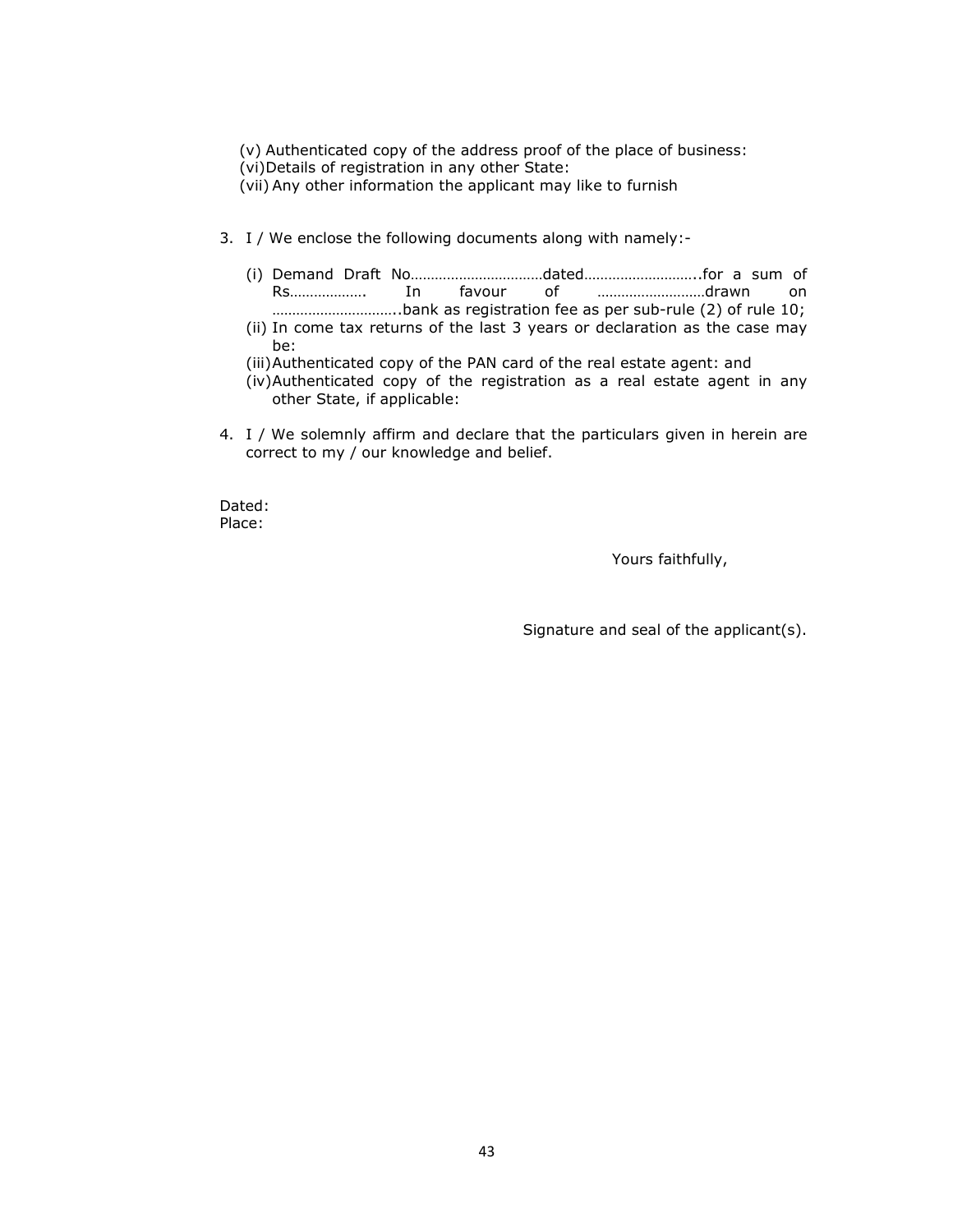(v) Authenticated copy of the address proof of the place of business:
(vi) Details of registration in any other State:
(vii) Any other information the applicant may like to furnish

3. I / We enclose the following documents along with namely:-

    (i) Demand Draft No……………………………dated………………………..for a sum of Rs………………. In favour of ………………………drawn on …………………………..bank as registration fee as per sub-rule (2) of rule 10;
    (ii) In come tax returns of the last 3 years or declaration as the case may be:
    (iii) Authenticated copy of the PAN card of the real estate agent: and
    (iv) Authenticated copy of the registration as a real estate agent in any other State, if applicable:

4. I / We solemnly affirm and declare that the particulars given in herein are correct to my / our knowledge and belief.

Dated:
Place:

Yours faithfully,

Signature and seal of the applicant(s).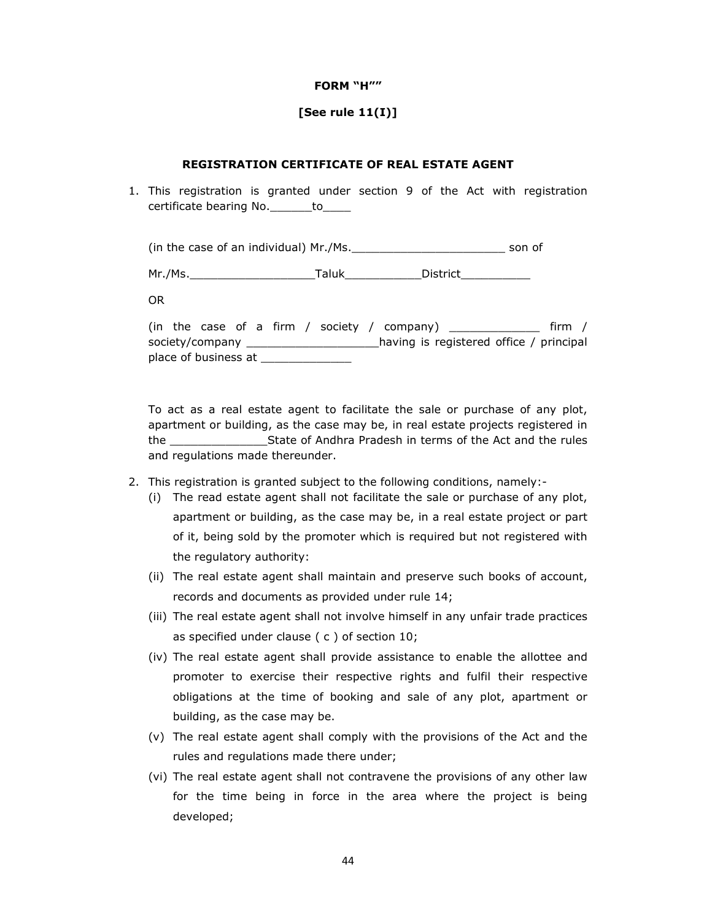**FORM "H""**

**[See rule 11(I)]**

**REGISTRATION CERTIFICATE OF REAL ESTATE AGENT**

1. This registration is granted under section 9 of the Act with registration certificate bearing No.______to____

   (in the case of an individual) Mr./Ms.______________________ son of

   Mr./Ms.__________________Taluk___________District__________

   OR

   (in the case of a firm / society / company) _____________ firm / society/company ___________________having is registered office / principal place of business at _____________

   To act as a real estate agent to facilitate the sale or purchase of any plot, apartment or building, as the case may be, in real estate projects registered in the ______________State of Andhra Pradesh in terms of the Act and the rules and regulations made thereunder.

2. This registration is granted subject to the following conditions, namely:-
   (i) The read estate agent shall not facilitate the sale or purchase of any plot, apartment or building, as the case may be, in a real estate project or part of it, being sold by the promoter which is required but not registered with the regulatory authority:
   (ii) The real estate agent shall maintain and preserve such books of account, records and documents as provided under rule 14;
   (iii) The real estate agent shall not involve himself in any unfair trade practices as specified under clause ( c ) of section 10;
   (iv) The real estate agent shall provide assistance to enable the allottee and promoter to exercise their respective rights and fulfil their respective obligations at the time of booking and sale of any plot, apartment or building, as the case may be.
   (v) The real estate agent shall comply with the provisions of the Act and the rules and regulations made there under;
   (vi) The real estate agent shall not contravene the provisions of any other law for the time being in force in the area where the project is being developed;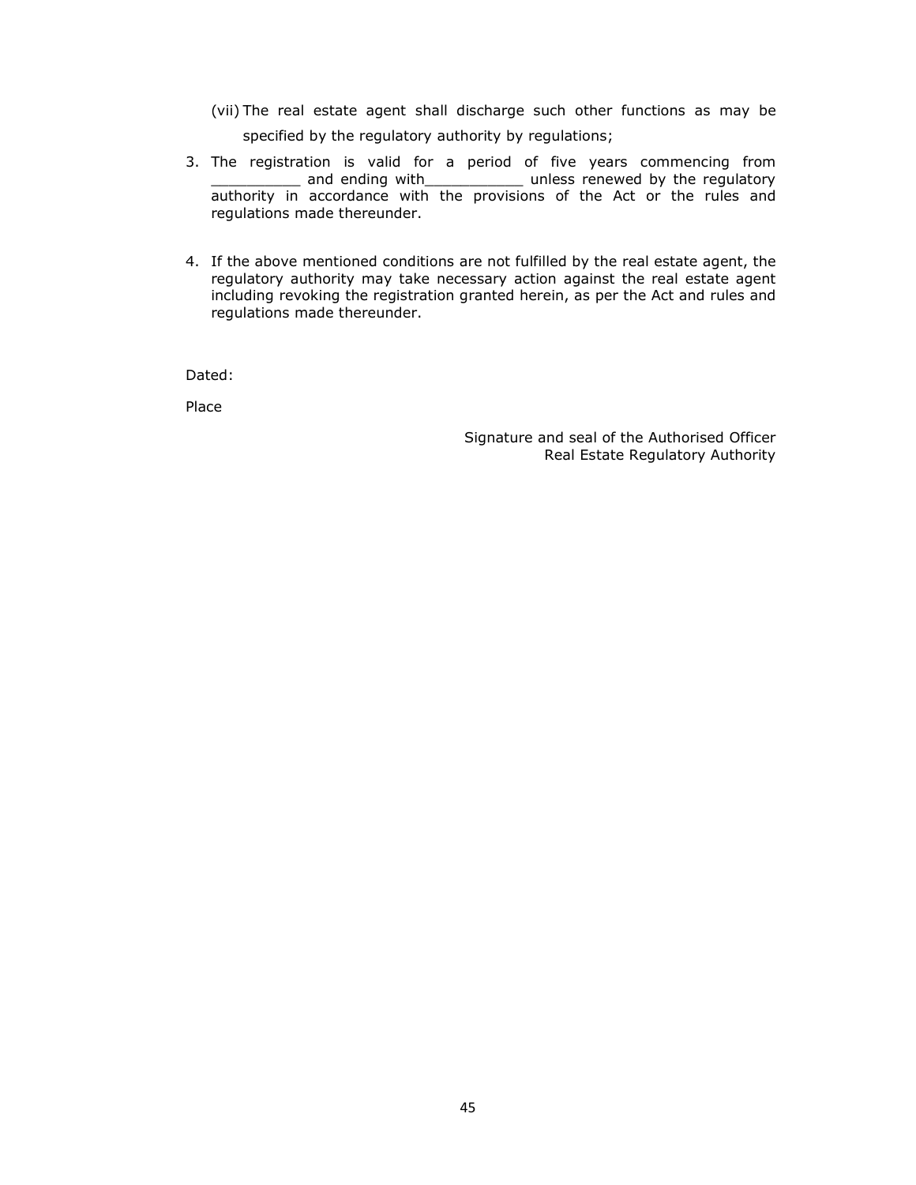(vii) The real estate agent shall discharge such other functions as may be specified by the regulatory authority by regulations;

3. The registration is valid for a period of five years commencing from __________ and ending with___________ unless renewed by the regulatory authority in accordance with the provisions of the Act or the rules and regulations made thereunder.

4. If the above mentioned conditions are not fulfilled by the real estate agent, the regulatory authority may take necessary action against the real estate agent including revoking the registration granted herein, as per the Act and rules and regulations made thereunder.

Dated:

Place

Signature and seal of the Authorised Officer
Real Estate Regulatory Authority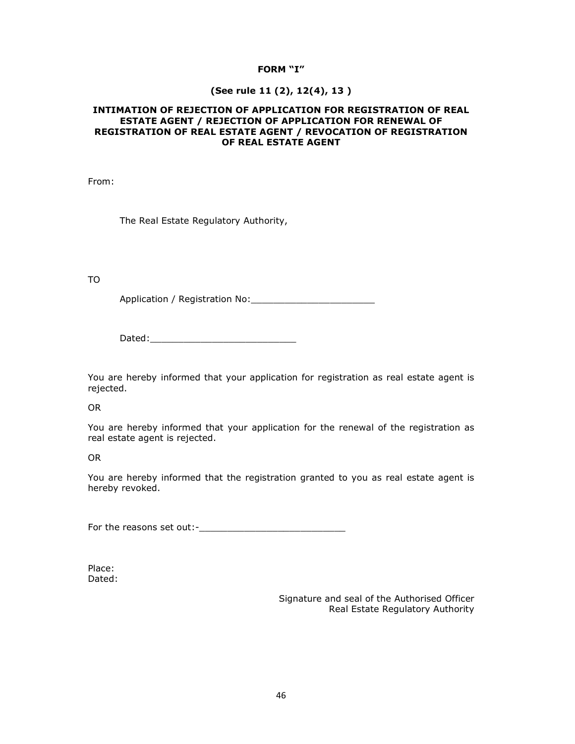**FORM "I"**

**(See rule 11 (2), 12(4), 13 )**

**INTIMATION OF REJECTION OF APPLICATION FOR REGISTRATION OF REAL ESTATE AGENT / REJECTION OF APPLICATION FOR RENEWAL OF REGISTRATION OF REAL ESTATE AGENT / REVOCATION OF REGISTRATION OF REAL ESTATE AGENT**

From:

The Real Estate Regulatory Authority,

TO

Application / Registration No:______________________

Dated:__________________________

You are hereby informed that your application for registration as real estate agent is rejected.

OR

You are hereby informed that your application for the renewal of the registration as real estate agent is rejected.

OR

You are hereby informed that the registration granted to you as real estate agent is hereby revoked.

For the reasons set out:-__________________________

Place:
Dated:

Signature and seal of the Authorised Officer
Real Estate Regulatory Authority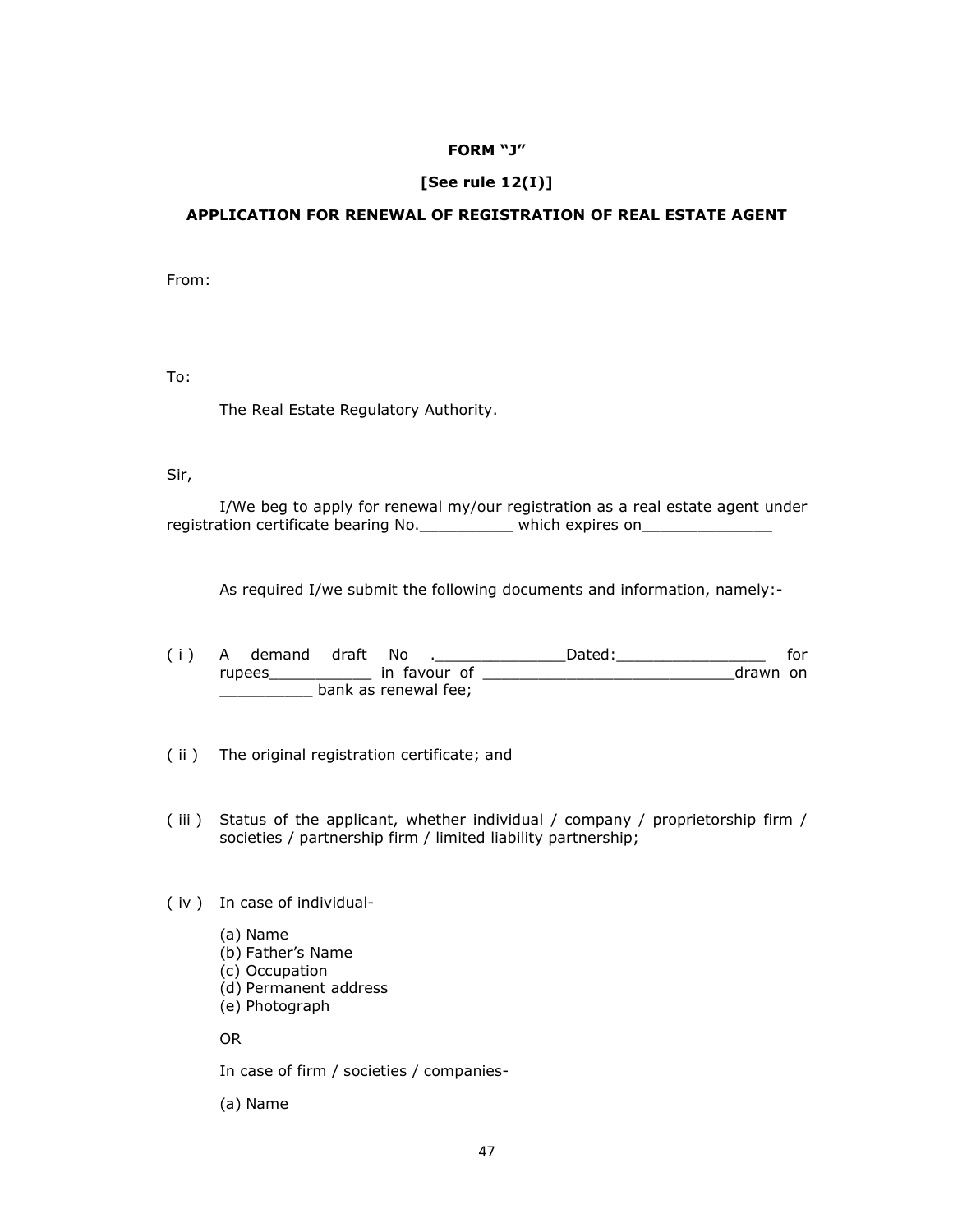**FORM "J"**

**[See rule 12(I)]**

**APPLICATION FOR RENEWAL OF REGISTRATION OF REAL ESTATE AGENT**

From:

To:

The Real Estate Regulatory Authority.

Sir,

I/We beg to apply for renewal my/our registration as a real estate agent under registration certificate bearing No.__________ which expires on______________

As required I/we submit the following documents and information, namely:-

( i ) A demand draft No .______________Dated:________________ for rupees___________ in favour of ___________________________drawn on __________ bank as renewal fee;

( ii ) The original registration certificate; and

( iii ) Status of the applicant, whether individual / company / proprietorship firm / societies / partnership firm / limited liability partnership;

( iv ) In case of individual-

(a) Name
(b) Father's Name
(c) Occupation
(d) Permanent address
(e) Photograph

OR

In case of firm / societies / companies-

(a) Name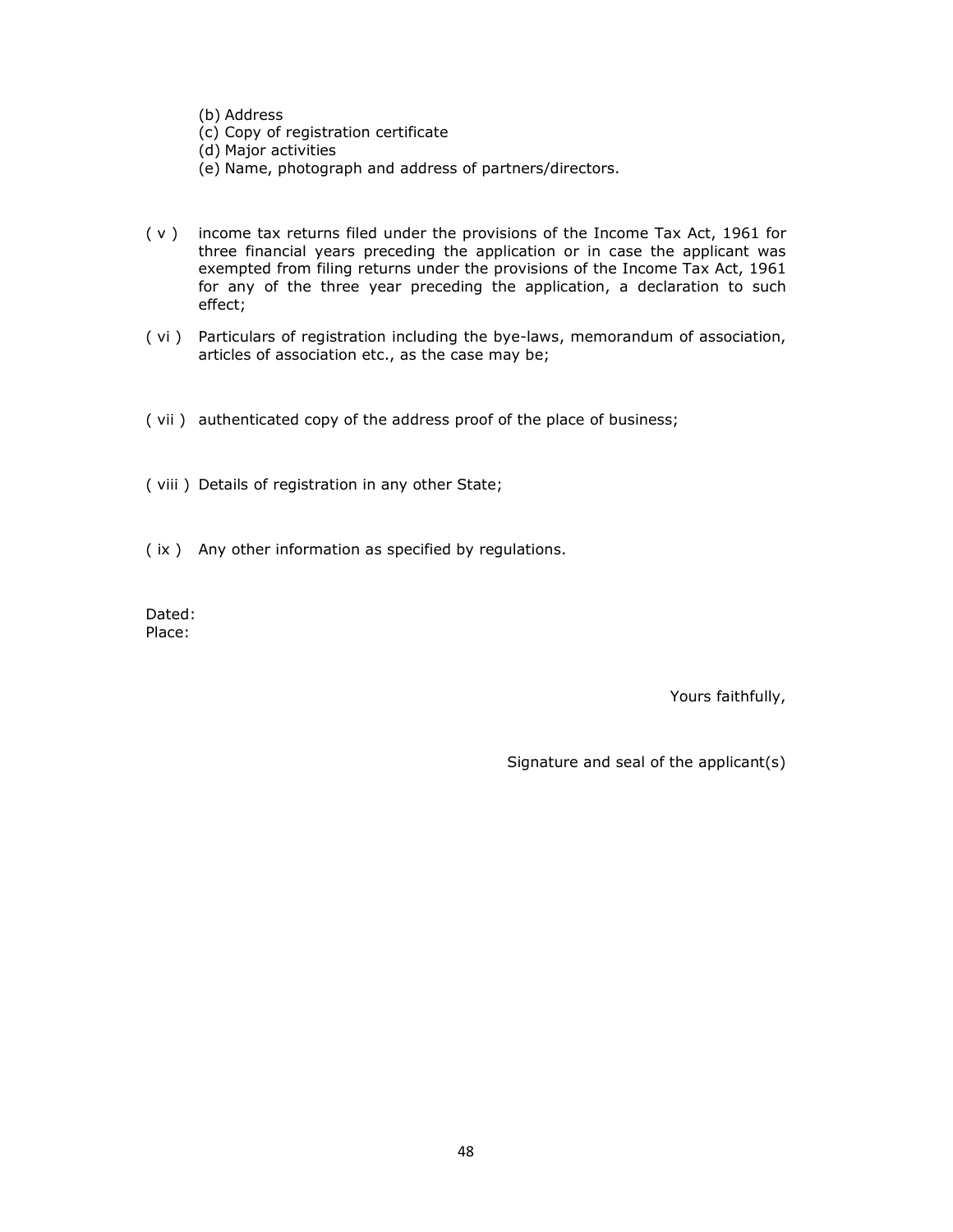(b) Address
(c) Copy of registration certificate
(d) Major activities
(e) Name, photograph and address of partners/directors.

( v ) income tax returns filed under the provisions of the Income Tax Act, 1961 for three financial years preceding the application or in case the applicant was exempted from filing returns under the provisions of the Income Tax Act, 1961 for any of the three year preceding the application, a declaration to such effect;

( vi ) Particulars of registration including the bye-laws, memorandum of association, articles of association etc., as the case may be;

( vii ) authenticated copy of the address proof of the place of business;

( viii ) Details of registration in any other State;

( ix ) Any other information as specified by regulations.

Dated:
Place:

Yours faithfully,

Signature and seal of the applicant(s)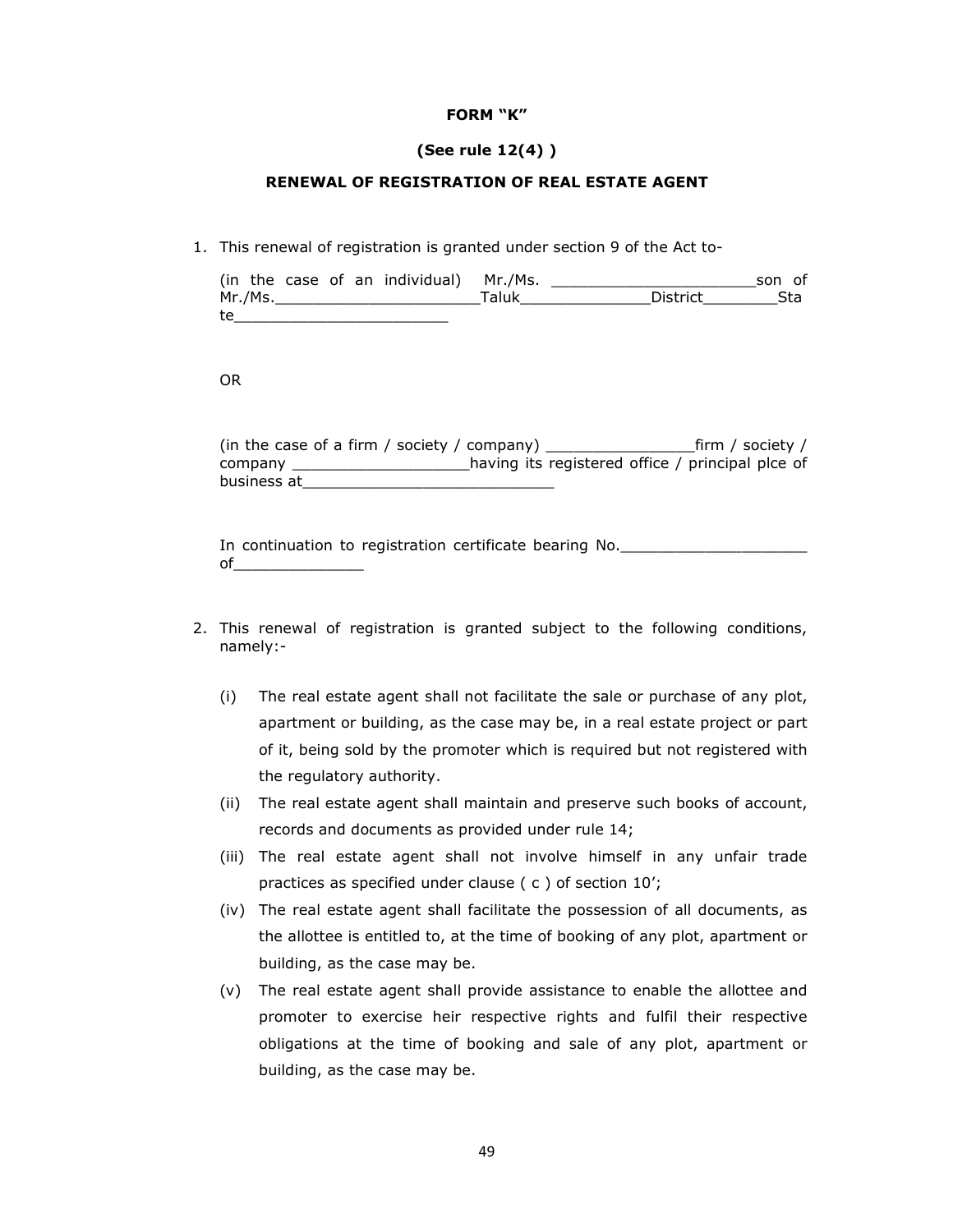**FORM "K"**

**(See rule 12(4) )**

**RENEWAL OF REGISTRATION OF REAL ESTATE AGENT**

1. This renewal of registration is granted under section 9 of the Act to-

   (in the case of an individual) Mr./Ms. ______________________son of Mr./Ms.______________________Taluk_____________District________State_______________________

   OR

   (in the case of a firm / society / company) ________________firm / society / company ___________________having its registered office / principal plce of business at___________________________

   In continuation to registration certificate bearing No.____________________ of______________

2. This renewal of registration is granted subject to the following conditions, namely:-

   (i) The real estate agent shall not facilitate the sale or purchase of any plot, apartment or building, as the case may be, in a real estate project or part of it, being sold by the promoter which is required but not registered with the regulatory authority.

   (ii) The real estate agent shall maintain and preserve such books of account, records and documents as provided under rule 14;

   (iii) The real estate agent shall not involve himself in any unfair trade practices as specified under clause ( c ) of section 10';

   (iv) The real estate agent shall facilitate the possession of all documents, as the allottee is entitled to, at the time of booking of any plot, apartment or building, as the case may be.

   (v) The real estate agent shall provide assistance to enable the allottee and promoter to exercise heir respective rights and fulfil their respective obligations at the time of booking and sale of any plot, apartment or building, as the case may be.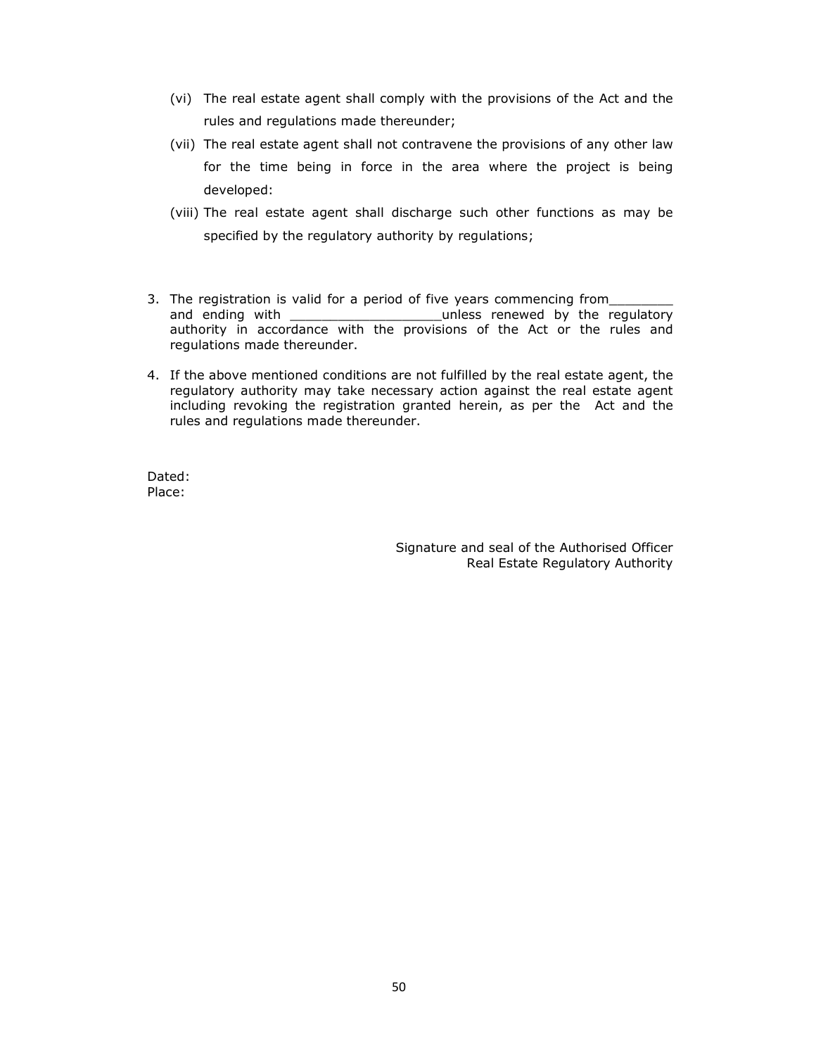(vi) The real estate agent shall comply with the provisions of the Act and the rules and regulations made thereunder;

(vii) The real estate agent shall not contravene the provisions of any other law for the time being in force in the area where the project is being developed:

(viii) The real estate agent shall discharge such other functions as may be specified by the regulatory authority by regulations;

3. The registration is valid for a period of five years commencing from________ and ending with ___________________unless renewed by the regulatory authority in accordance with the provisions of the Act or the rules and regulations made thereunder.

4. If the above mentioned conditions are not fulfilled by the real estate agent, the regulatory authority may take necessary action against the real estate agent including revoking the registration granted herein, as per the Act and the rules and regulations made thereunder.

Dated:
Place:

Signature and seal of the Authorised Officer
Real Estate Regulatory Authority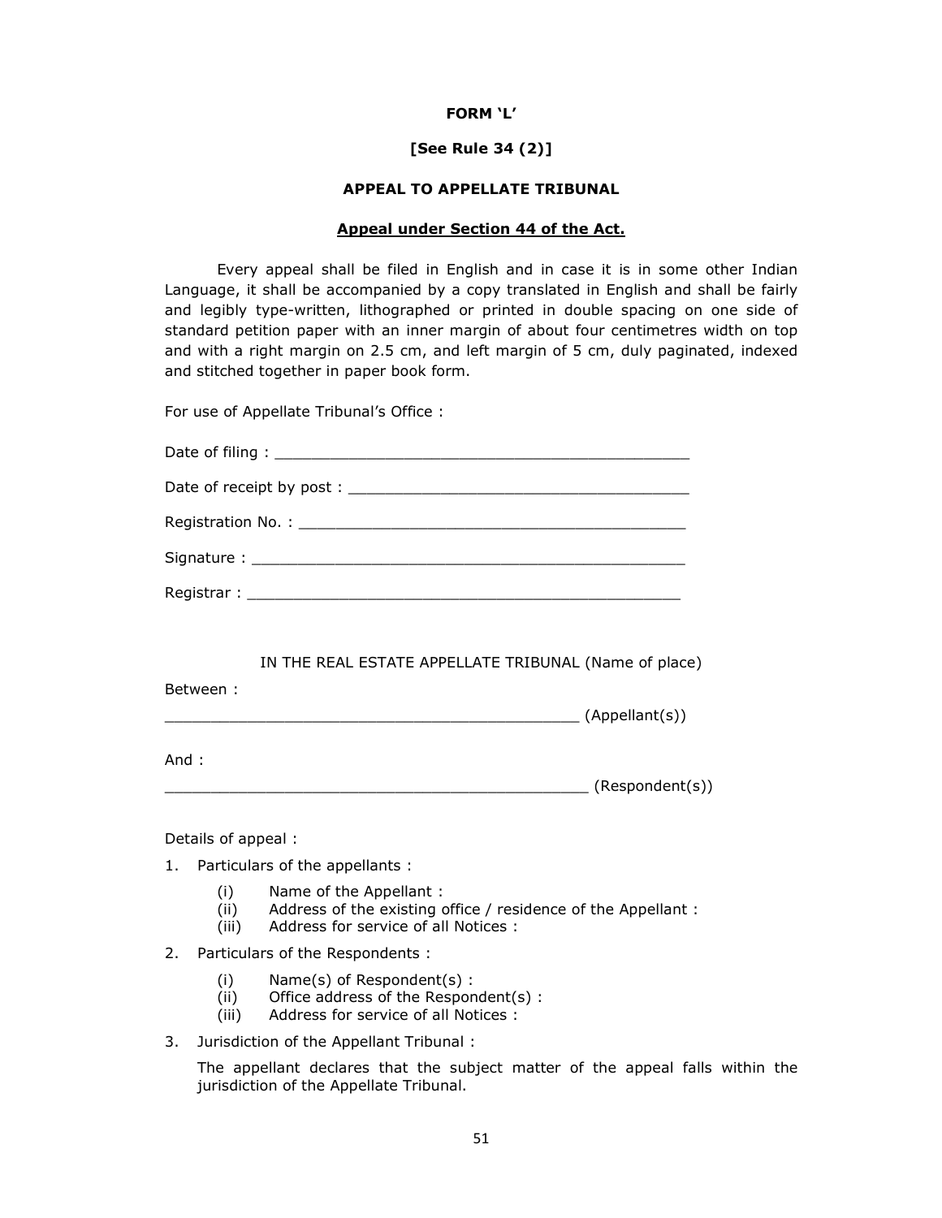**FORM 'L'**

**[See Rule 34 (2)]**

**APPEAL TO APPELLATE TRIBUNAL**

**<u>Appeal under Section 44 of the Act.</u>**

Every appeal shall be filed in English and in case it is in some other Indian Language, it shall be accompanied by a copy translated in English and shall be fairly and legibly type-written, lithographed or printed in double spacing on one side of standard petition paper with an inner margin of about four centimetres width on top and with a right margin on 2.5 cm, and left margin of 5 cm, duly paginated, indexed and stitched together in paper book form.

For use of Appellate Tribunal's Office :

Date of filing : ______________________________________________

Date of receipt by post : _____________________________________

Registration No. : ___________________________________________

Signature : _________________________________________________

Registrar : _________________________________________________

IN THE REAL ESTATE APPELLATE TRIBUNAL (Name of place)

Between :

______________________________________________ (Appellant(s))

And :

______________________________________________ (Respondent(s))

Details of appeal :

1. Particulars of the appellants :
   - (i) Name of the Appellant :
   - (ii) Address of the existing office / residence of the Appellant :
   - (iii) Address for service of all Notices :

2. Particulars of the Respondents :
   - (i) Name(s) of Respondent(s) :
   - (ii) Office address of the Respondent(s) :
   - (iii) Address for service of all Notices :

3. Jurisdiction of the Appellant Tribunal :

   The appellant declares that the subject matter of the appeal falls within the jurisdiction of the Appellate Tribunal.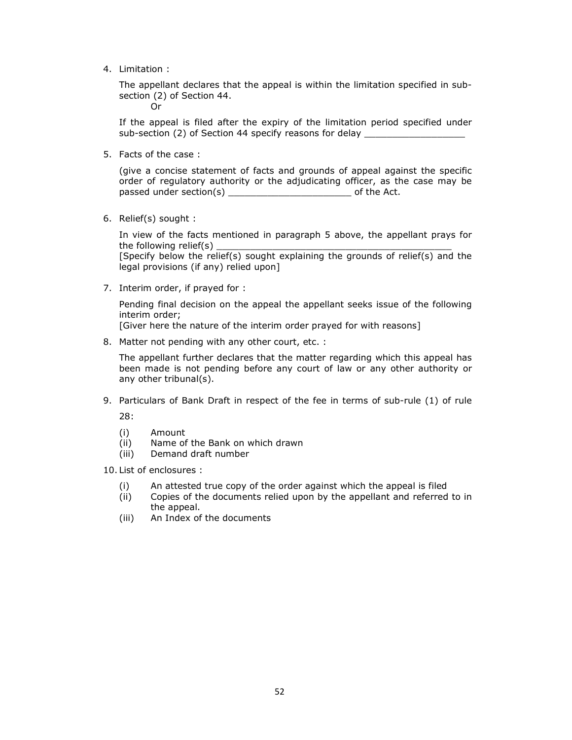4. Limitation :

   The appellant declares that the appeal is within the limitation specified in sub-section (2) of Section 44.
   
   Or

   If the appeal is filed after the expiry of the limitation period specified under sub-section (2) of Section 44 specify reasons for delay __________________

5. Facts of the case :

   (give a concise statement of facts and grounds of appeal against the specific order of regulatory authority or the adjudicating officer, as the case may be passed under section(s) ______________________ of the Act.

6. Relief(s) sought :

   In view of the facts mentioned in paragraph 5 above, the appellant prays for the following relief(s) ___________________________________________
   [Specify below the relief(s) sought explaining the grounds of relief(s) and the legal provisions (if any) relied upon]

7. Interim order, if prayed for :

   Pending final decision on the appeal the appellant seeks issue of the following interim order;
   [Giver here the nature of the interim order prayed for with reasons]

8. Matter not pending with any other court, etc. :

   The appellant further declares that the matter regarding which this appeal has been made is not pending before any court of law or any other authority or any other tribunal(s).

9. Particulars of Bank Draft in respect of the fee in terms of sub-rule (1) of rule 28:

   (i) Amount
   (ii) Name of the Bank on which drawn
   (iii) Demand draft number

10. List of enclosures :

    (i) An attested true copy of the order against which the appeal is filed
    (ii) Copies of the documents relied upon by the appellant and referred to in the appeal.
    (iii) An Index of the documents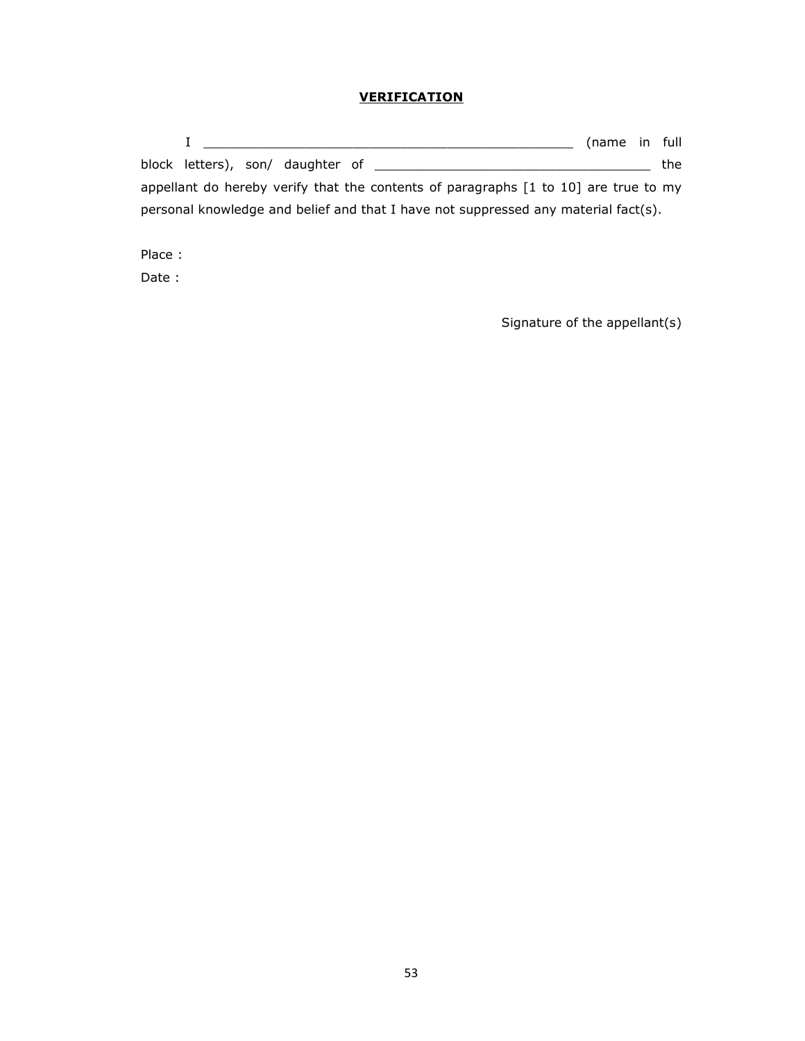**VERIFICATION**

I ______________________________________________ (name in full block letters), son/ daughter of ________________________________ the appellant do hereby verify that the contents of paragraphs [1 to 10] are true to my personal knowledge and belief and that I have not suppressed any material fact(s).

Place :

Date :

Signature of the appellant(s)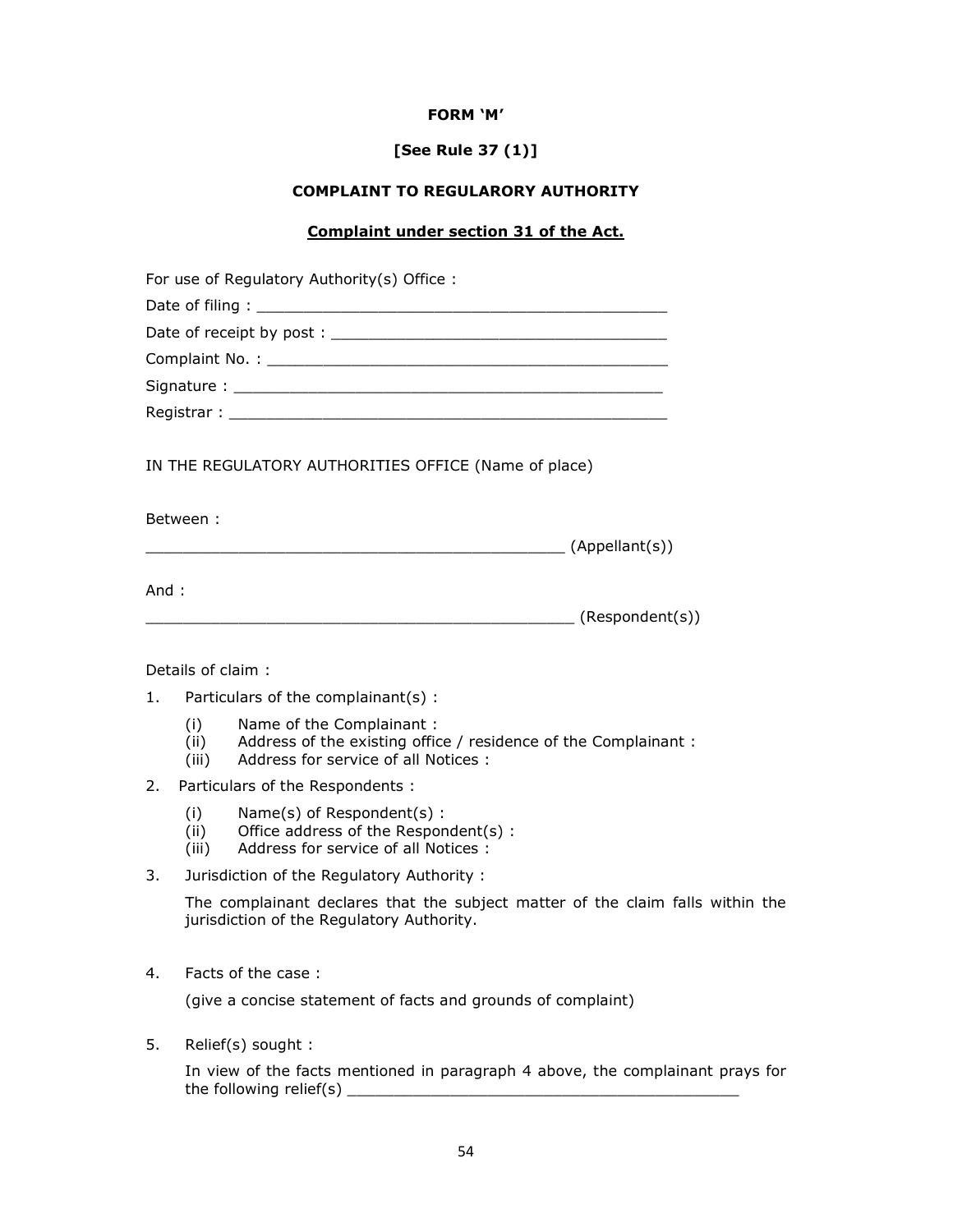**FORM 'M'**

**[See Rule 37 (1)]**

**COMPLAINT TO REGULARORY AUTHORITY**

**<u>Complaint under section 31 of the Act.</u>**

For use of Regulatory Authority(s) Office :

Date of filing : _______________________________________________

Date of receipt by post : ______________________________________

Complaint No. : _____________________________________________

Signature : ________________________________________________

Registrar : _________________________________________________

IN THE REGULATORY AUTHORITIES OFFICE (Name of place)

Between :

_______________________________________________ (Appellant(s))

And :

________________________________________________ (Respondent(s))

Details of claim :

1. Particulars of the complainant(s) :
   - (i) Name of the Complainant :
   - (ii) Address of the existing office / residence of the Complainant :
   - (iii) Address for service of all Notices :
2. Particulars of the Respondents :
   - (i) Name(s) of Respondent(s) :
   - (ii) Office address of the Respondent(s) :
   - (iii) Address for service of all Notices :
3. Jurisdiction of the Regulatory Authority :

   The complainant declares that the subject matter of the claim falls within the jurisdiction of the Regulatory Authority.

4. Facts of the case :

   (give a concise statement of facts and grounds of complaint)

5. Relief(s) sought :

   In view of the facts mentioned in paragraph 4 above, the complainant prays for the following relief(s) ____________________________________________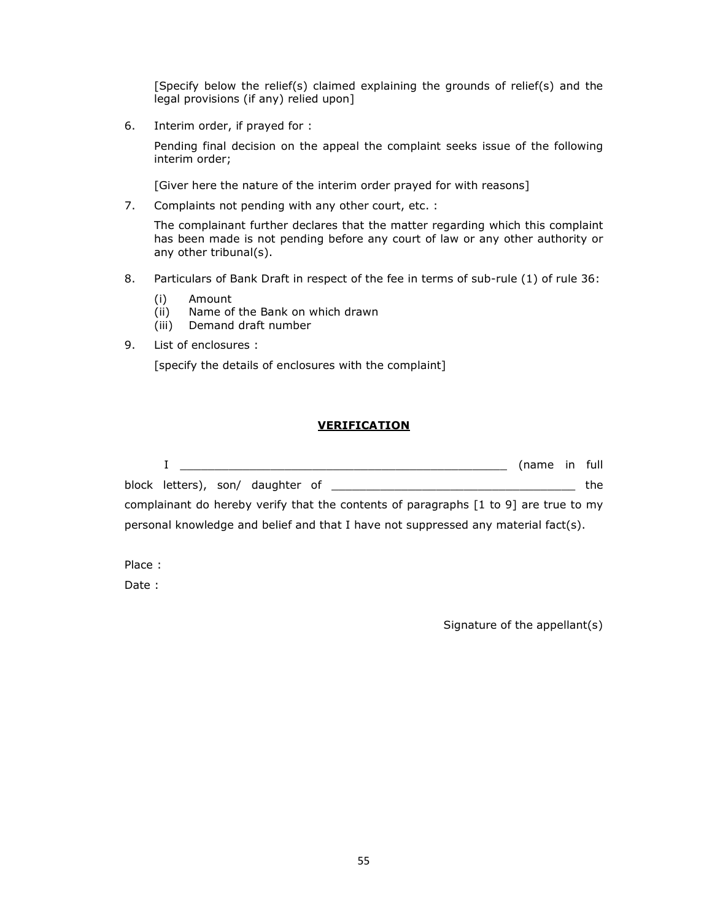[Specify below the relief(s) claimed explaining the grounds of relief(s) and the legal provisions (if any) relied upon]

6. Interim order, if prayed for :

   Pending final decision on the appeal the complaint seeks issue of the following interim order;

   [Giver here the nature of the interim order prayed for with reasons]

7. Complaints not pending with any other court, etc. :

   The complainant further declares that the matter regarding which this complaint has been made is not pending before any court of law or any other authority or any other tribunal(s).

8. Particulars of Bank Draft in respect of the fee in terms of sub-rule (1) of rule 36:

   (i) Amount
   (ii) Name of the Bank on which drawn
   (iii) Demand draft number

9. List of enclosures :

   [specify the details of enclosures with the complaint]

## VERIFICATION

I _______________________________________________ (name in full block letters), son/ daughter of __________________________________ the complainant do hereby verify that the contents of paragraphs [1 to 9] are true to my personal knowledge and belief and that I have not suppressed any material fact(s).

Place :

Date :

Signature of the appellant(s)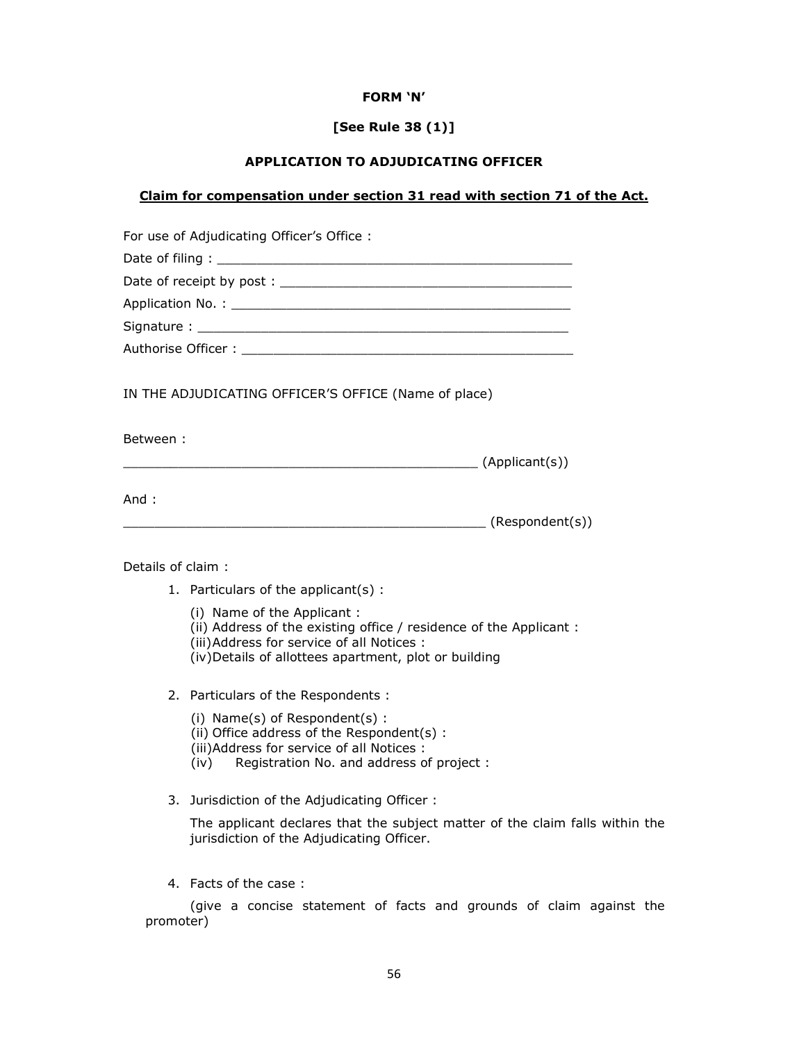**FORM 'N'**

**[See Rule 38 (1)]**

**APPLICATION TO ADJUDICATING OFFICER**

**<u>Claim for compensation under section 31 read with section 71 of the Act.</u>**

For use of Adjudicating Officer's Office :

Date of filing : ______________________________________________

Date of receipt by post : _____________________________________

Application No. : ____________________________________________

Signature : _________________________________________________

Authorise Officer : ___________________________________________

IN THE ADJUDICATING OFFICER'S OFFICE (Name of place)

Between :

_____________________________________________ (Applicant(s))

And :

_____________________________________________ (Respondent(s))

Details of claim :

1. Particulars of the applicant(s) :
   - (i) Name of the Applicant :
   - (ii) Address of the existing office / residence of the Applicant :
   - (iii) Address for service of all Notices :
   - (iv) Details of allottees apartment, plot or building

2. Particulars of the Respondents :
   - (i) Name(s) of Respondent(s) :
   - (ii) Office address of the Respondent(s) :
   - (iii) Address for service of all Notices :
   - (iv) Registration No. and address of project :

3. Jurisdiction of the Adjudicating Officer :

   The applicant declares that the subject matter of the claim falls within the jurisdiction of the Adjudicating Officer.

4. Facts of the case :

   (give a concise statement of facts and grounds of claim against the promoter)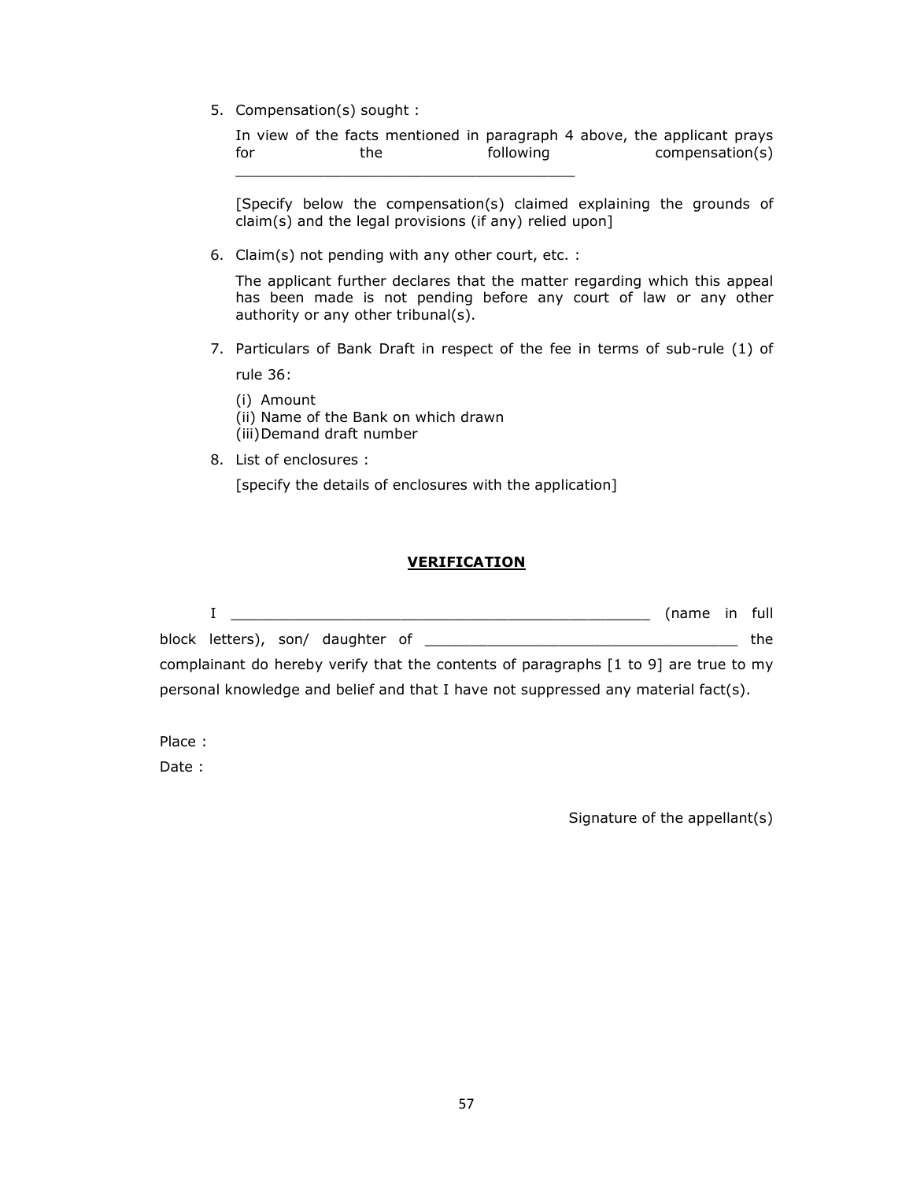5. Compensation(s) sought :

   In view of the facts mentioned in paragraph 4 above, the applicant prays for the following compensation(s) ______________________________________

   [Specify below the compensation(s) claimed explaining the grounds of claim(s) and the legal provisions (if any) relied upon]

6. Claim(s) not pending with any other court, etc. :

   The applicant further declares that the matter regarding which this appeal has been made is not pending before any court of law or any other authority or any other tribunal(s).

7. Particulars of Bank Draft in respect of the fee in terms of sub-rule (1) of rule 36:

   (i) Amount
   (ii) Name of the Bank on which drawn
   (iii) Demand draft number

8. List of enclosures :

   [specify the details of enclosures with the application]

**VERIFICATION**

I ________________________________________________ (name in full block letters), son/ daughter of ___________________________________ the complainant do hereby verify that the contents of paragraphs [1 to 9] are true to my personal knowledge and belief and that I have not suppressed any material fact(s).

Place :

Date :

Signature of the appellant(s)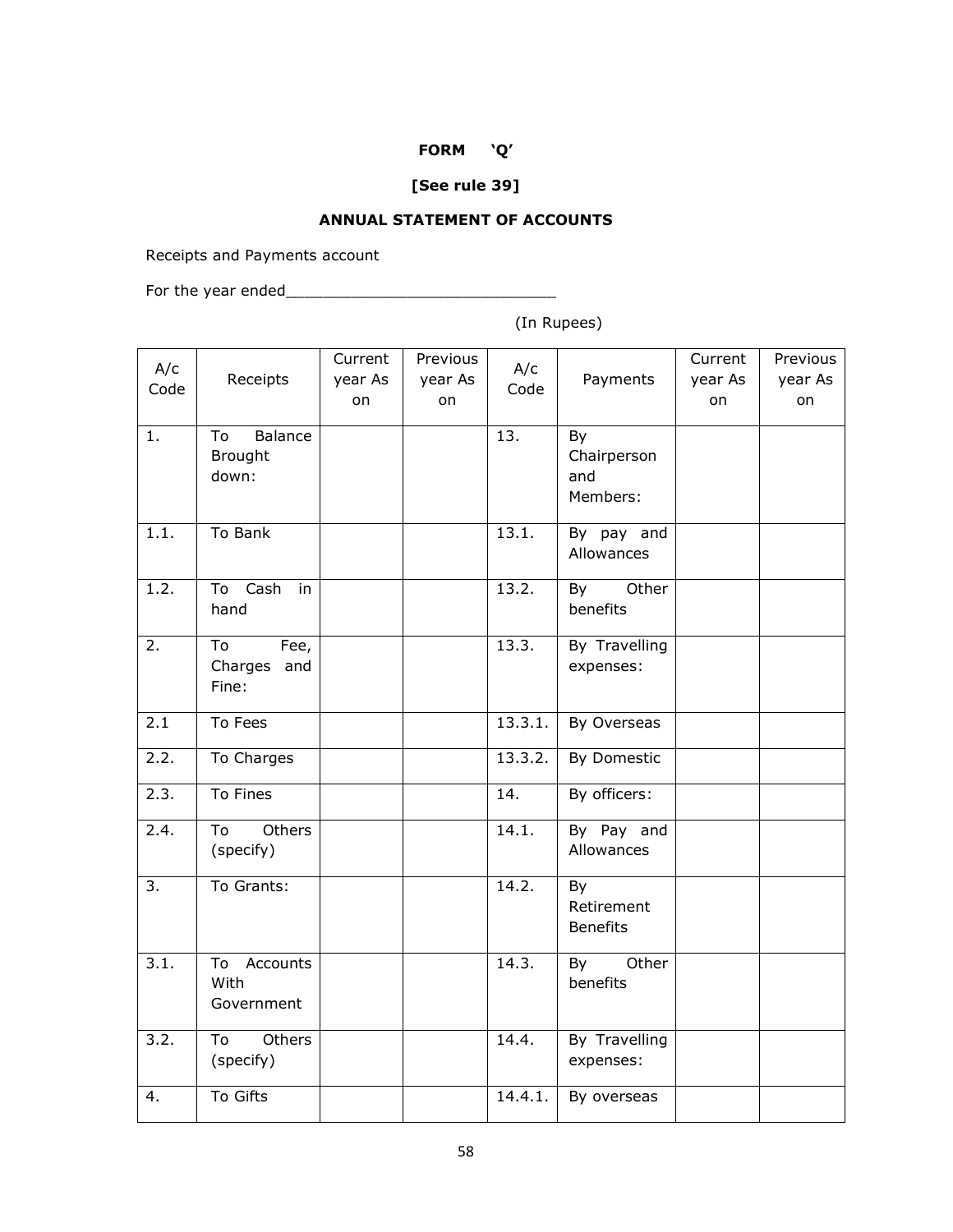**FORM 'Q'**

**[See rule 39]**

**ANNUAL STATEMENT OF ACCOUNTS**

Receipts and Payments account

For the year ended_____________________________

(In Rupees)

| A/c Code | Receipts | Current year As on | Previous year As on | A/c Code | Payments | Current year As on | Previous year As on |
|---|---|---|---|---|---|---|---|
| 1. | To Balance Brought down: | | | 13. | By Chairperson and Members: | | |
| 1.1. | To Bank | | | 13.1. | By pay and Allowances | | |
| 1.2. | To Cash in hand | | | 13.2. | By Other benefits | | |
| 2. | To Fee, Charges and Fine: | | | 13.3. | By Travelling expenses: | | |
| 2.1 | To Fees | | | 13.3.1. | By Overseas | | |
| 2.2. | To Charges | | | 13.3.2. | By Domestic | | |
| 2.3. | To Fines | | | 14. | By officers: | | |
| 2.4. | To Others (specify) | | | 14.1. | By Pay and Allowances | | |
| 3. | To Grants: | | | 14.2. | By Retirement Benefits | | |
| 3.1. | To Accounts With Government | | | 14.3. | By Other benefits | | |
| 3.2. | To Others (specify) | | | 14.4. | By Travelling expenses: | | |
| 4. | To Gifts | | | 14.4.1. | By overseas | | |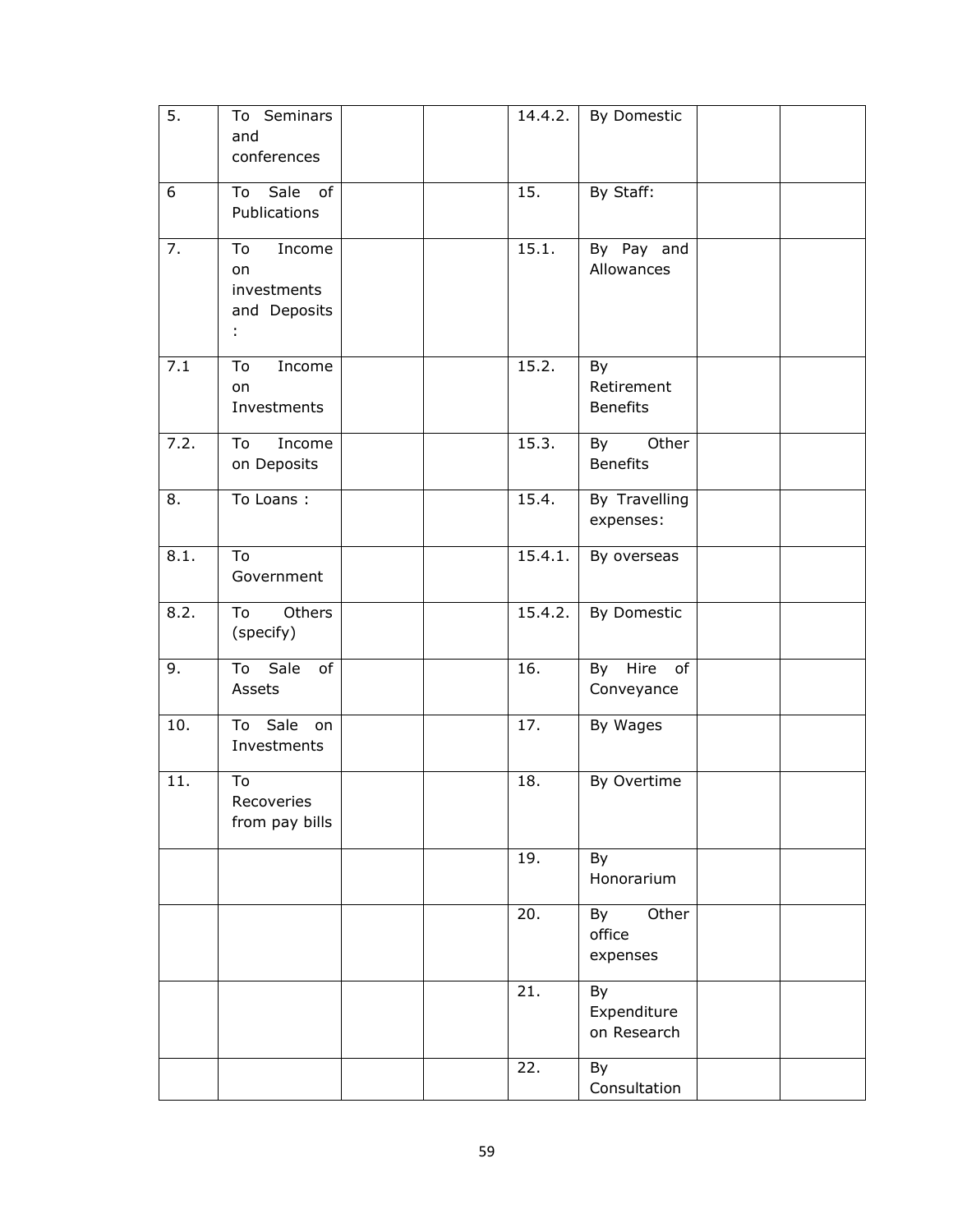| | | | | | | | |
|---|---|---|---|---|---|---|---|
| 5. | To Seminars and conferences | | | 14.4.2. | By Domestic | | |
| 6 | To Sale of Publications | | | 15. | By Staff: | | |
| 7. | To Income on investments and Deposits : | | | 15.1. | By Pay and Allowances | | |
| 7.1 | To Income on Investments | | | 15.2. | By Retirement Benefits | | |
| 7.2. | To Income on Deposits | | | 15.3. | By Other Benefits | | |
| 8. | To Loans : | | | 15.4. | By Travelling expenses: | | |
| 8.1. | To Government | | | 15.4.1. | By overseas | | |
| 8.2. | To Others (specify) | | | 15.4.2. | By Domestic | | |
| 9. | To Sale of Assets | | | 16. | By Hire of Conveyance | | |
| 10. | To Sale on Investments | | | 17. | By Wages | | |
| 11. | To Recoveries from pay bills | | | 18. | By Overtime | | |
| | | | | 19. | By Honorarium | | |
| | | | | 20. | By Other office expenses | | |
| | | | | 21. | By Expenditure on Research | | |
| | | | | 22. | By Consultation | | |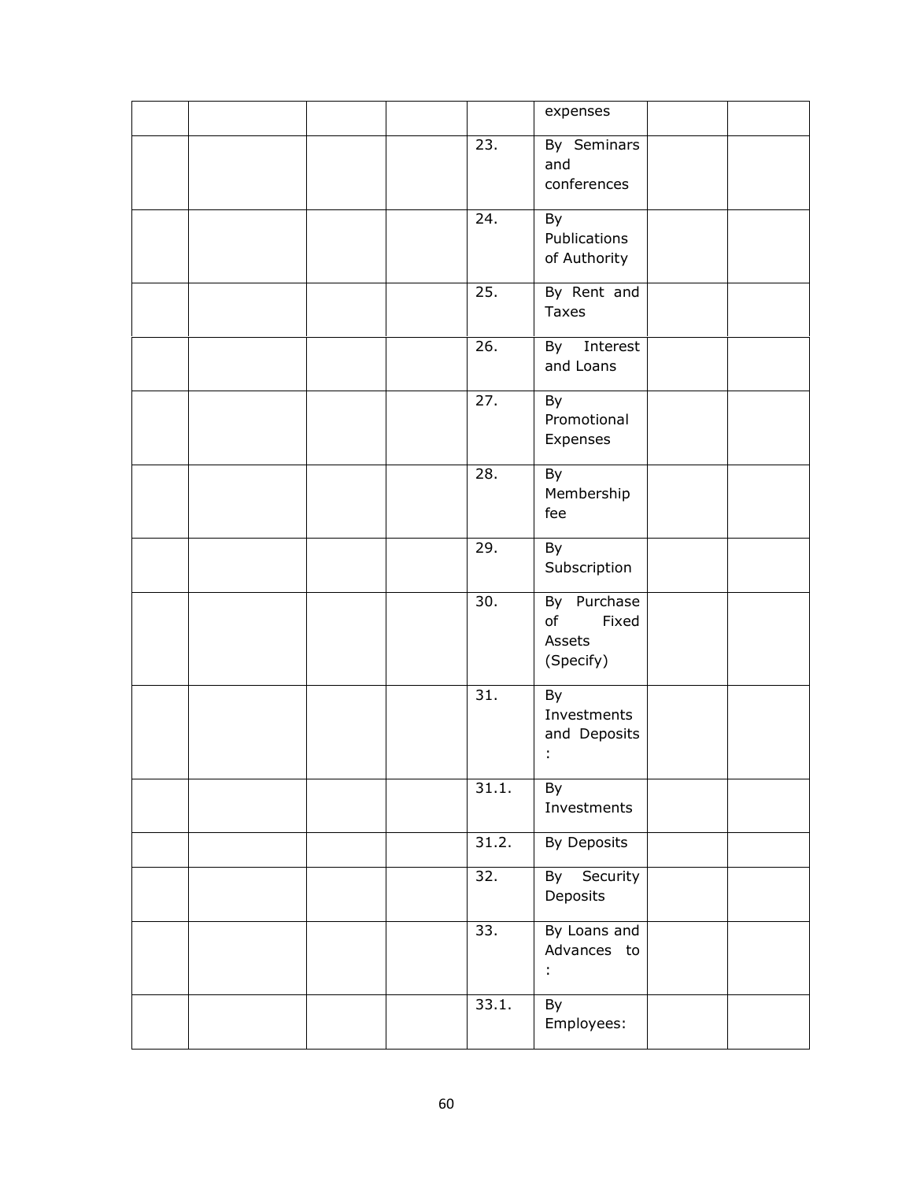| | | | | | | | |
|---|---|---|---|---|---|---|---|
| | | | | | expenses | | |
| | | | | 23. | By Seminars and conferences | | |
| | | | | 24. | By Publications of Authority | | |
| | | | | 25. | By Rent and Taxes | | |
| | | | | 26. | By Interest and Loans | | |
| | | | | 27. | By Promotional Expenses | | |
| | | | | 28. | By Membership fee | | |
| | | | | 29. | By Subscription | | |
| | | | | 30. | By Purchase of Fixed Assets (Specify) | | |
| | | | | 31. | By Investments and Deposits : | | |
| | | | | 31.1. | By Investments | | |
| | | | | 31.2. | By Deposits | | |
| | | | | 32. | By Security Deposits | | |
| | | | | 33. | By Loans and Advances to : | | |
| | | | | 33.1. | By Employees: | | |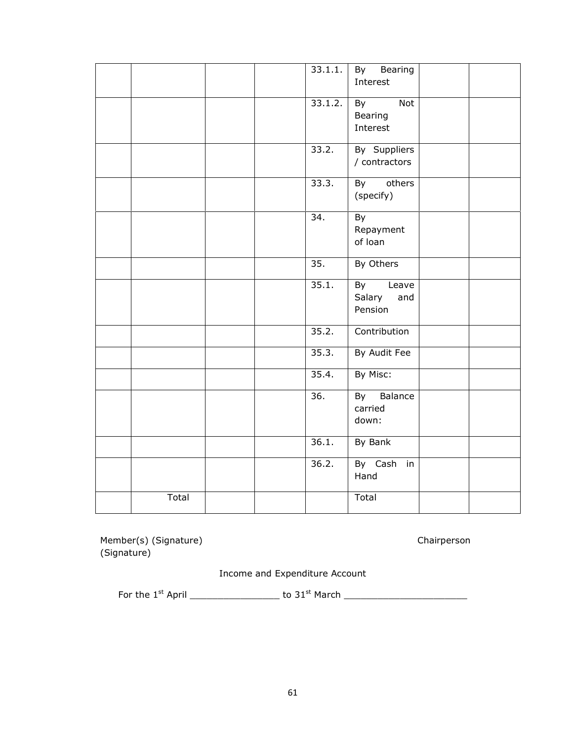| | | | | 33.1.1. | By Bearing Interest | | |
|---|---|---|---|---|---|---|---|
| | | | | 33.1.2. | By Not Bearing Interest | | |
| | | | | 33.2. | By Suppliers / contractors | | |
| | | | | 33.3. | By others (specify) | | |
| | | | | 34. | By Repayment of loan | | |
| | | | | 35. | By Others | | |
| | | | | 35.1. | By Leave Salary and Pension | | |
| | | | | 35.2. | Contribution | | |
| | | | | 35.3. | By Audit Fee | | |
| | | | | 35.4. | By Misc: | | |
| | | | | 36. | By Balance carried down: | | |
| | | | | 36.1. | By Bank | | |
| | | | | 36.2. | By Cash in Hand | | |
| | Total | | | | Total | | |

Member(s) (Signature) Chairperson (Signature)

Income and Expenditure Account

For the 1st April ________________ to 31st March ______________________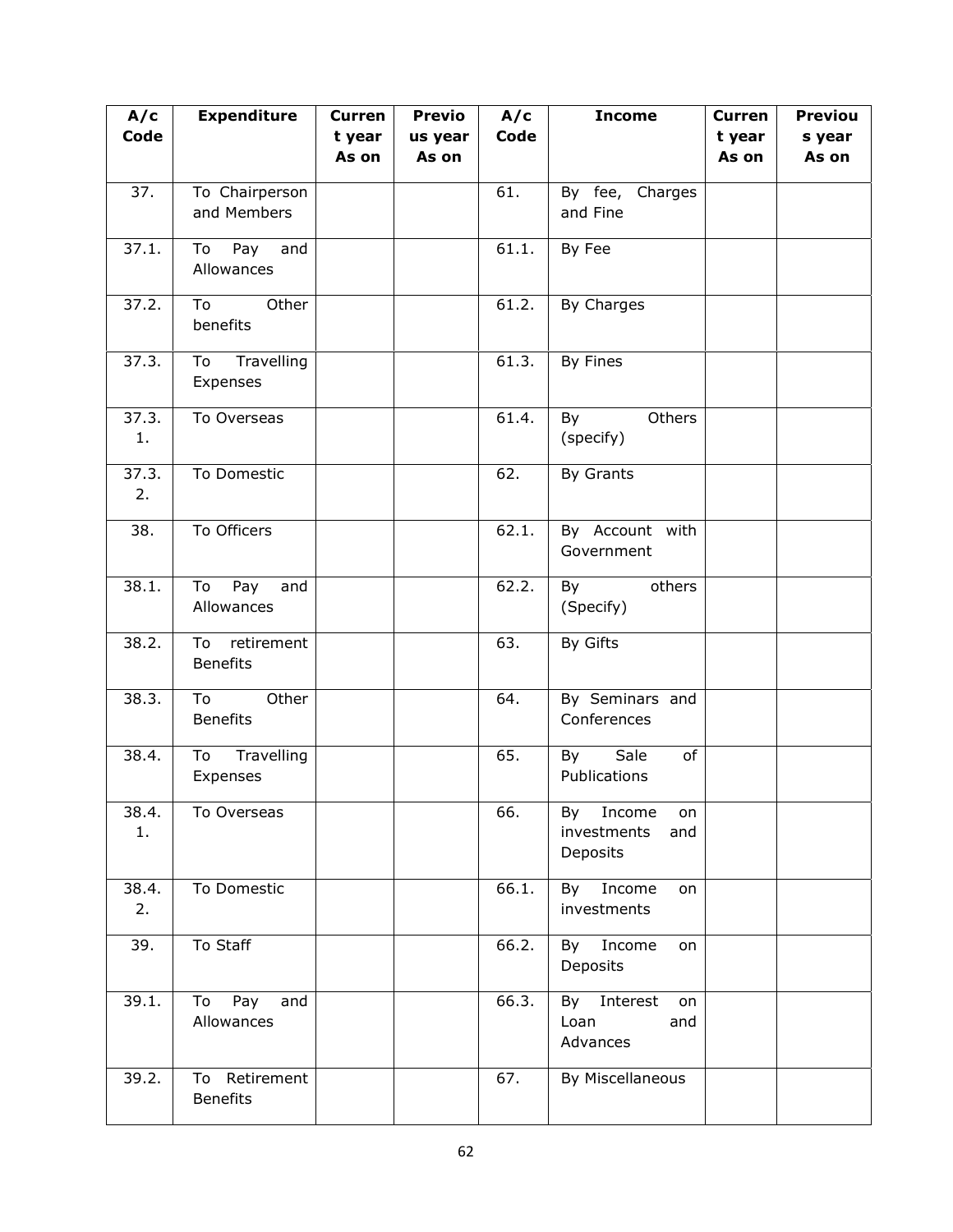| A/c Code | Expenditure | Current year As on | Previous year As on | A/c Code | Income | Current year As on | Previous year As on |
|---|---|---|---|---|---|---|---|
| 37. | To Chairperson and Members | | | 61. | By fee, Charges and Fine | | |
| 37.1. | To Pay and Allowances | | | 61.1. | By Fee | | |
| 37.2. | To Other benefits | | | 61.2. | By Charges | | |
| 37.3. | To Travelling Expenses | | | 61.3. | By Fines | | |
| 37.3.1. | To Overseas | | | 61.4. | By Others (specify) | | |
| 37.3.2. | To Domestic | | | 62. | By Grants | | |
| 38. | To Officers | | | 62.1. | By Account with Government | | |
| 38.1. | To Pay and Allowances | | | 62.2. | By others (Specify) | | |
| 38.2. | To retirement Benefits | | | 63. | By Gifts | | |
| 38.3. | To Other Benefits | | | 64. | By Seminars and Conferences | | |
| 38.4. | To Travelling Expenses | | | 65. | By Sale of Publications | | |
| 38.4.1. | To Overseas | | | 66. | By Income on investments and Deposits | | |
| 38.4.2. | To Domestic | | | 66.1. | By Income on investments | | |
| 39. | To Staff | | | 66.2. | By Income on Deposits | | |
| 39.1. | To Pay and Allowances | | | 66.3. | By Interest on Loan and Advances | | |
| 39.2. | To Retirement Benefits | | | 67. | By Miscellaneous | | |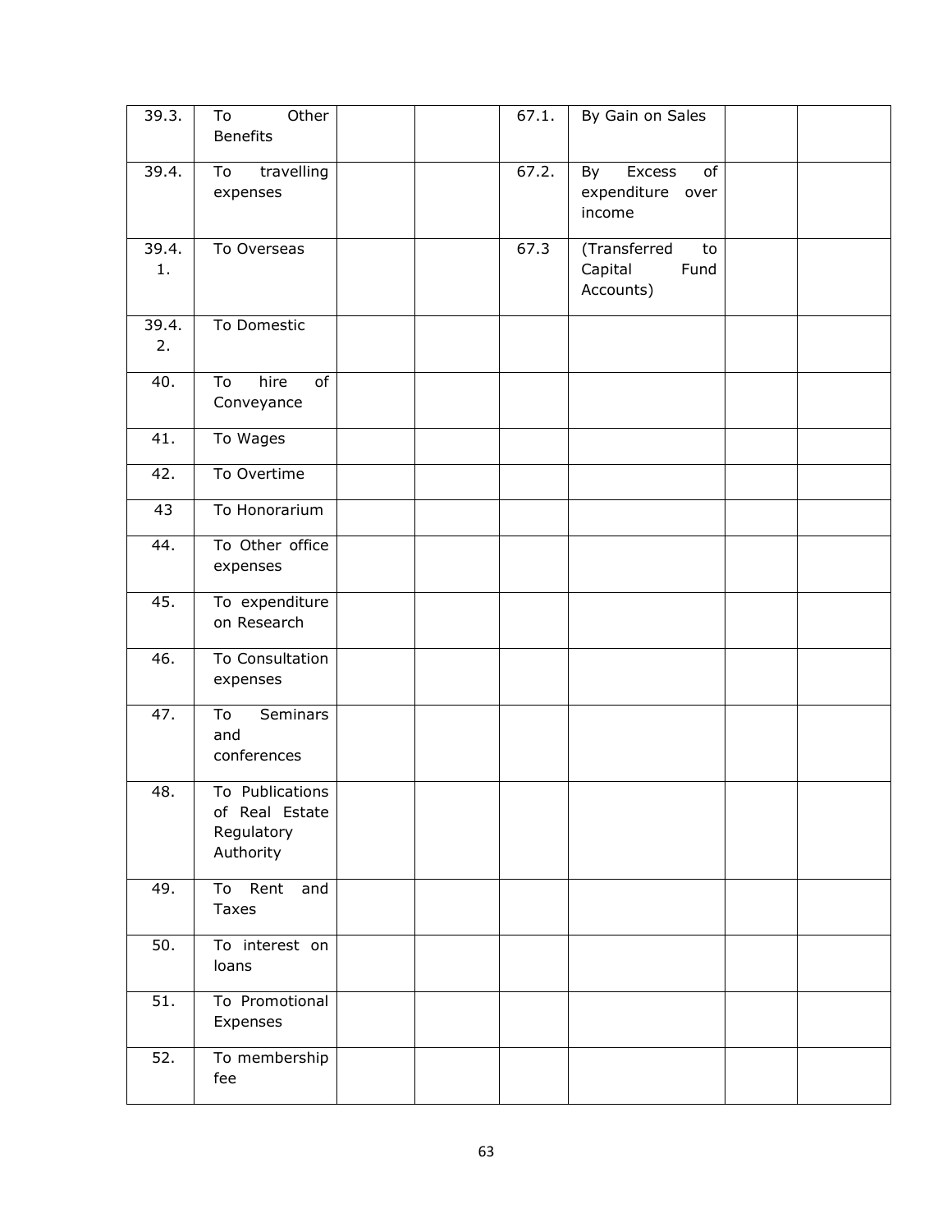| | | | | | | | |
|---|---|---|---|---|---|---|---|
| 39.3. | To Other Benefits | | | 67.1. | By Gain on Sales | | |
| 39.4. | To travelling expenses | | | 67.2. | By Excess of expenditure over income | | |
| 39.4.1. | To Overseas | | | 67.3 | (Transferred to Capital Fund Accounts) | | |
| 39.4.2. | To Domestic | | | | | | |
| 40. | To hire of Conveyance | | | | | | |
| 41. | To Wages | | | | | | |
| 42. | To Overtime | | | | | | |
| 43 | To Honorarium | | | | | | |
| 44. | To Other office expenses | | | | | | |
| 45. | To expenditure on Research | | | | | | |
| 46. | To Consultation expenses | | | | | | |
| 47. | To Seminars and conferences | | | | | | |
| 48. | To Publications of Real Estate Regulatory Authority | | | | | | |
| 49. | To Rent and Taxes | | | | | | |
| 50. | To interest on loans | | | | | | |
| 51. | To Promotional Expenses | | | | | | |
| 52. | To membership fee | | | | | | |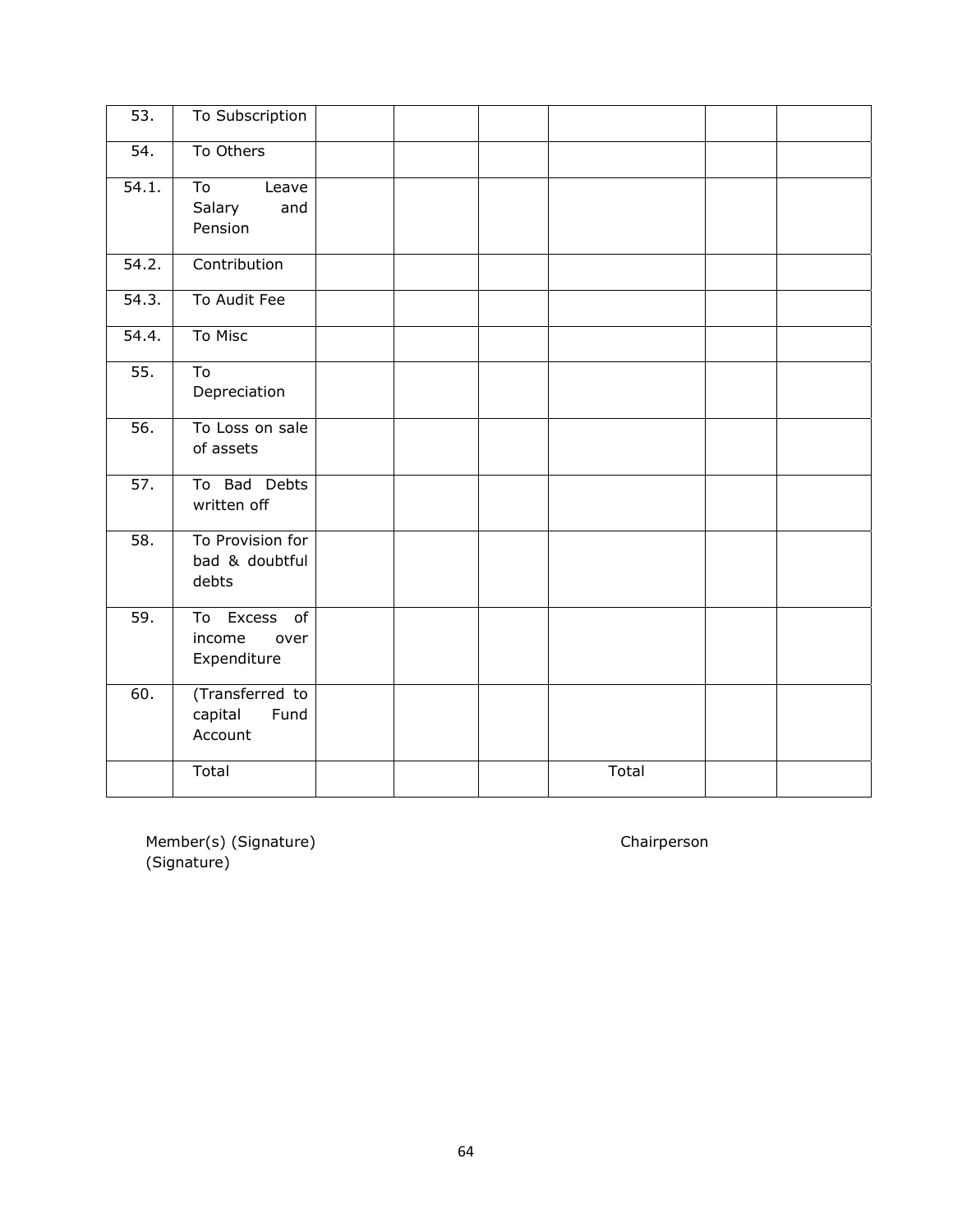| | | | | | | | |
|---|---|---|---|---|---|---|---|
| 53. | To Subscription | | | | | | |
| 54. | To Others | | | | | | |
| 54.1. | To Leave Salary and Pension | | | | | | |
| 54.2. | Contribution | | | | | | |
| 54.3. | To Audit Fee | | | | | | |
| 54.4. | To Misc | | | | | | |
| 55. | To Depreciation | | | | | | |
| 56. | To Loss on sale of assets | | | | | | |
| 57. | To Bad Debts written off | | | | | | |
| 58. | To Provision for bad & doubtful debts | | | | | | |
| 59. | To Excess of income over Expenditure | | | | | | |
| 60. | (Transferred to capital Fund Account | | | | | | |
| | Total | | | | Total | | |

Member(s) (Signature) Chairperson (Signature)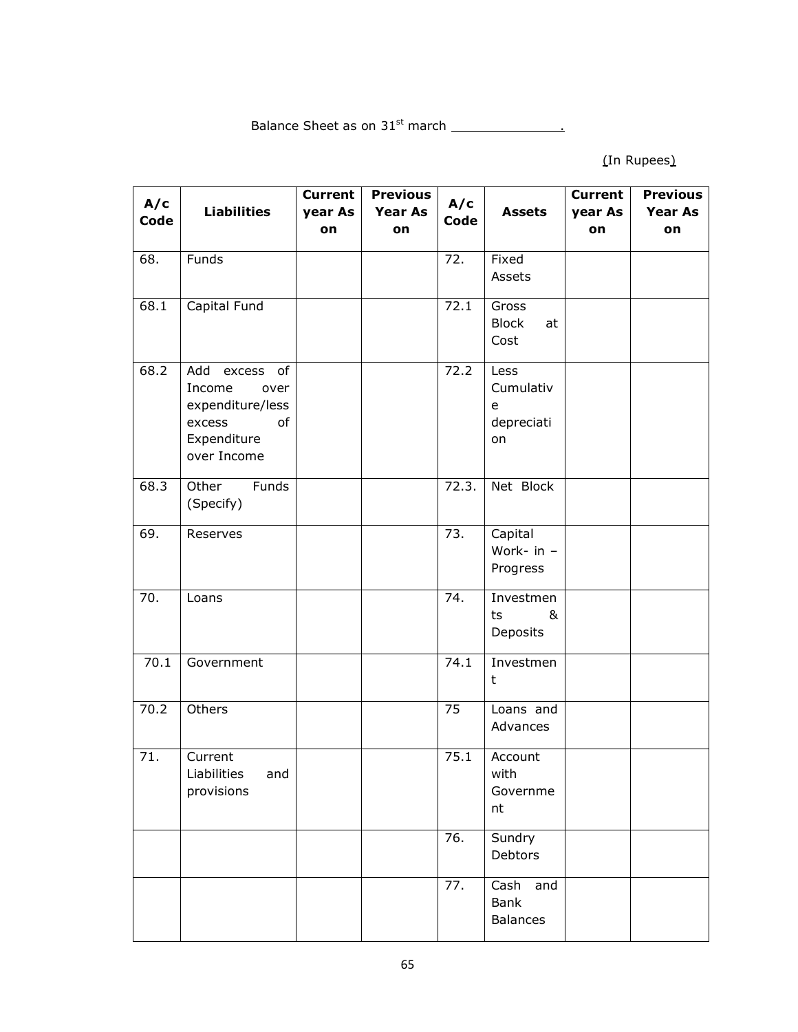Balance Sheet as on 31st march ______________.

(In Rupees)

| A/c Code | Liabilities | Current year As on | Previous Year As on | A/c Code | Assets | Current year As on | Previous Year As on |
|---|---|---|---|---|---|---|---|
| 68. | Funds | | | 72. | Fixed Assets | | |
| 68.1 | Capital Fund | | | 72.1 | Gross Block at Cost | | |
| 68.2 | Add excess of Income over expenditure/less excess of Expenditure over Income | | | 72.2 | Less Cumulative depreciation | | |
| 68.3 | Other Funds (Specify) | | | 72.3. | Net Block | | |
| 69. | Reserves | | | 73. | Capital Work- in – Progress | | |
| 70. | Loans | | | 74. | Investments & Deposits | | |
| 70.1 | Government | | | 74.1 | Investment | | |
| 70.2 | Others | | | 75 | Loans and Advances | | |
| 71. | Current Liabilities and provisions | | | 75.1 | Account with Government | | |
| | | | | 76. | Sundry Debtors | | |
| | | | | 77. | Cash and Bank Balances | | |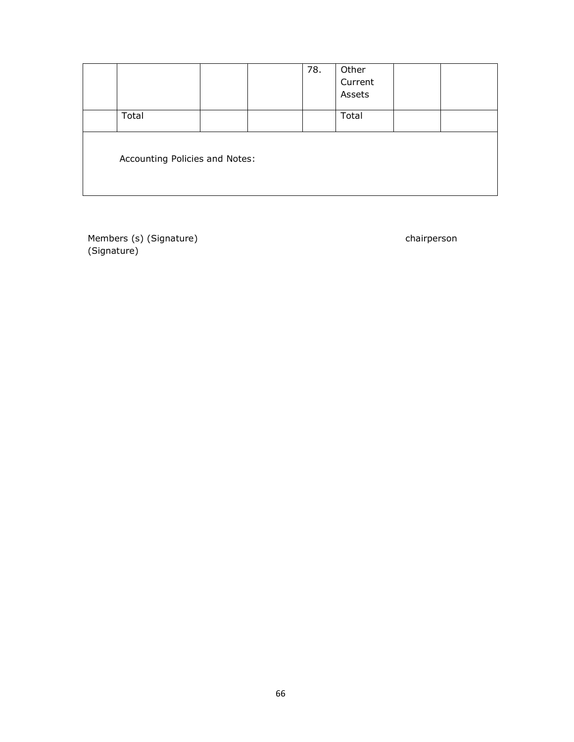| | | | | 78. | Other Current Assets | | |
|---|---|---|---|---|---|---|---|
| | Total | | | | Total | | |
| Accounting Policies and Notes: | | | | | | | |

Members (s) (Signature) chairperson (Signature)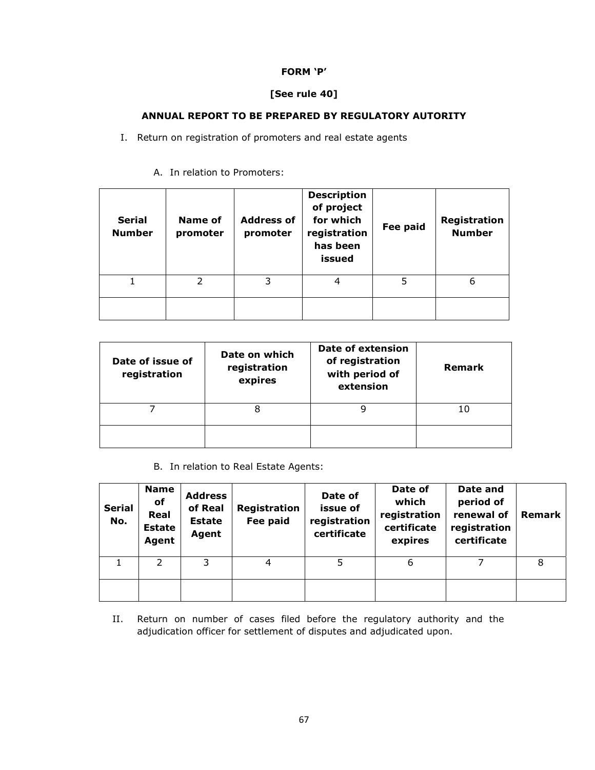**FORM 'P'**

**[See rule 40]**

**ANNUAL REPORT TO BE PREPARED BY REGULATORY AUTORITY**

I. Return on registration of promoters and real estate agents

A. In relation to Promoters:

| Serial Number | Name of promoter | Address of promoter | Description of project for which registration has been issued | Fee paid | Registration Number |
|---|---|---|---|---|---|
| 1 | 2 | 3 | 4 | 5 | 6 |
| | | | | | |

| Date of issue of registration | Date on which registration expires | Date of extension of registration with period of extension | Remark |
|---|---|---|---|
| 7 | 8 | 9 | 10 |
| | | | |

B. In relation to Real Estate Agents:

| Serial No. | Name of Real Estate Agent | Address of Real Estate Agent | Registration Fee paid | Date of issue of registration certificate | Date of which registration certificate expires | Date and period of renewal of registration certificate | Remark |
|---|---|---|---|---|---|---|---|
| 1 | 2 | 3 | 4 | 5 | 6 | 7 | 8 |
| | | | | | | | |

II. Return on number of cases filed before the regulatory authority and the adjudication officer for settlement of disputes and adjudicated upon.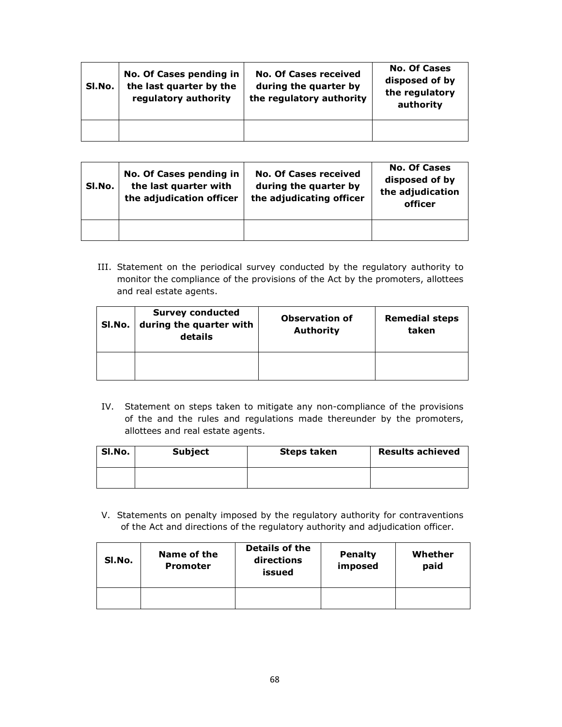| Sl.No. | No. Of Cases pending in the last quarter by the regulatory authority | No. Of Cases received during the quarter by the regulatory authority | No. Of Cases disposed of by the regulatory authority |
|---|---|---|---|
| | | | |

| Sl.No. | No. Of Cases pending in the last quarter with the adjudication officer | No. Of Cases received during the quarter by the adjudicating officer | No. Of Cases disposed of by the adjudication officer |
|---|---|---|---|
| | | | |

III. Statement on the periodical survey conducted by the regulatory authority to monitor the compliance of the provisions of the Act by the promoters, allottees and real estate agents.

| Sl.No. | Survey conducted during the quarter with details | Observation of Authority | Remedial steps taken |
|---|---|---|---|
| | | | |

IV. Statement on steps taken to mitigate any non-compliance of the provisions of the and the rules and regulations made thereunder by the promoters, allottees and real estate agents.

| Sl.No. | Subject | Steps taken | Results achieved |
|---|---|---|---|
| | | | |

V. Statements on penalty imposed by the regulatory authority for contraventions of the Act and directions of the regulatory authority and adjudication officer.

| Sl.No. | Name of the Promoter | Details of the directions issued | Penalty imposed | Whether paid |
|---|---|---|---|---|
| | | | | |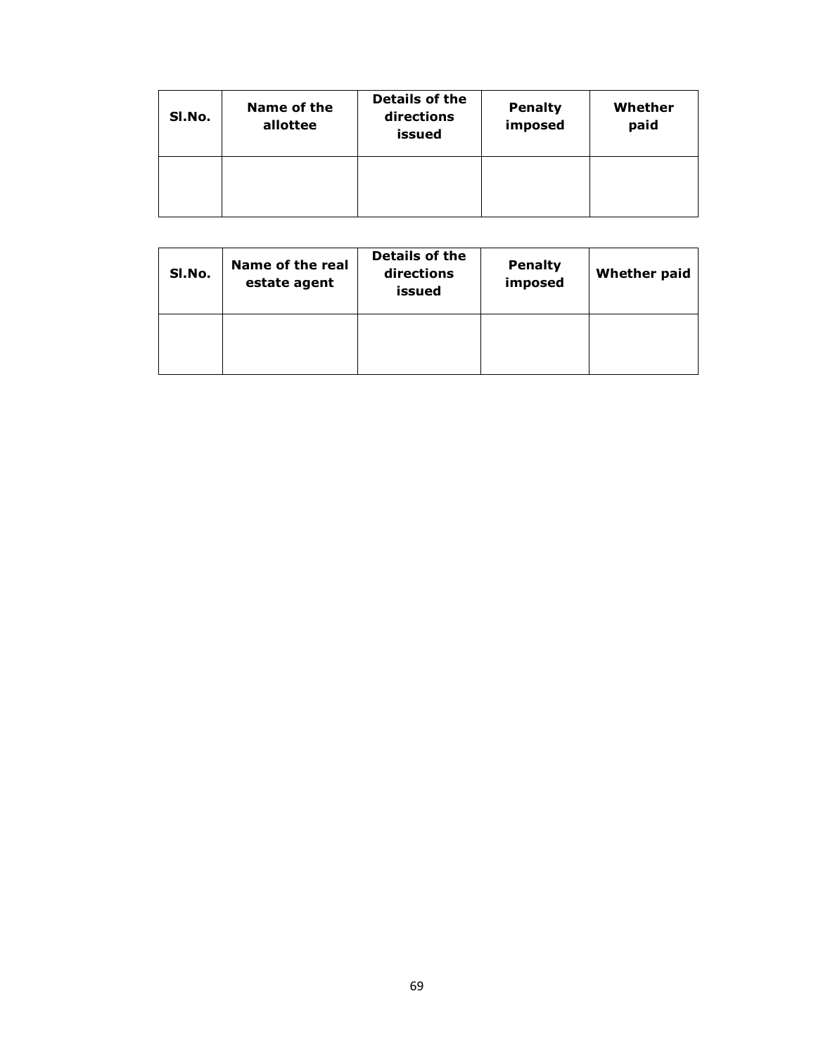| Sl.No. | Name of the allottee | Details of the directions issued | Penalty imposed | Whether paid |
|---|---|---|---|---|
| | | | | |

| Sl.No. | Name of the real estate agent | Details of the directions issued | Penalty imposed | Whether paid |
|---|---|---|---|---|
| | | | | |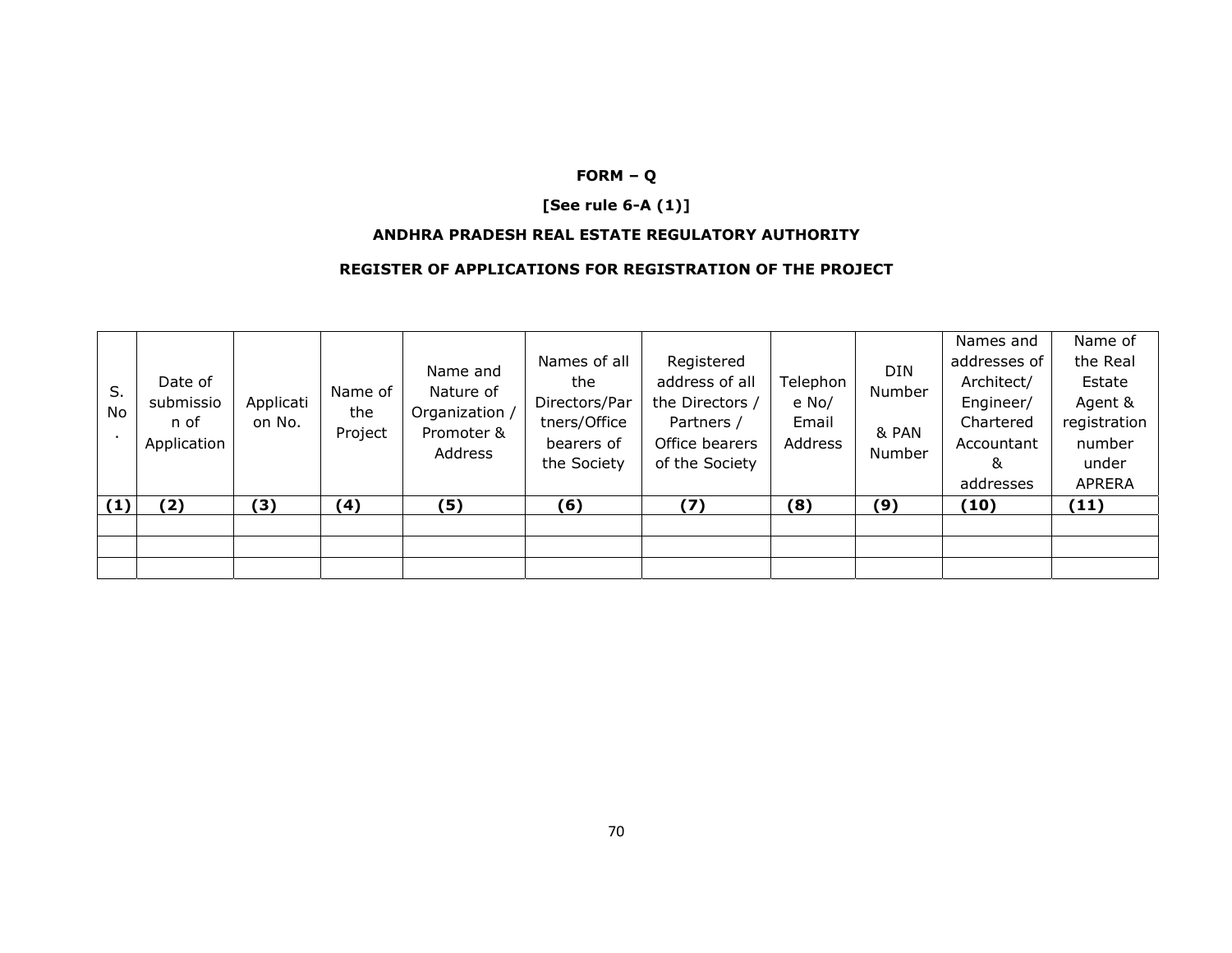**FORM – Q**

**[See rule 6-A (1)]**

**ANDHRA PRADESH REAL ESTATE REGULATORY AUTHORITY**

**REGISTER OF APPLICATIONS FOR REGISTRATION OF THE PROJECT**

| S. No. | Date of submission of Application | Application No. | Name of the Project | Name and Nature of Organization / Promoter & Address | Names of all the Directors/Partners/Office bearers of the Society | Registered address of all the Directors / Partners / Office bearers of the Society | Telephone No/ Email Address | DIN Number & PAN Number | Names and addresses of Architect/ Engineer/ Chartered Accountant & addresses | Name of the Real Estate Agent & registration number under APRERA |
|---|---|---|---|---|---|---|---|---|---|---|
| **(1)** | **(2)** | **(3)** | **(4)** | **(5)** | **(6)** | **(7)** | **(8)** | **(9)** | **(10)** | **(11)** |
| | | | | | | | | | | |
| | | | | | | | | | | |
| | | | | | | | | | | |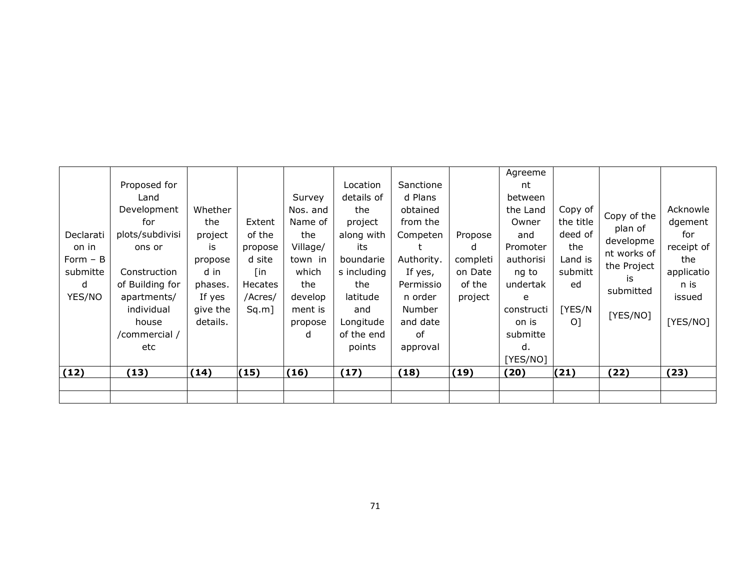| Declaration in Form – B submitted YES/NO | Proposed for Land Development for plots/subdivisions or Construction of Building for apartments/ individual house /commercial / etc | Whether the project is proposed in phases. If yes give the details. | Extent of the proposed site [in Hecates /Acres/ Sq.m] | Survey Nos. and Name of the Village/ town in which the development is proposed | Location details of the project along with its boundaries including the latitude and Longitude of the end points | Sanctioned Plans obtained from the Competent Authority. If yes, Permission order Number and date of approval | Proposed completion Date of the project | Agreement between the Land Owner and Promoter authorising to undertake construction is submitted. [YES/NO] | Copy of the title deed of the Land is submitted [YES/NO] | Copy of the plan of development works of the Project is submitted [YES/NO] | Acknowledgement for receipt of the application is issued [YES/NO] |
|---|---|---|---|---|---|---|---|---|---|---|---|
| **(12)** | **(13)** | **(14)** | **(15)** | **(16)** | **(17)** | **(18)** | **(19)** | **(20)** | **(21)** | **(22)** | **(23)** |
| | | | | | | | | | | | |
| | | | | | | | | | | | |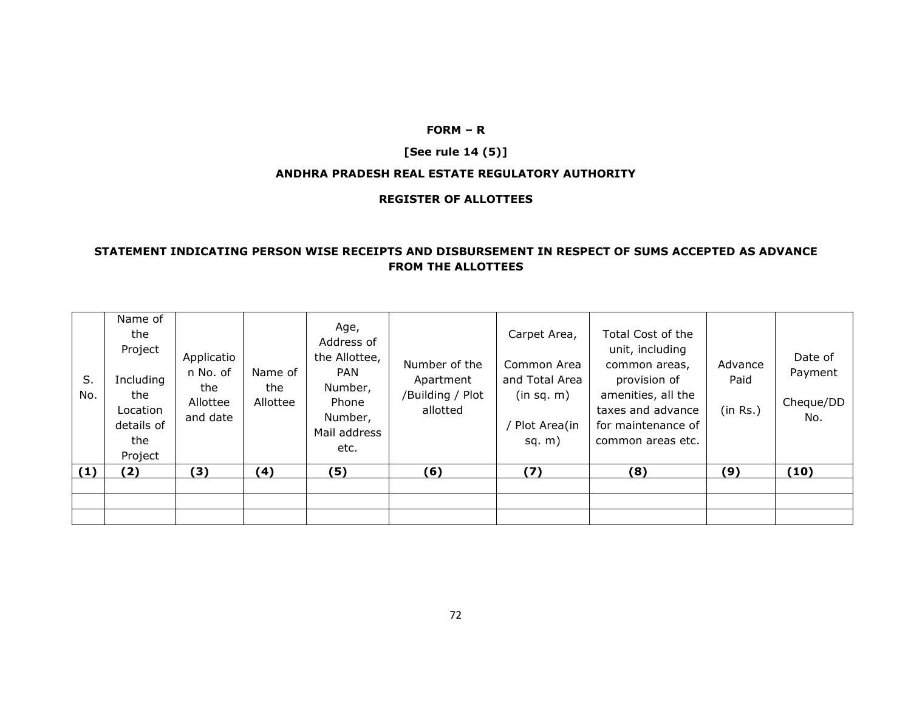**FORM – R**

**[See rule 14 (5)]**

**ANDHRA PRADESH REAL ESTATE REGULATORY AUTHORITY**

**REGISTER OF ALLOTTEES**

**STATEMENT INDICATING PERSON WISE RECEIPTS AND DISBURSEMENT IN RESPECT OF SUMS ACCEPTED AS ADVANCE FROM THE ALLOTTEES**

| S. No. | Name of the Project Including the Location details of the Project | Application No. of the Allottee and date | Name of the Allottee | Age, Address of the Allottee, PAN Number, Phone Number, Mail address etc. | Number of the Apartment /Building / Plot allotted | Carpet Area, Common Area and Total Area (in sq. m) / Plot Area(in sq. m) | Total Cost of the unit, including common areas, provision of amenities, all the taxes and advance for maintenance of common areas etc. | Advance Paid (in Rs.) | Date of Payment Cheque/DD No. |
|---|---|---|---|---|---|---|---|---|---|
| **(1)** | **(2)** | **(3)** | **(4)** | **(5)** | **(6)** | **(7)** | **(8)** | **(9)** | **(10)** |
| | | | | | | | | | |
| | | | | | | | | | |
| | | | | | | | | | |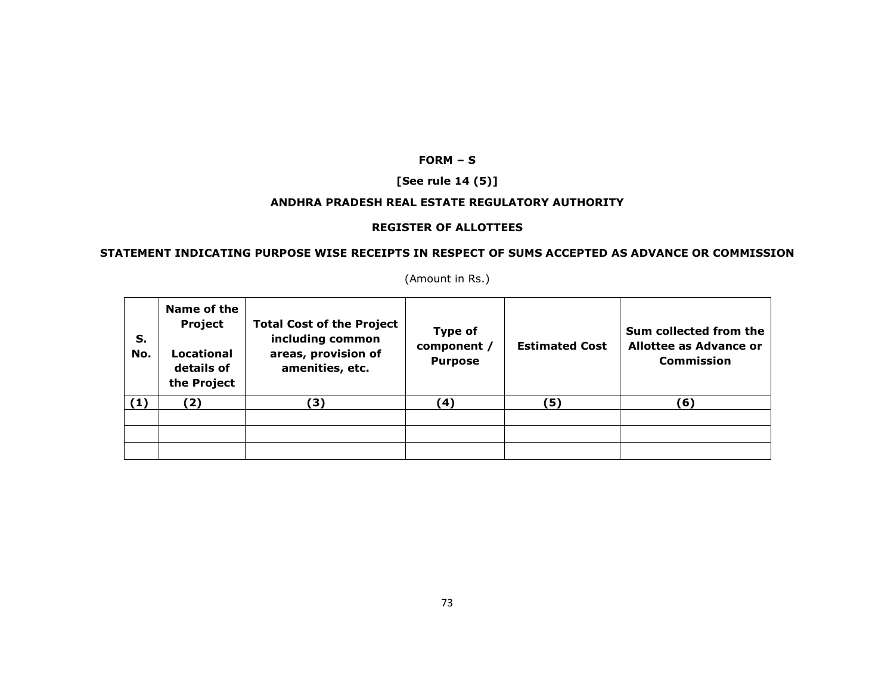**FORM – S**

**[See rule 14 (5)]**

**ANDHRA PRADESH REAL ESTATE REGULATORY AUTHORITY**

**REGISTER OF ALLOTTEES**

**STATEMENT INDICATING PURPOSE WISE RECEIPTS IN RESPECT OF SUMS ACCEPTED AS ADVANCE OR COMMISSION**

(Amount in Rs.)

| S. No. | Name of the Project<br><br>Locational details of the Project | Total Cost of the Project including common areas, provision of amenities, etc. | Type of component / Purpose | Estimated Cost | Sum collected from the Allottee as Advance or Commission |
|---|---|---|---|---|---|
| (1) | (2) | (3) | (4) | (5) | (6) |
| | | | | | |
| | | | | | |
| | | | | | |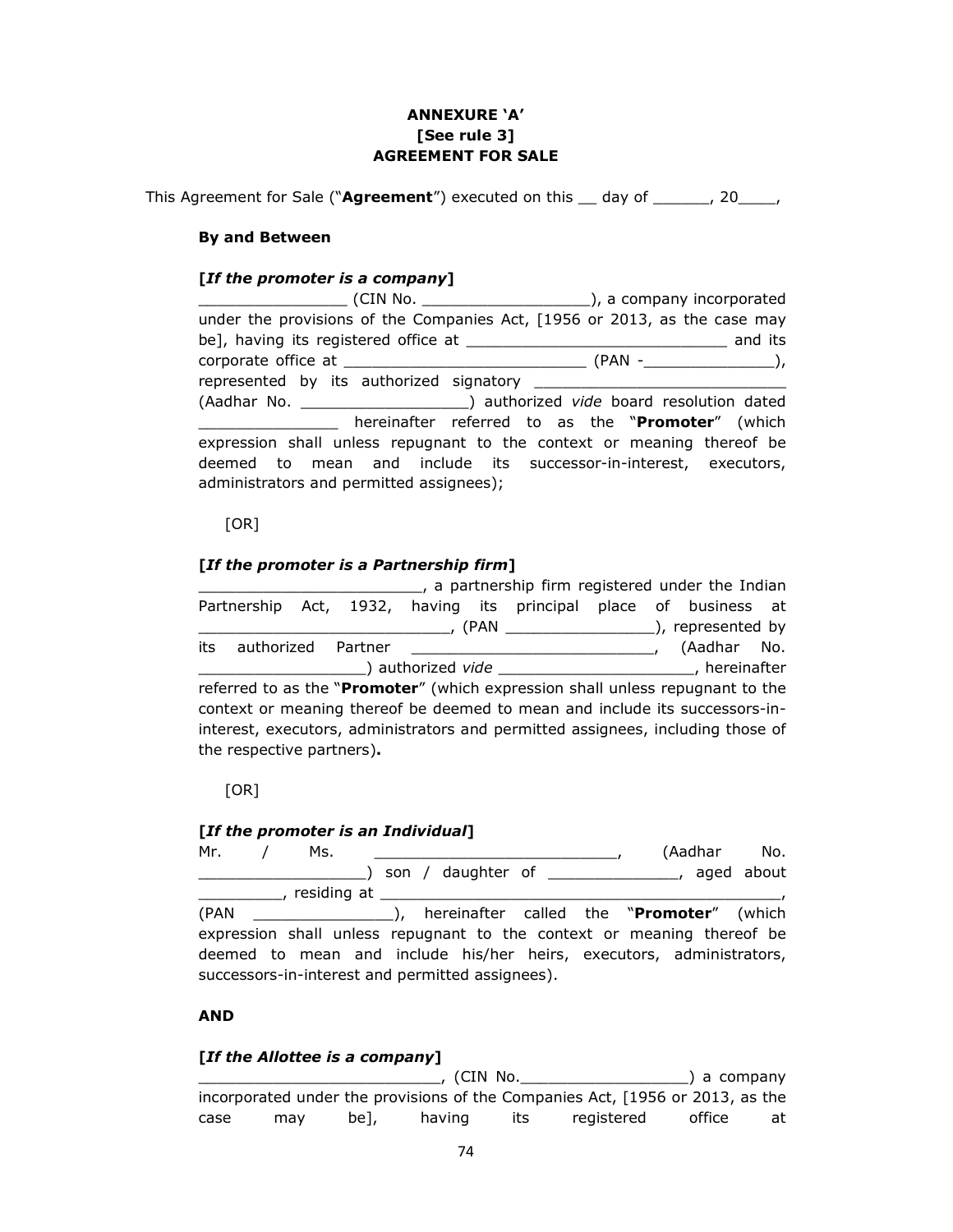**ANNEXURE 'A'**
**[See rule 3]**
**AGREEMENT FOR SALE**

This Agreement for Sale ("**Agreement**") executed on this __ day of ______, 20____,

**By and Between**

**[*If the promoter is a company*]**

________________ (CIN No. __________________), a company incorporated under the provisions of the Companies Act, [1956 or 2013, as the case may be], having its registered office at _____________________________ and its corporate office at ___________________________ (PAN -______________), represented by its authorized signatory ___________________________ (Aadhar No. __________________) authorized *vide* board resolution dated _______________ hereinafter referred to as the "**Promoter**" (which expression shall unless repugnant to the context or meaning thereof be deemed to mean and include its successor-in-interest, executors, administrators and permitted assignees);

[OR]

**[*If the promoter is a Partnership firm*]**

________________________, a partnership firm registered under the Indian Partnership Act, 1932, having its principal place of business at ___________________________, (PAN ________________), represented by its authorized Partner ___________________________, (Aadhar No. __________________) authorized *vide* ______________________, hereinafter referred to as the "**Promoter**" (which expression shall unless repugnant to the context or meaning thereof be deemed to mean and include its successors-in-interest, executors, administrators and permitted assignees, including those of the respective partners)**.**

[OR]

**[*If the promoter is an Individual*]**

Mr. / Ms. ___________________________, (Aadhar No. __________________) son / daughter of ______________, aged about _________, residing at _____________________________________________, (PAN _______________), hereinafter called the "**Promoter**" (which expression shall unless repugnant to the context or meaning thereof be deemed to mean and include his/her heirs, executors, administrators, successors-in-interest and permitted assignees).

**AND**

**[*If the Allottee is a company*]**

___________________________, (CIN No.__________________) a company incorporated under the provisions of the Companies Act, [1956 or 2013, as the case may be], having its registered office at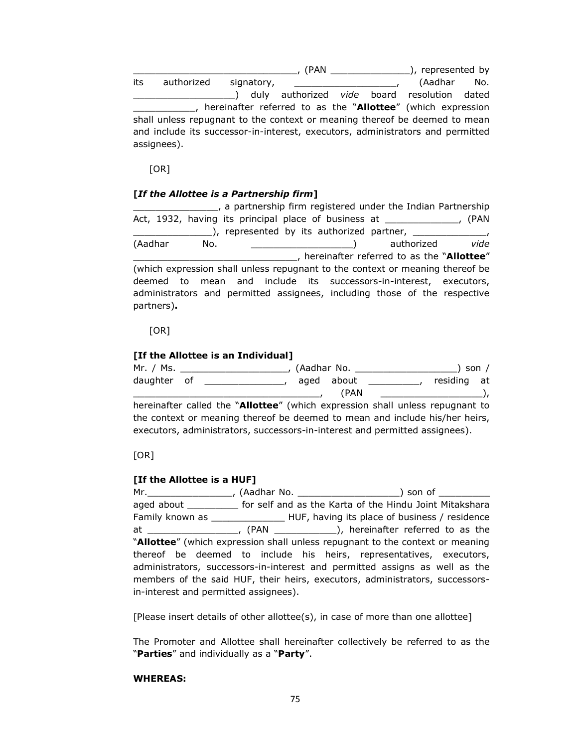_____________________________, (PAN ______________), represented by its authorized signatory, __________________, (Aadhar No. __________________) duly authorized *vide* board resolution dated ___________, hereinafter referred to as the "**Allottee**" (which expression shall unless repugnant to the context or meaning thereof be deemed to mean and include its successor-in-interest, executors, administrators and permitted assignees).

[OR]

**[*If the Allottee is a Partnership firm*]**

_______________, a partnership firm registered under the Indian Partnership Act, 1932, having its principal place of business at _____________, (PAN ______________), represented by its authorized partner, _____________, (Aadhar No. __________________) authorized *vide* _____________________________, hereinafter referred to as the "**Allottee**" (which expression shall unless repugnant to the context or meaning thereof be deemed to mean and include its successors-in-interest, executors, administrators and permitted assignees, including those of the respective partners)**.**

[OR]

**[If the Allottee is an Individual]**

Mr. / Ms. ___________________, (Aadhar No. __________________) son / daughter of ______________, aged about _________, residing at _________________________________, (PAN __________________), hereinafter called the "**Allottee**" (which expression shall unless repugnant to the context or meaning thereof be deemed to mean and include his/her heirs, executors, administrators, successors-in-interest and permitted assignees).

[OR]

**[If the Allottee is a HUF]**

Mr._______________, (Aadhar No. __________________) son of _________ aged about _________ for self and as the Karta of the Hindu Joint Mitakshara Family known as _____________ HUF, having its place of business / residence at ________________, (PAN ___________), hereinafter referred to as the "**Allottee**" (which expression shall unless repugnant to the context or meaning thereof be deemed to include his heirs, representatives, executors, administrators, successors-in-interest and permitted assigns as well as the members of the said HUF, their heirs, executors, administrators, successors-in-interest and permitted assignees).

[Please insert details of other allottee(s), in case of more than one allottee]

The Promoter and Allottee shall hereinafter collectively be referred to as the "**Parties**" and individually as a "**Party**".

**WHEREAS:**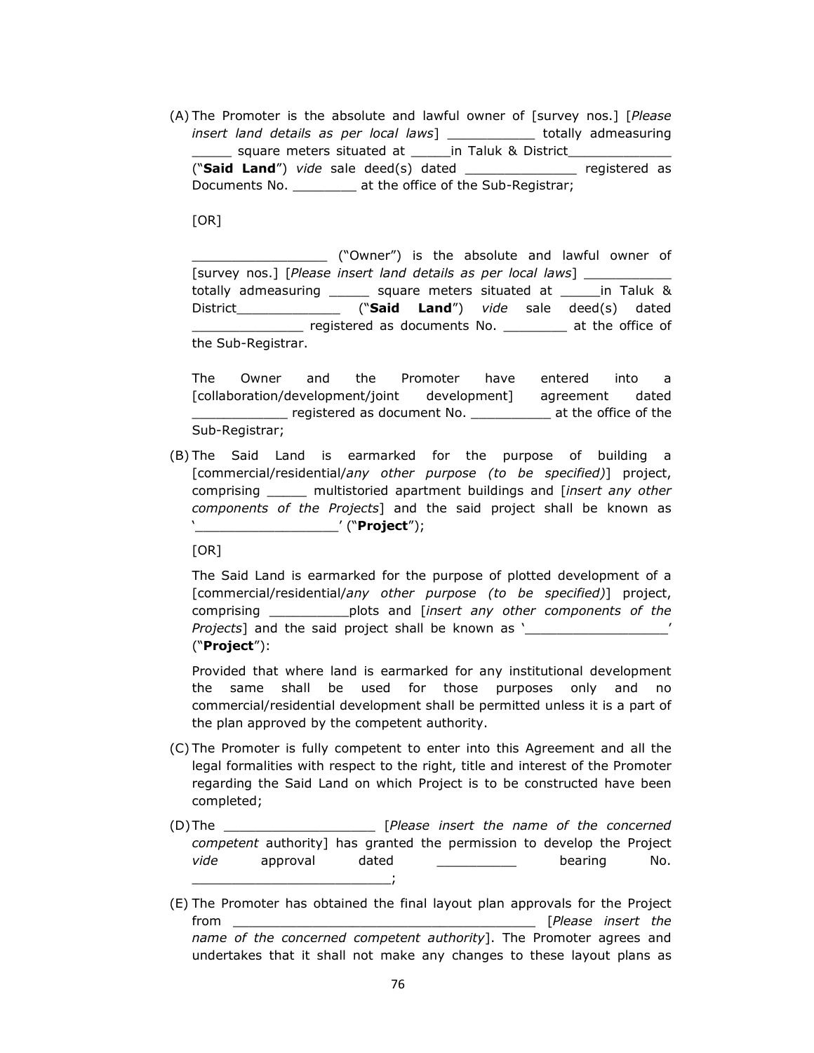(A) The Promoter is the absolute and lawful owner of [survey nos.] [*Please insert land details as per local laws*] ___________ totally admeasuring _____ square meters situated at _____in Taluk & District_____________ ("**Said Land**") *vide* sale deed(s) dated ______________ registered as Documents No. ________ at the office of the Sub-Registrar;

[OR]

_________________ ("Owner") is the absolute and lawful owner of [survey nos.] [*Please insert land details as per local laws*] ___________ totally admeasuring _____ square meters situated at _____in Taluk & District_____________ ("**Said Land**") *vide* sale deed(s) dated ______________ registered as documents No. ________ at the office of the Sub-Registrar.

The Owner and the Promoter have entered into a [collaboration/development/joint development] agreement dated ____________ registered as document No. __________ at the office of the Sub-Registrar;

(B) The Said Land is earmarked for the purpose of building a [commercial/residential/*any other purpose (to be specified)*] project, comprising _____ multistoried apartment buildings and [*insert any other components of the Projects*] and the said project shall be known as '_________________' ("**Project**");

[OR]

The Said Land is earmarked for the purpose of plotted development of a [commercial/residential/*any other purpose (to be specified)*] project, comprising __________plots and [*insert any other components of the Projects*] and the said project shall be known as '_________________' ("**Project**"):

Provided that where land is earmarked for any institutional development the same shall be used for those purposes only and no commercial/residential development shall be permitted unless it is a part of the plan approved by the competent authority.

(C) The Promoter is fully competent to enter into this Agreement and all the legal formalities with respect to the right, title and interest of the Promoter regarding the Said Land on which Project is to be constructed have been completed;

(D) The ___________________ [*Please insert the name of the concerned competent* authority] has granted the permission to develop the Project *vide* approval dated __________ bearing No. _________________________;

(E) The Promoter has obtained the final layout plan approvals for the Project from _______________________________________ [*Please insert the name of the concerned competent authority*]. The Promoter agrees and undertakes that it shall not make any changes to these layout plans as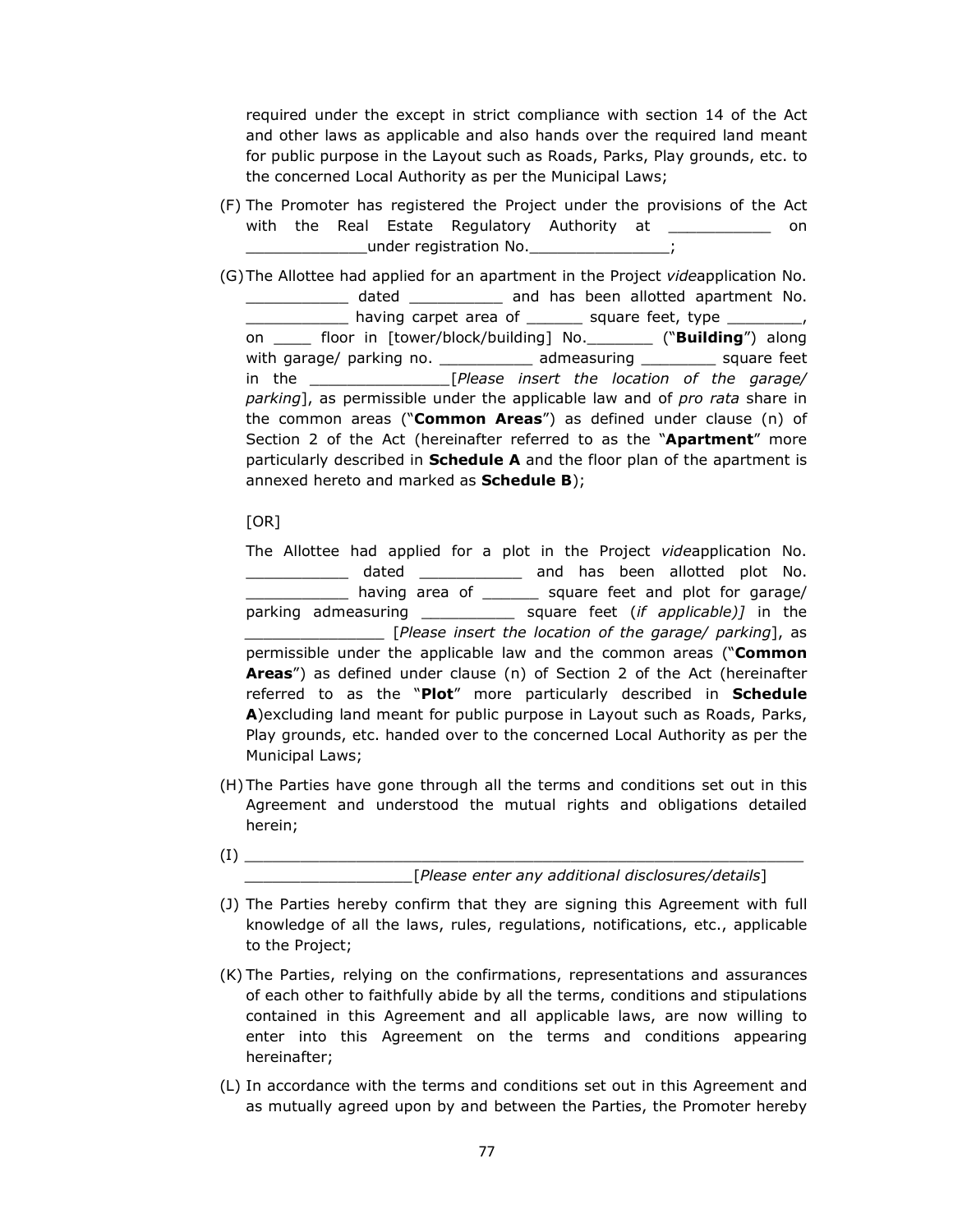required under the except in strict compliance with section 14 of the Act and other laws as applicable and also hands over the required land meant for public purpose in the Layout such as Roads, Parks, Play grounds, etc. to the concerned Local Authority as per the Municipal Laws;

(F) The Promoter has registered the Project under the provisions of the Act with the Real Estate Regulatory Authority at ___________ on _____________under registration No._______________;

(G) The Allottee had applied for an apartment in the Project *vide*application No. ___________ dated __________ and has been allotted apartment No. ___________ having carpet area of ______ square feet, type ________, on ____ floor in [tower/block/building] No._______ ("**Building**") along with garage/ parking no. __________ admeasuring ________ square feet in the _______________[*Please insert the location of the garage/ parking*], as permissible under the applicable law and of *pro rata* share in the common areas ("**Common Areas**") as defined under clause (n) of Section 2 of the Act (hereinafter referred to as the "**Apartment**" more particularly described in **Schedule A** and the floor plan of the apartment is annexed hereto and marked as **Schedule B**);

[OR]

The Allottee had applied for a plot in the Project *vide*application No. ___________ dated ___________ and has been allotted plot No. ___________ having area of ______ square feet and plot for garage/ parking admeasuring __________ square feet (*if applicable)]* in the _______________ [*Please insert the location of the garage/ parking*], as permissible under the applicable law and the common areas ("**Common Areas**") as defined under clause (n) of Section 2 of the Act (hereinafter referred to as the "**Plot**" more particularly described in **Schedule A**)excluding land meant for public purpose in Layout such as Roads, Parks, Play grounds, etc. handed over to the concerned Local Authority as per the Municipal Laws;

(H) The Parties have gone through all the terms and conditions set out in this Agreement and understood the mutual rights and obligations detailed herein;

(I) ______________________________________________________________ __________________[*Please enter any additional disclosures/details*]

(J) The Parties hereby confirm that they are signing this Agreement with full knowledge of all the laws, rules, regulations, notifications, etc., applicable to the Project;

(K) The Parties, relying on the confirmations, representations and assurances of each other to faithfully abide by all the terms, conditions and stipulations contained in this Agreement and all applicable laws, are now willing to enter into this Agreement on the terms and conditions appearing hereinafter;

(L) In accordance with the terms and conditions set out in this Agreement and as mutually agreed upon by and between the Parties, the Promoter hereby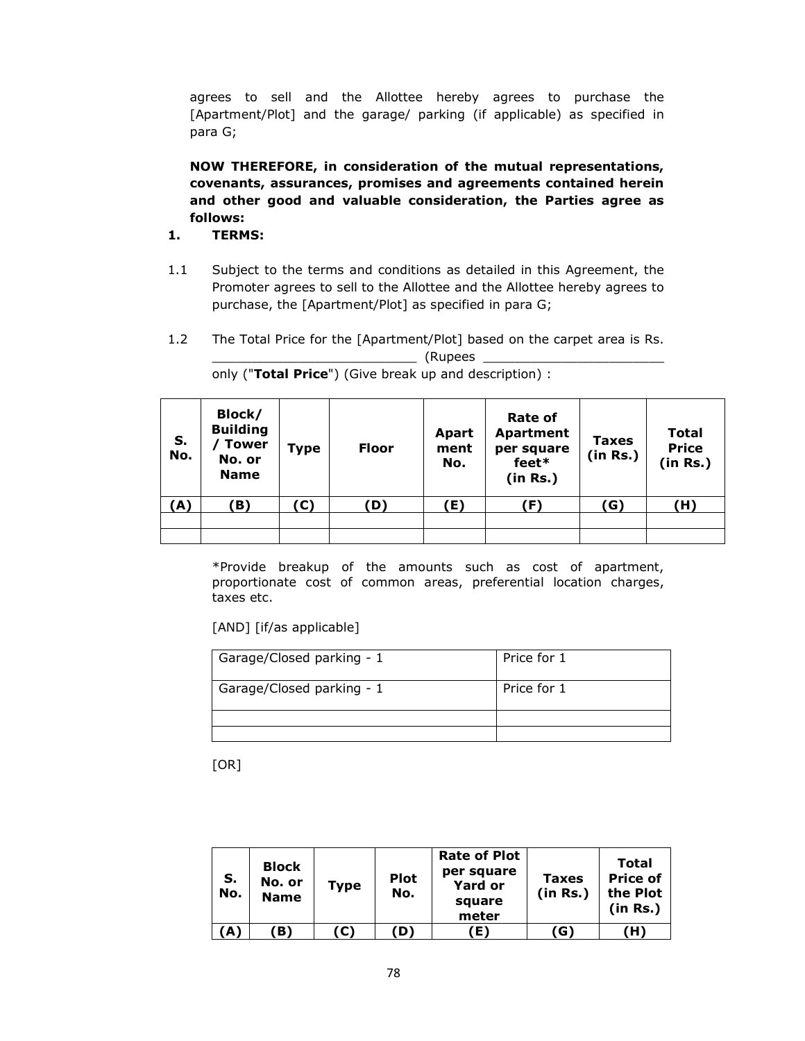agrees to sell and the Allottee hereby agrees to purchase the [Apartment/Plot] and the garage/ parking (if applicable) as specified in para G;

**NOW THEREFORE, in consideration of the mutual representations, covenants, assurances, promises and agreements contained herein and other good and valuable consideration, the Parties agree as follows:**

**1. TERMS:**

1.1 Subject to the terms and conditions as detailed in this Agreement, the Promoter agrees to sell to the Allottee and the Allottee hereby agrees to purchase, the [Apartment/Plot] as specified in para G;

1.2 The Total Price for the [Apartment/Plot] based on the carpet area is Rs. __________________________ (Rupees _______________________ only ("**Total Price**") (Give break up and description) :

| S. No. | Block/ Building / Tower No. or Name | Type | Floor | Apartment No. | Rate of Apartment per square feet* (in Rs.) | Taxes (in Rs.) | Total Price (in Rs.) |
|---|---|---|---|---|---|---|---|
| (A) | (B) | (C) | (D) | (E) | (F) | (G) | (H) |
| | | | | | | | |
| | | | | | | | |

*Provide breakup of the amounts such as cost of apartment, proportionate cost of common areas, preferential location charges, taxes etc.

[AND] [if/as applicable]

| Garage/Closed parking - 1 | Price for 1 |
|---|---|
| Garage/Closed parking - 1 | Price for 1 |
| | |
| | |

[OR]

| S. No. | Block No. or Name | Type | Plot No. | Rate of Plot per square Yard or square meter | Taxes (in Rs.) | Total Price of the Plot (in Rs.) |
|---|---|---|---|---|---|---|
| (A) | (B) | (C) | (D) | (E) | (G) | (H) |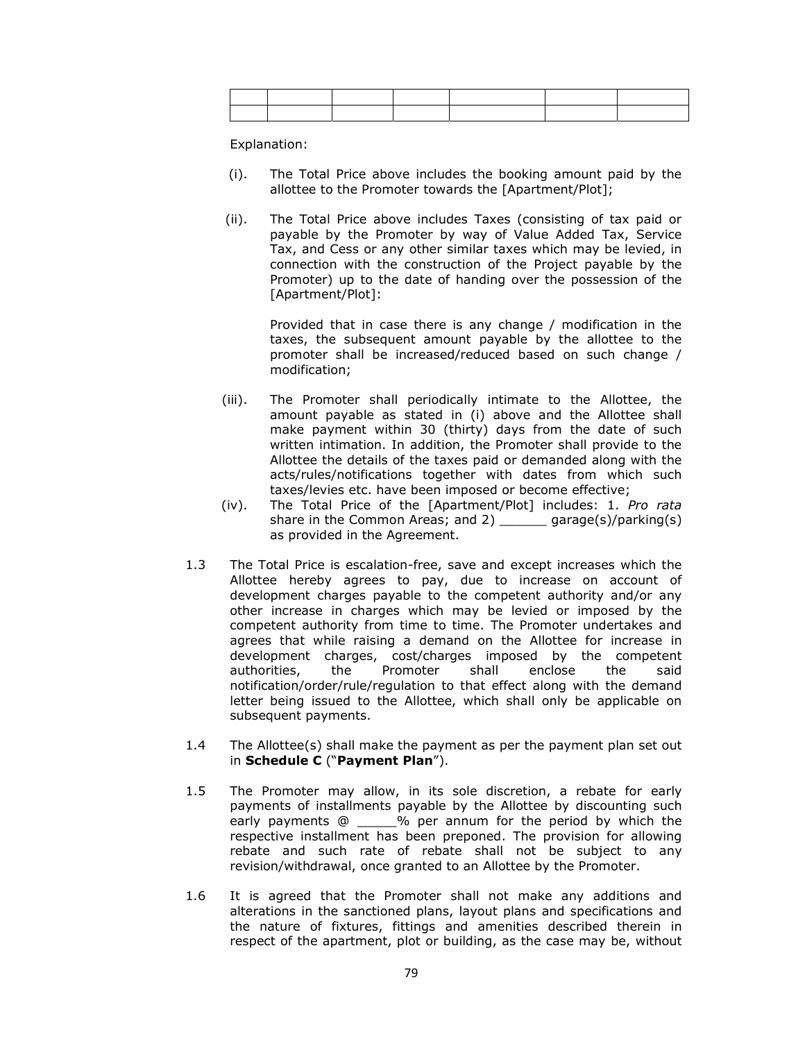| | | | | | | |
|---|---|---|---|---|---|---|
| | | | | | | |

Explanation:

(i). The Total Price above includes the booking amount paid by the allottee to the Promoter towards the [Apartment/Plot];

(ii). The Total Price above includes Taxes (consisting of tax paid or payable by the Promoter by way of Value Added Tax, Service Tax, and Cess or any other similar taxes which may be levied, in connection with the construction of the Project payable by the Promoter) up to the date of handing over the possession of the [Apartment/Plot]:

Provided that in case there is any change / modification in the taxes, the subsequent amount payable by the allottee to the promoter shall be increased/reduced based on such change / modification;

(iii). The Promoter shall periodically intimate to the Allottee, the amount payable as stated in (i) above and the Allottee shall make payment within 30 (thirty) days from the date of such written intimation. In addition, the Promoter shall provide to the Allottee the details of the taxes paid or demanded along with the acts/rules/notifications together with dates from which such taxes/levies etc. have been imposed or become effective;

(iv). The Total Price of the [Apartment/Plot] includes: 1. *Pro rata* share in the Common Areas; and 2) ______ garage(s)/parking(s) as provided in the Agreement.

1.3 The Total Price is escalation-free, save and except increases which the Allottee hereby agrees to pay, due to increase on account of development charges payable to the competent authority and/or any other increase in charges which may be levied or imposed by the competent authority from time to time. The Promoter undertakes and agrees that while raising a demand on the Allottee for increase in development charges, cost/charges imposed by the competent authorities, the Promoter shall enclose the said notification/order/rule/regulation to that effect along with the demand letter being issued to the Allottee, which shall only be applicable on subsequent payments.

1.4 The Allottee(s) shall make the payment as per the payment plan set out in **Schedule C** ("**Payment Plan**").

1.5 The Promoter may allow, in its sole discretion, a rebate for early payments of installments payable by the Allottee by discounting such early payments @ _____% per annum for the period by which the respective installment has been preponed. The provision for allowing rebate and such rate of rebate shall not be subject to any revision/withdrawal, once granted to an Allottee by the Promoter.

1.6 It is agreed that the Promoter shall not make any additions and alterations in the sanctioned plans, layout plans and specifications and the nature of fixtures, fittings and amenities described therein in respect of the apartment, plot or building, as the case may be, without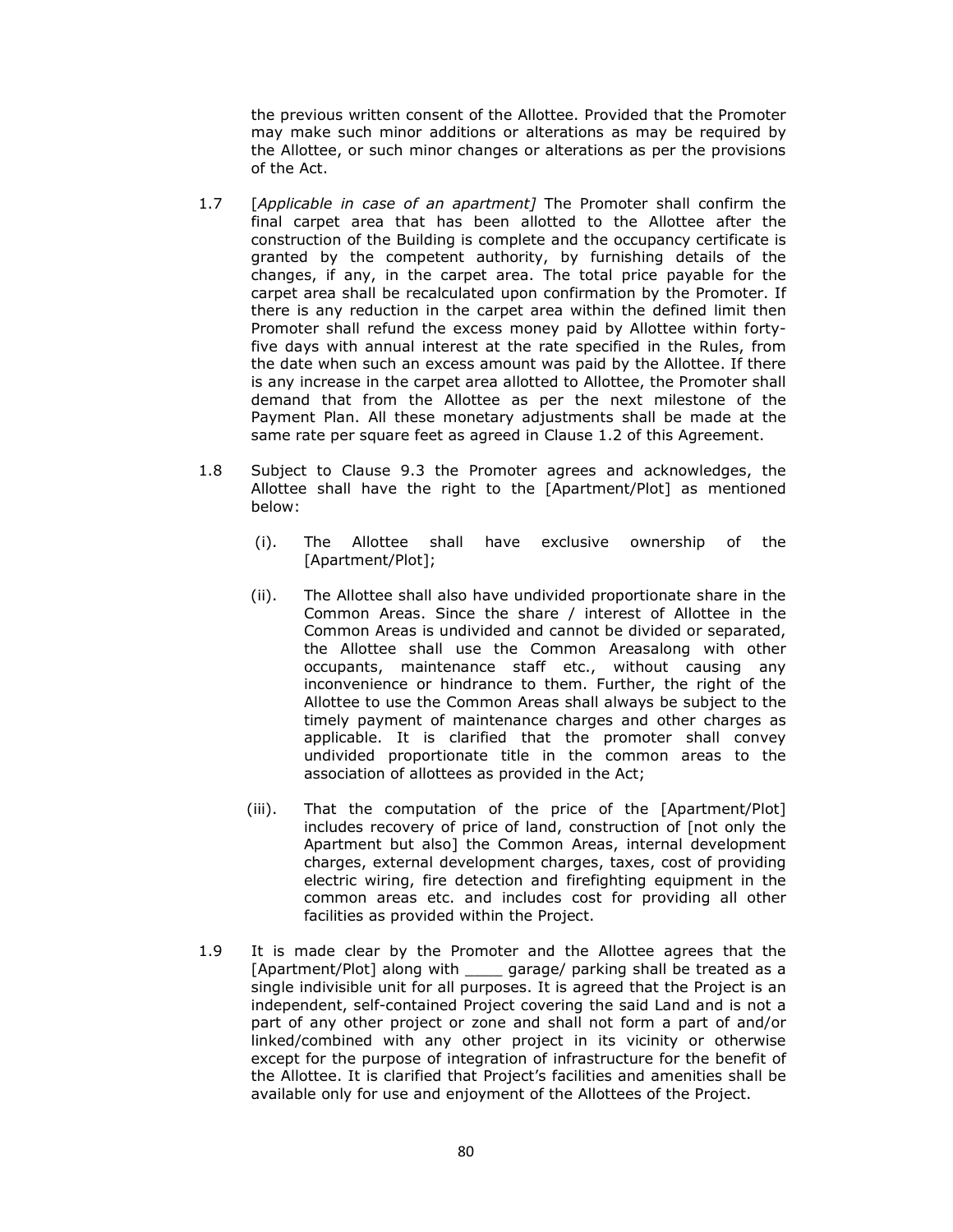the previous written consent of the Allottee. Provided that the Promoter may make such minor additions or alterations as may be required by the Allottee, or such minor changes or alterations as per the provisions of the Act.

1.7 [*Applicable in case of an apartment]* The Promoter shall confirm the final carpet area that has been allotted to the Allottee after the construction of the Building is complete and the occupancy certificate is granted by the competent authority, by furnishing details of the changes, if any, in the carpet area. The total price payable for the carpet area shall be recalculated upon confirmation by the Promoter. If there is any reduction in the carpet area within the defined limit then Promoter shall refund the excess money paid by Allottee within forty-five days with annual interest at the rate specified in the Rules, from the date when such an excess amount was paid by the Allottee. If there is any increase in the carpet area allotted to Allottee, the Promoter shall demand that from the Allottee as per the next milestone of the Payment Plan. All these monetary adjustments shall be made at the same rate per square feet as agreed in Clause 1.2 of this Agreement.

1.8 Subject to Clause 9.3 the Promoter agrees and acknowledges, the Allottee shall have the right to the [Apartment/Plot] as mentioned below:

(i). The Allottee shall have exclusive ownership of the [Apartment/Plot];

(ii). The Allottee shall also have undivided proportionate share in the Common Areas. Since the share / interest of Allottee in the Common Areas is undivided and cannot be divided or separated, the Allottee shall use the Common Areasalong with other occupants, maintenance staff etc., without causing any inconvenience or hindrance to them. Further, the right of the Allottee to use the Common Areas shall always be subject to the timely payment of maintenance charges and other charges as applicable. It is clarified that the promoter shall convey undivided proportionate title in the common areas to the association of allottees as provided in the Act;

(iii). That the computation of the price of the [Apartment/Plot] includes recovery of price of land, construction of [not only the Apartment but also] the Common Areas, internal development charges, external development charges, taxes, cost of providing electric wiring, fire detection and firefighting equipment in the common areas etc. and includes cost for providing all other facilities as provided within the Project.

1.9 It is made clear by the Promoter and the Allottee agrees that the [Apartment/Plot] along with ____ garage/ parking shall be treated as a single indivisible unit for all purposes. It is agreed that the Project is an independent, self-contained Project covering the said Land and is not a part of any other project or zone and shall not form a part of and/or linked/combined with any other project in its vicinity or otherwise except for the purpose of integration of infrastructure for the benefit of the Allottee. It is clarified that Project's facilities and amenities shall be available only for use and enjoyment of the Allottees of the Project.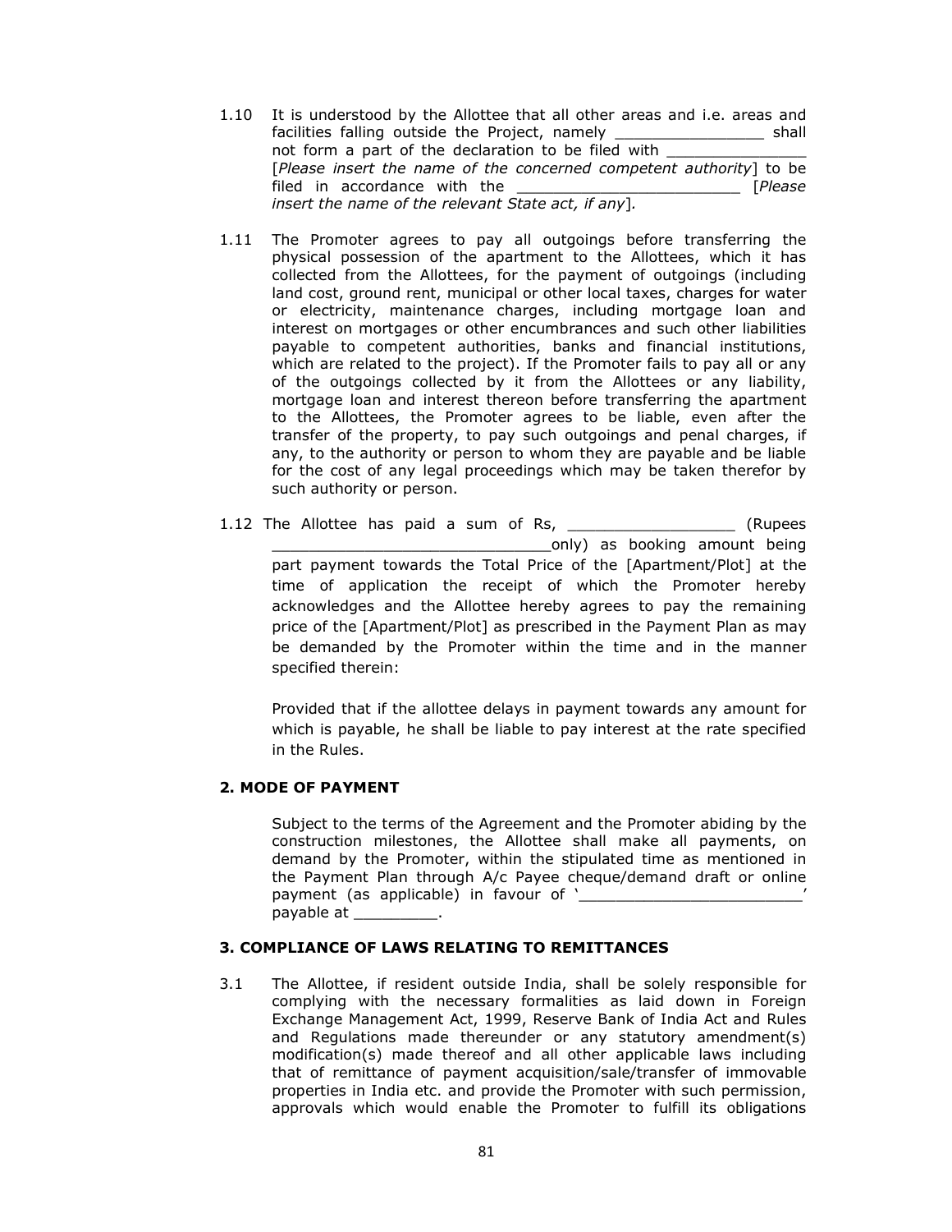1.10 It is understood by the Allottee that all other areas and i.e. areas and facilities falling outside the Project, namely ________________ shall not form a part of the declaration to be filed with _______________ [*Please insert the name of the concerned competent authority*] to be filed in accordance with the _________________________ [*Please insert the name of the relevant State act, if any*].

1.11 The Promoter agrees to pay all outgoings before transferring the physical possession of the apartment to the Allottees, which it has collected from the Allottees, for the payment of outgoings (including land cost, ground rent, municipal or other local taxes, charges for water or electricity, maintenance charges, including mortgage loan and interest on mortgages or other encumbrances and such other liabilities payable to competent authorities, banks and financial institutions, which are related to the project). If the Promoter fails to pay all or any of the outgoings collected by it from the Allottees or any liability, mortgage loan and interest thereon before transferring the apartment to the Allottees, the Promoter agrees to be liable, even after the transfer of the property, to pay such outgoings and penal charges, if any, to the authority or person to whom they are payable and be liable for the cost of any legal proceedings which may be taken therefor by such authority or person.

1.12 The Allottee has paid a sum of Rs, __________________ (Rupees ______________________________only) as booking amount being part payment towards the Total Price of the [Apartment/Plot] at the time of application the receipt of which the Promoter hereby acknowledges and the Allottee hereby agrees to pay the remaining price of the [Apartment/Plot] as prescribed in the Payment Plan as may be demanded by the Promoter within the time and in the manner specified therein:

Provided that if the allottee delays in payment towards any amount for which is payable, he shall be liable to pay interest at the rate specified in the Rules.

## 2. MODE OF PAYMENT

Subject to the terms of the Agreement and the Promoter abiding by the construction milestones, the Allottee shall make all payments, on demand by the Promoter, within the stipulated time as mentioned in the Payment Plan through A/c Payee cheque/demand draft or online payment (as applicable) in favour of '________________________' payable at _________.

## 3. COMPLIANCE OF LAWS RELATING TO REMITTANCES

3.1 The Allottee, if resident outside India, shall be solely responsible for complying with the necessary formalities as laid down in Foreign Exchange Management Act, 1999, Reserve Bank of India Act and Rules and Regulations made thereunder or any statutory amendment(s) modification(s) made thereof and all other applicable laws including that of remittance of payment acquisition/sale/transfer of immovable properties in India etc. and provide the Promoter with such permission, approvals which would enable the Promoter to fulfill its obligations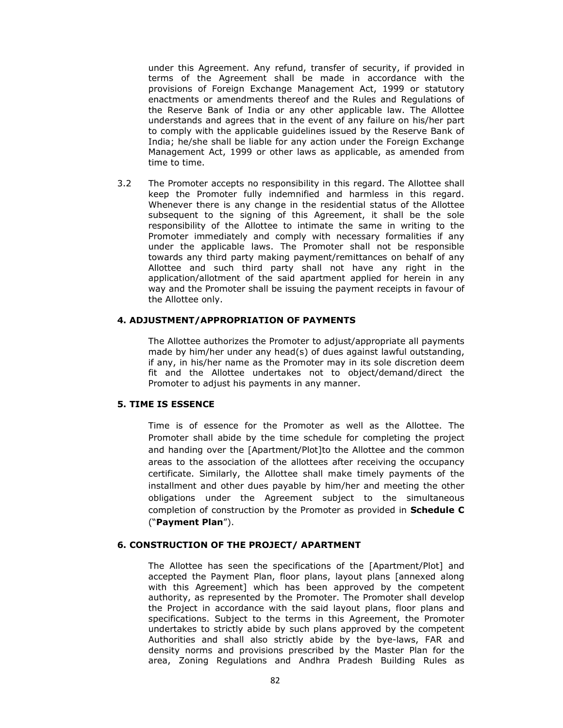under this Agreement. Any refund, transfer of security, if provided in terms of the Agreement shall be made in accordance with the provisions of Foreign Exchange Management Act, 1999 or statutory enactments or amendments thereof and the Rules and Regulations of the Reserve Bank of India or any other applicable law. The Allottee understands and agrees that in the event of any failure on his/her part to comply with the applicable guidelines issued by the Reserve Bank of India; he/she shall be liable for any action under the Foreign Exchange Management Act, 1999 or other laws as applicable, as amended from time to time.

3.2 The Promoter accepts no responsibility in this regard. The Allottee shall keep the Promoter fully indemnified and harmless in this regard. Whenever there is any change in the residential status of the Allottee subsequent to the signing of this Agreement, it shall be the sole responsibility of the Allottee to intimate the same in writing to the Promoter immediately and comply with necessary formalities if any under the applicable laws. The Promoter shall not be responsible towards any third party making payment/remittances on behalf of any Allottee and such third party shall not have any right in the application/allotment of the said apartment applied for herein in any way and the Promoter shall be issuing the payment receipts in favour of the Allottee only.

### 4. ADJUSTMENT/APPROPRIATION OF PAYMENTS

The Allottee authorizes the Promoter to adjust/appropriate all payments made by him/her under any head(s) of dues against lawful outstanding, if any, in his/her name as the Promoter may in its sole discretion deem fit and the Allottee undertakes not to object/demand/direct the Promoter to adjust his payments in any manner.

### 5. TIME IS ESSENCE

Time is of essence for the Promoter as well as the Allottee. The Promoter shall abide by the time schedule for completing the project and handing over the [Apartment/Plot]to the Allottee and the common areas to the association of the allottees after receiving the occupancy certificate. Similarly, the Allottee shall make timely payments of the installment and other dues payable by him/her and meeting the other obligations under the Agreement subject to the simultaneous completion of construction by the Promoter as provided in **Schedule C** ("**Payment Plan**").

### 6. CONSTRUCTION OF THE PROJECT/ APARTMENT

The Allottee has seen the specifications of the [Apartment/Plot] and accepted the Payment Plan, floor plans, layout plans [annexed along with this Agreement] which has been approved by the competent authority, as represented by the Promoter. The Promoter shall develop the Project in accordance with the said layout plans, floor plans and specifications. Subject to the terms in this Agreement, the Promoter undertakes to strictly abide by such plans approved by the competent Authorities and shall also strictly abide by the bye-laws, FAR and density norms and provisions prescribed by the Master Plan for the area, Zoning Regulations and Andhra Pradesh Building Rules as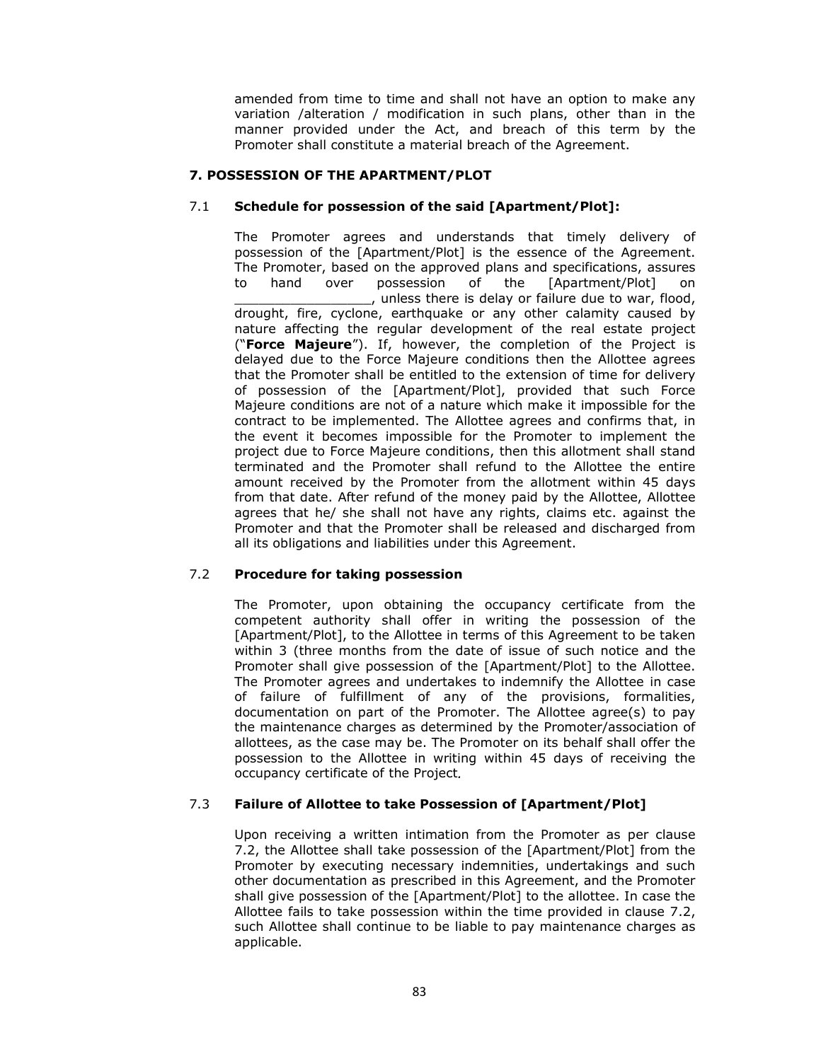amended from time to time and shall not have an option to make any variation /alteration / modification in such plans, other than in the manner provided under the Act, and breach of this term by the Promoter shall constitute a material breach of the Agreement.

### 7. POSSESSION OF THE APARTMENT/PLOT

**7.1 Schedule for possession of the said [Apartment/Plot]:**

The Promoter agrees and understands that timely delivery of possession of the [Apartment/Plot] is the essence of the Agreement. The Promoter, based on the approved plans and specifications, assures to hand over possession of the [Apartment/Plot] on _________________, unless there is delay or failure due to war, flood, drought, fire, cyclone, earthquake or any other calamity caused by nature affecting the regular development of the real estate project ("**Force Majeure**"). If, however, the completion of the Project is delayed due to the Force Majeure conditions then the Allottee agrees that the Promoter shall be entitled to the extension of time for delivery of possession of the [Apartment/Plot], provided that such Force Majeure conditions are not of a nature which make it impossible for the contract to be implemented. The Allottee agrees and confirms that, in the event it becomes impossible for the Promoter to implement the project due to Force Majeure conditions, then this allotment shall stand terminated and the Promoter shall refund to the Allottee the entire amount received by the Promoter from the allotment within 45 days from that date. After refund of the money paid by the Allottee, Allottee agrees that he/ she shall not have any rights, claims etc. against the Promoter and that the Promoter shall be released and discharged from all its obligations and liabilities under this Agreement.

**7.2 Procedure for taking possession**

The Promoter, upon obtaining the occupancy certificate from the competent authority shall offer in writing the possession of the [Apartment/Plot], to the Allottee in terms of this Agreement to be taken within 3 (three months from the date of issue of such notice and the Promoter shall give possession of the [Apartment/Plot] to the Allottee. The Promoter agrees and undertakes to indemnify the Allottee in case of failure of fulfillment of any of the provisions, formalities, documentation on part of the Promoter. The Allottee agree(s) to pay the maintenance charges as determined by the Promoter/association of allottees, as the case may be. The Promoter on its behalf shall offer the possession to the Allottee in writing within 45 days of receiving the occupancy certificate of the Project.

**7.3 Failure of Allottee to take Possession of [Apartment/Plot]**

Upon receiving a written intimation from the Promoter as per clause 7.2, the Allottee shall take possession of the [Apartment/Plot] from the Promoter by executing necessary indemnities, undertakings and such other documentation as prescribed in this Agreement, and the Promoter shall give possession of the [Apartment/Plot] to the allottee. In case the Allottee fails to take possession within the time provided in clause 7.2, such Allottee shall continue to be liable to pay maintenance charges as applicable.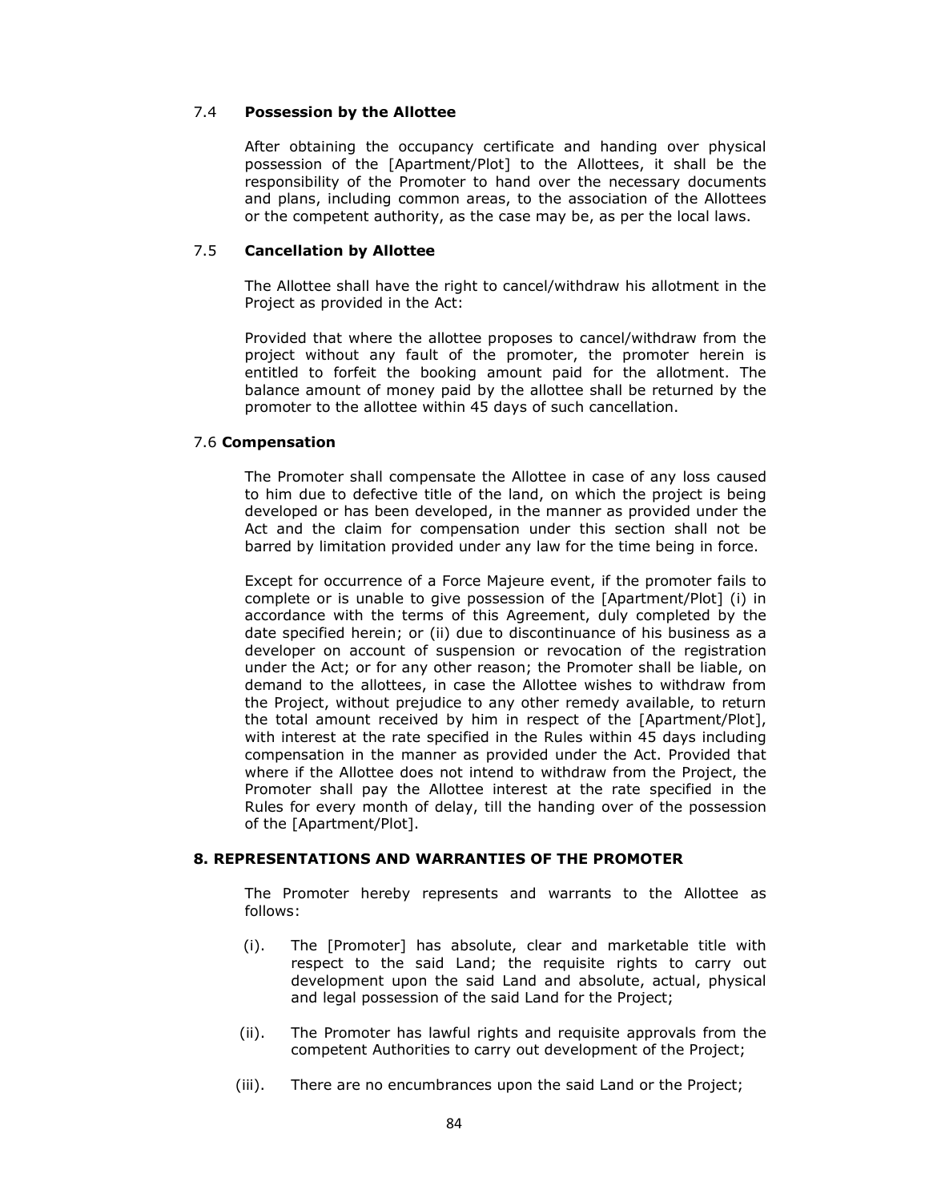### 7.4 **Possession by the Allottee**

After obtaining the occupancy certificate and handing over physical possession of the [Apartment/Plot] to the Allottees, it shall be the responsibility of the Promoter to hand over the necessary documents and plans, including common areas, to the association of the Allottees or the competent authority, as the case may be, as per the local laws.

### 7.5 **Cancellation by Allottee**

The Allottee shall have the right to cancel/withdraw his allotment in the Project as provided in the Act:

Provided that where the allottee proposes to cancel/withdraw from the project without any fault of the promoter, the promoter herein is entitled to forfeit the booking amount paid for the allotment. The balance amount of money paid by the allottee shall be returned by the promoter to the allottee within 45 days of such cancellation.

### 7.6 **Compensation**

The Promoter shall compensate the Allottee in case of any loss caused to him due to defective title of the land, on which the project is being developed or has been developed, in the manner as provided under the Act and the claim for compensation under this section shall not be barred by limitation provided under any law for the time being in force.

Except for occurrence of a Force Majeure event, if the promoter fails to complete or is unable to give possession of the [Apartment/Plot] (i) in accordance with the terms of this Agreement, duly completed by the date specified herein; or (ii) due to discontinuance of his business as a developer on account of suspension or revocation of the registration under the Act; or for any other reason; the Promoter shall be liable, on demand to the allottees, in case the Allottee wishes to withdraw from the Project, without prejudice to any other remedy available, to return the total amount received by him in respect of the [Apartment/Plot], with interest at the rate specified in the Rules within 45 days including compensation in the manner as provided under the Act. Provided that where if the Allottee does not intend to withdraw from the Project, the Promoter shall pay the Allottee interest at the rate specified in the Rules for every month of delay, till the handing over of the possession of the [Apartment/Plot].

## 8. REPRESENTATIONS AND WARRANTIES OF THE PROMOTER

The Promoter hereby represents and warrants to the Allottee as follows:

(i). The [Promoter] has absolute, clear and marketable title with respect to the said Land; the requisite rights to carry out development upon the said Land and absolute, actual, physical and legal possession of the said Land for the Project;

(ii). The Promoter has lawful rights and requisite approvals from the competent Authorities to carry out development of the Project;

(iii). There are no encumbrances upon the said Land or the Project;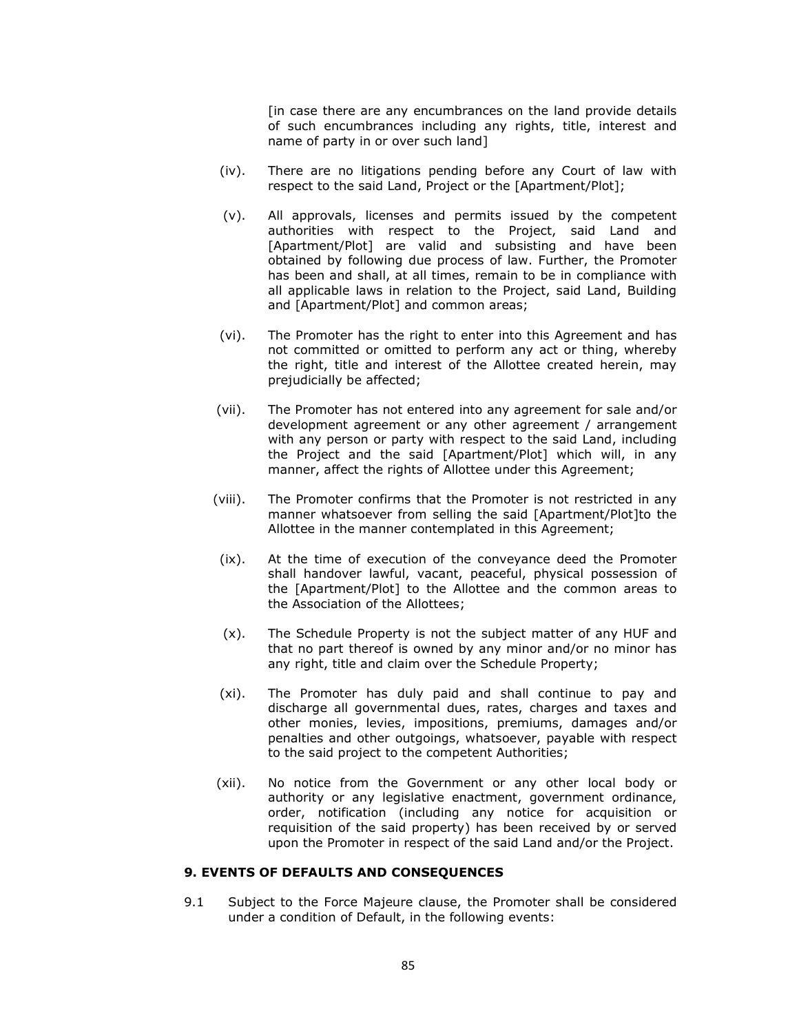[in case there are any encumbrances on the land provide details of such encumbrances including any rights, title, interest and name of party in or over such land]

(iv). There are no litigations pending before any Court of law with respect to the said Land, Project or the [Apartment/Plot];

(v). All approvals, licenses and permits issued by the competent authorities with respect to the Project, said Land and [Apartment/Plot] are valid and subsisting and have been obtained by following due process of law. Further, the Promoter has been and shall, at all times, remain to be in compliance with all applicable laws in relation to the Project, said Land, Building and [Apartment/Plot] and common areas;

(vi). The Promoter has the right to enter into this Agreement and has not committed or omitted to perform any act or thing, whereby the right, title and interest of the Allottee created herein, may prejudicially be affected;

(vii). The Promoter has not entered into any agreement for sale and/or development agreement or any other agreement / arrangement with any person or party with respect to the said Land, including the Project and the said [Apartment/Plot] which will, in any manner, affect the rights of Allottee under this Agreement;

(viii). The Promoter confirms that the Promoter is not restricted in any manner whatsoever from selling the said [Apartment/Plot]to the Allottee in the manner contemplated in this Agreement;

(ix). At the time of execution of the conveyance deed the Promoter shall handover lawful, vacant, peaceful, physical possession of the [Apartment/Plot] to the Allottee and the common areas to the Association of the Allottees;

(x). The Schedule Property is not the subject matter of any HUF and that no part thereof is owned by any minor and/or no minor has any right, title and claim over the Schedule Property;

(xi). The Promoter has duly paid and shall continue to pay and discharge all governmental dues, rates, charges and taxes and other monies, levies, impositions, premiums, damages and/or penalties and other outgoings, whatsoever, payable with respect to the said project to the competent Authorities;

(xii). No notice from the Government or any other local body or authority or any legislative enactment, government ordinance, order, notification (including any notice for acquisition or requisition of the said property) has been received by or served upon the Promoter in respect of the said Land and/or the Project.

**9. EVENTS OF DEFAULTS AND CONSEQUENCES**

9.1 Subject to the Force Majeure clause, the Promoter shall be considered under a condition of Default, in the following events: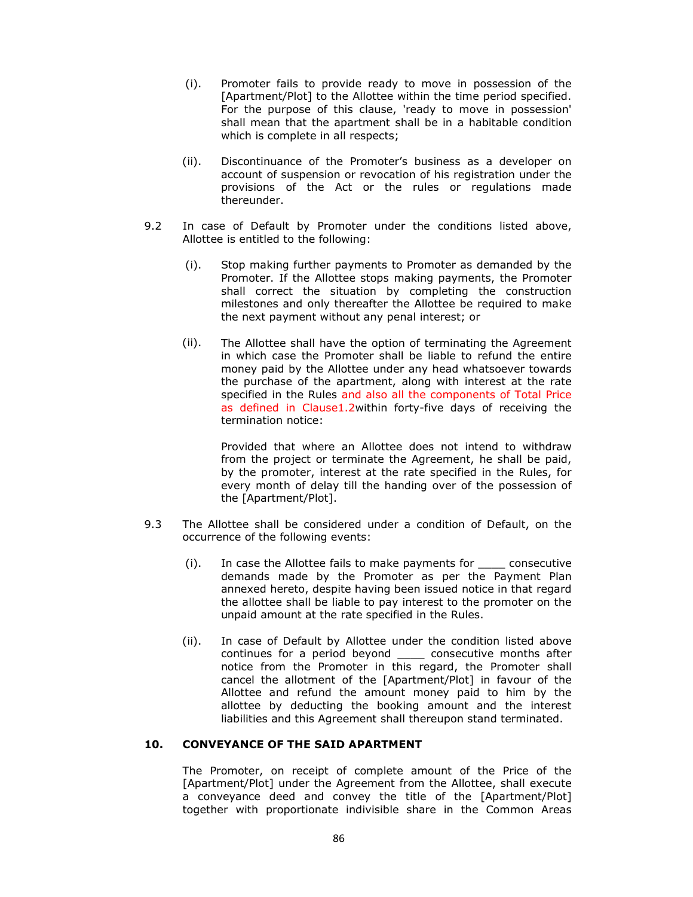(i). Promoter fails to provide ready to move in possession of the [Apartment/Plot] to the Allottee within the time period specified. For the purpose of this clause, 'ready to move in possession' shall mean that the apartment shall be in a habitable condition which is complete in all respects;

(ii). Discontinuance of the Promoter's business as a developer on account of suspension or revocation of his registration under the provisions of the Act or the rules or regulations made thereunder.

9.2 In case of Default by Promoter under the conditions listed above, Allottee is entitled to the following:

(i). Stop making further payments to Promoter as demanded by the Promoter. If the Allottee stops making payments, the Promoter shall correct the situation by completing the construction milestones and only thereafter the Allottee be required to make the next payment without any penal interest; or

(ii). The Allottee shall have the option of terminating the Agreement in which case the Promoter shall be liable to refund the entire money paid by the Allottee under any head whatsoever towards the purchase of the apartment, along with interest at the rate specified in the Rules and also all the components of Total Price as defined in Clause1.2within forty-five days of receiving the termination notice:

Provided that where an Allottee does not intend to withdraw from the project or terminate the Agreement, he shall be paid, by the promoter, interest at the rate specified in the Rules, for every month of delay till the handing over of the possession of the [Apartment/Plot].

9.3 The Allottee shall be considered under a condition of Default, on the occurrence of the following events:

(i). In case the Allottee fails to make payments for ____ consecutive demands made by the Promoter as per the Payment Plan annexed hereto, despite having been issued notice in that regard the allottee shall be liable to pay interest to the promoter on the unpaid amount at the rate specified in the Rules.

(ii). In case of Default by Allottee under the condition listed above continues for a period beyond ____ consecutive months after notice from the Promoter in this regard, the Promoter shall cancel the allotment of the [Apartment/Plot] in favour of the Allottee and refund the amount money paid to him by the allottee by deducting the booking amount and the interest liabilities and this Agreement shall thereupon stand terminated.

## 10. CONVEYANCE OF THE SAID APARTMENT

The Promoter, on receipt of complete amount of the Price of the [Apartment/Plot] under the Agreement from the Allottee, shall execute a conveyance deed and convey the title of the [Apartment/Plot] together with proportionate indivisible share in the Common Areas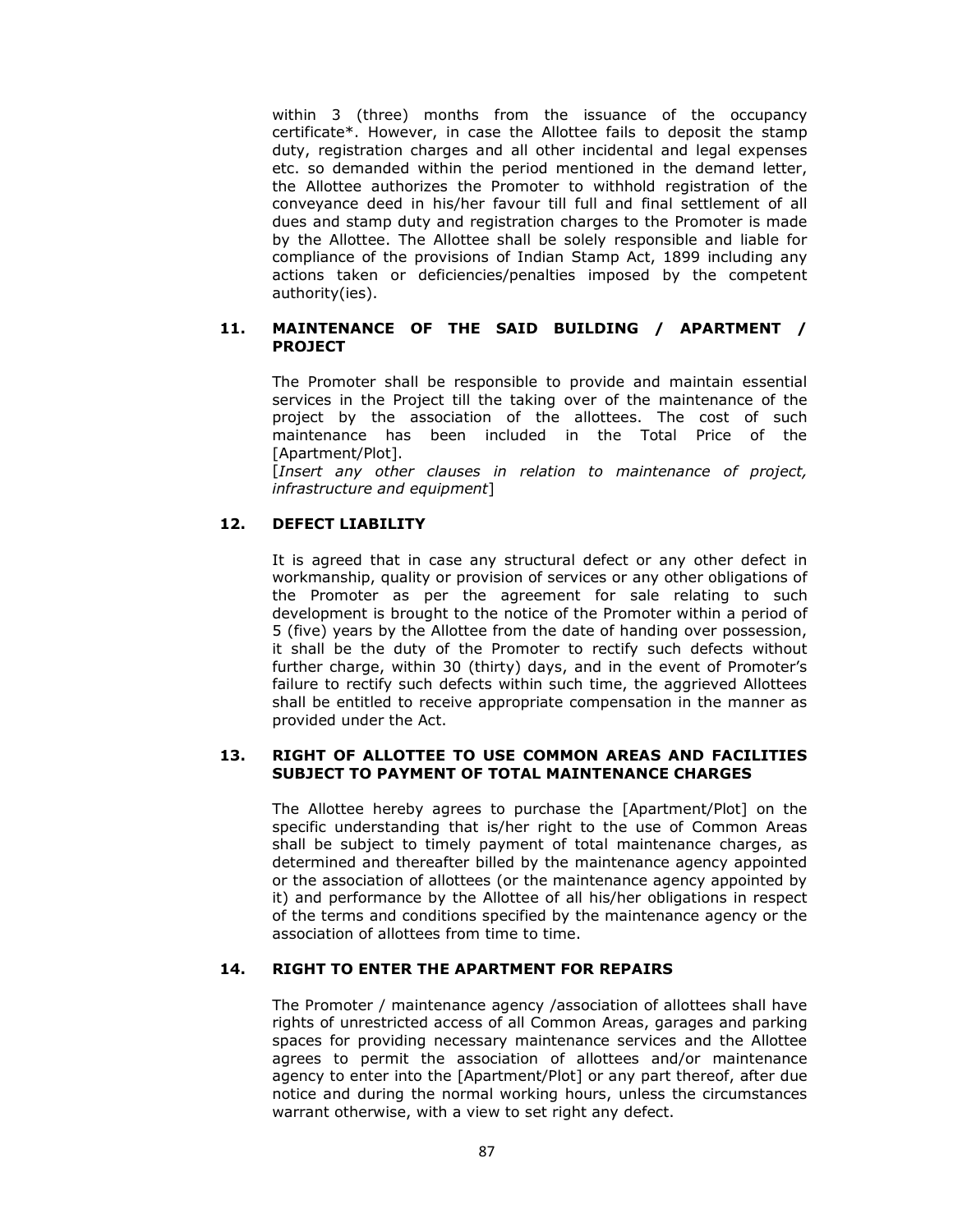within 3 (three) months from the issuance of the occupancy certificate*. However, in case the Allottee fails to deposit the stamp duty, registration charges and all other incidental and legal expenses etc. so demanded within the period mentioned in the demand letter, the Allottee authorizes the Promoter to withhold registration of the conveyance deed in his/her favour till full and final settlement of all dues and stamp duty and registration charges to the Promoter is made by the Allottee. The Allottee shall be solely responsible and liable for compliance of the provisions of Indian Stamp Act, 1899 including any actions taken or deficiencies/penalties imposed by the competent authority(ies).

## 11. MAINTENANCE OF THE SAID BUILDING / APARTMENT / PROJECT

The Promoter shall be responsible to provide and maintain essential services in the Project till the taking over of the maintenance of the project by the association of the allottees. The cost of such maintenance has been included in the Total Price of the [Apartment/Plot].

[*Insert any other clauses in relation to maintenance of project, infrastructure and equipment*]

## 12. DEFECT LIABILITY

It is agreed that in case any structural defect or any other defect in workmanship, quality or provision of services or any other obligations of the Promoter as per the agreement for sale relating to such development is brought to the notice of the Promoter within a period of 5 (five) years by the Allottee from the date of handing over possession, it shall be the duty of the Promoter to rectify such defects without further charge, within 30 (thirty) days, and in the event of Promoter's failure to rectify such defects within such time, the aggrieved Allottees shall be entitled to receive appropriate compensation in the manner as provided under the Act.

## 13. RIGHT OF ALLOTTEE TO USE COMMON AREAS AND FACILITIES SUBJECT TO PAYMENT OF TOTAL MAINTENANCE CHARGES

The Allottee hereby agrees to purchase the [Apartment/Plot] on the specific understanding that is/her right to the use of Common Areas shall be subject to timely payment of total maintenance charges, as determined and thereafter billed by the maintenance agency appointed or the association of allottees (or the maintenance agency appointed by it) and performance by the Allottee of all his/her obligations in respect of the terms and conditions specified by the maintenance agency or the association of allottees from time to time.

## 14. RIGHT TO ENTER THE APARTMENT FOR REPAIRS

The Promoter / maintenance agency /association of allottees shall have rights of unrestricted access of all Common Areas, garages and parking spaces for providing necessary maintenance services and the Allottee agrees to permit the association of allottees and/or maintenance agency to enter into the [Apartment/Plot] or any part thereof, after due notice and during the normal working hours, unless the circumstances warrant otherwise, with a view to set right any defect.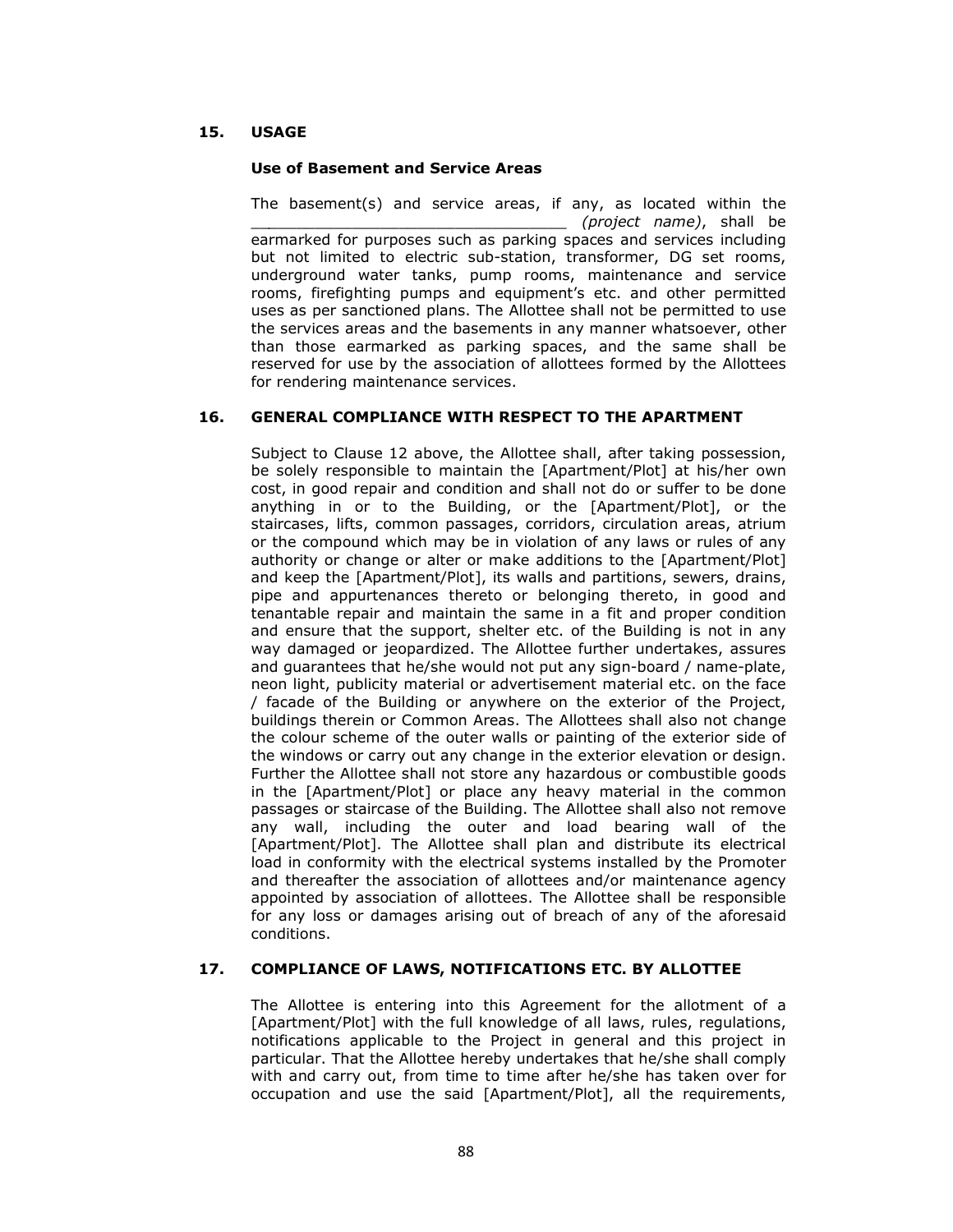## 15. USAGE

### Use of Basement and Service Areas

The basement(s) and service areas, if any, as located within the ________________________________ *(project name)*, shall be earmarked for purposes such as parking spaces and services including but not limited to electric sub-station, transformer, DG set rooms, underground water tanks, pump rooms, maintenance and service rooms, firefighting pumps and equipment's etc. and other permitted uses as per sanctioned plans. The Allottee shall not be permitted to use the services areas and the basements in any manner whatsoever, other than those earmarked as parking spaces, and the same shall be reserved for use by the association of allottees formed by the Allottees for rendering maintenance services.

## 16. GENERAL COMPLIANCE WITH RESPECT TO THE APARTMENT

Subject to Clause 12 above, the Allottee shall, after taking possession, be solely responsible to maintain the [Apartment/Plot] at his/her own cost, in good repair and condition and shall not do or suffer to be done anything in or to the Building, or the [Apartment/Plot], or the staircases, lifts, common passages, corridors, circulation areas, atrium or the compound which may be in violation of any laws or rules of any authority or change or alter or make additions to the [Apartment/Plot] and keep the [Apartment/Plot], its walls and partitions, sewers, drains, pipe and appurtenances thereto or belonging thereto, in good and tenantable repair and maintain the same in a fit and proper condition and ensure that the support, shelter etc. of the Building is not in any way damaged or jeopardized. The Allottee further undertakes, assures and guarantees that he/she would not put any sign-board / name-plate, neon light, publicity material or advertisement material etc. on the face / facade of the Building or anywhere on the exterior of the Project, buildings therein or Common Areas. The Allottees shall also not change the colour scheme of the outer walls or painting of the exterior side of the windows or carry out any change in the exterior elevation or design. Further the Allottee shall not store any hazardous or combustible goods in the [Apartment/Plot] or place any heavy material in the common passages or staircase of the Building. The Allottee shall also not remove any wall, including the outer and load bearing wall of the [Apartment/Plot]. The Allottee shall plan and distribute its electrical load in conformity with the electrical systems installed by the Promoter and thereafter the association of allottees and/or maintenance agency appointed by association of allottees. The Allottee shall be responsible for any loss or damages arising out of breach of any of the aforesaid conditions.

## 17. COMPLIANCE OF LAWS, NOTIFICATIONS ETC. BY ALLOTTEE

The Allottee is entering into this Agreement for the allotment of a [Apartment/Plot] with the full knowledge of all laws, rules, regulations, notifications applicable to the Project in general and this project in particular. That the Allottee hereby undertakes that he/she shall comply with and carry out, from time to time after he/she has taken over for occupation and use the said [Apartment/Plot], all the requirements,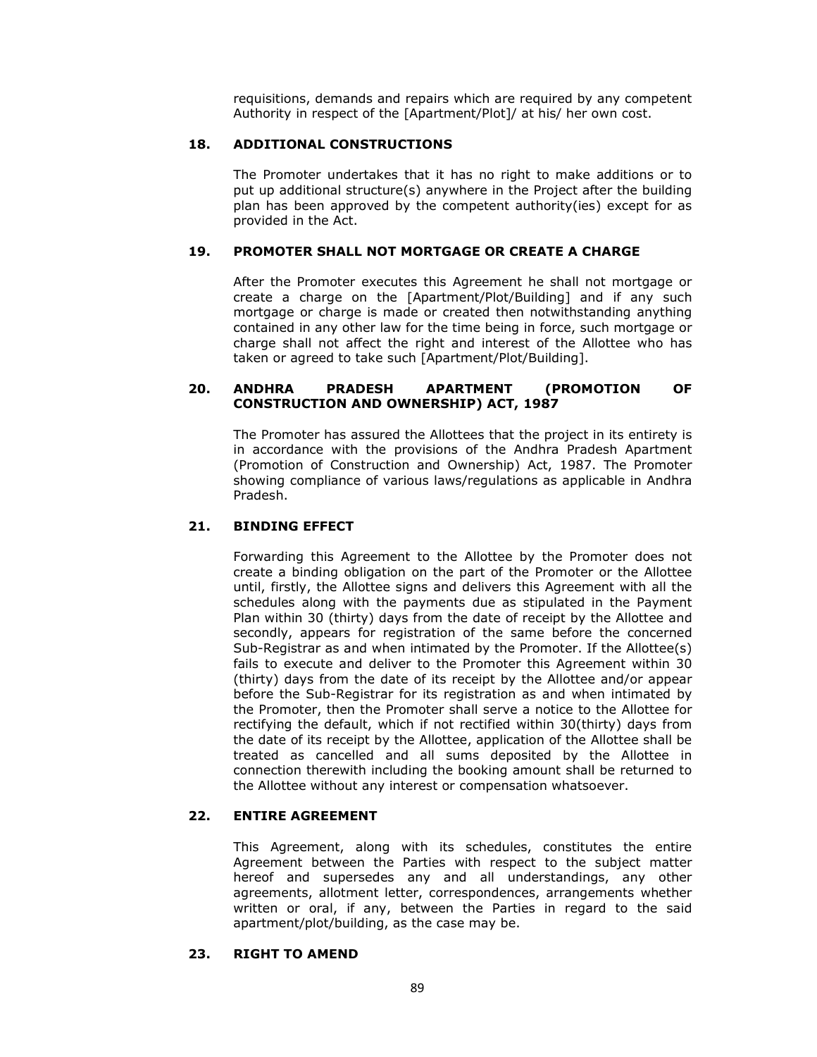requisitions, demands and repairs which are required by any competent Authority in respect of the [Apartment/Plot]/ at his/ her own cost.

### 18. ADDITIONAL CONSTRUCTIONS

The Promoter undertakes that it has no right to make additions or to put up additional structure(s) anywhere in the Project after the building plan has been approved by the competent authority(ies) except for as provided in the Act.

### 19. PROMOTER SHALL NOT MORTGAGE OR CREATE A CHARGE

After the Promoter executes this Agreement he shall not mortgage or create a charge on the [Apartment/Plot/Building] and if any such mortgage or charge is made or created then notwithstanding anything contained in any other law for the time being in force, such mortgage or charge shall not affect the right and interest of the Allottee who has taken or agreed to take such [Apartment/Plot/Building].

### 20. ANDHRA PRADESH APARTMENT (PROMOTION OF CONSTRUCTION AND OWNERSHIP) ACT, 1987

The Promoter has assured the Allottees that the project in its entirety is in accordance with the provisions of the Andhra Pradesh Apartment (Promotion of Construction and Ownership) Act, 1987. The Promoter showing compliance of various laws/regulations as applicable in Andhra Pradesh.

### 21. BINDING EFFECT

Forwarding this Agreement to the Allottee by the Promoter does not create a binding obligation on the part of the Promoter or the Allottee until, firstly, the Allottee signs and delivers this Agreement with all the schedules along with the payments due as stipulated in the Payment Plan within 30 (thirty) days from the date of receipt by the Allottee and secondly, appears for registration of the same before the concerned Sub-Registrar as and when intimated by the Promoter. If the Allottee(s) fails to execute and deliver to the Promoter this Agreement within 30 (thirty) days from the date of its receipt by the Allottee and/or appear before the Sub-Registrar for its registration as and when intimated by the Promoter, then the Promoter shall serve a notice to the Allottee for rectifying the default, which if not rectified within 30(thirty) days from the date of its receipt by the Allottee, application of the Allottee shall be treated as cancelled and all sums deposited by the Allottee in connection therewith including the booking amount shall be returned to the Allottee without any interest or compensation whatsoever.

### 22. ENTIRE AGREEMENT

This Agreement, along with its schedules, constitutes the entire Agreement between the Parties with respect to the subject matter hereof and supersedes any and all understandings, any other agreements, allotment letter, correspondences, arrangements whether written or oral, if any, between the Parties in regard to the said apartment/plot/building, as the case may be.

### 23. RIGHT TO AMEND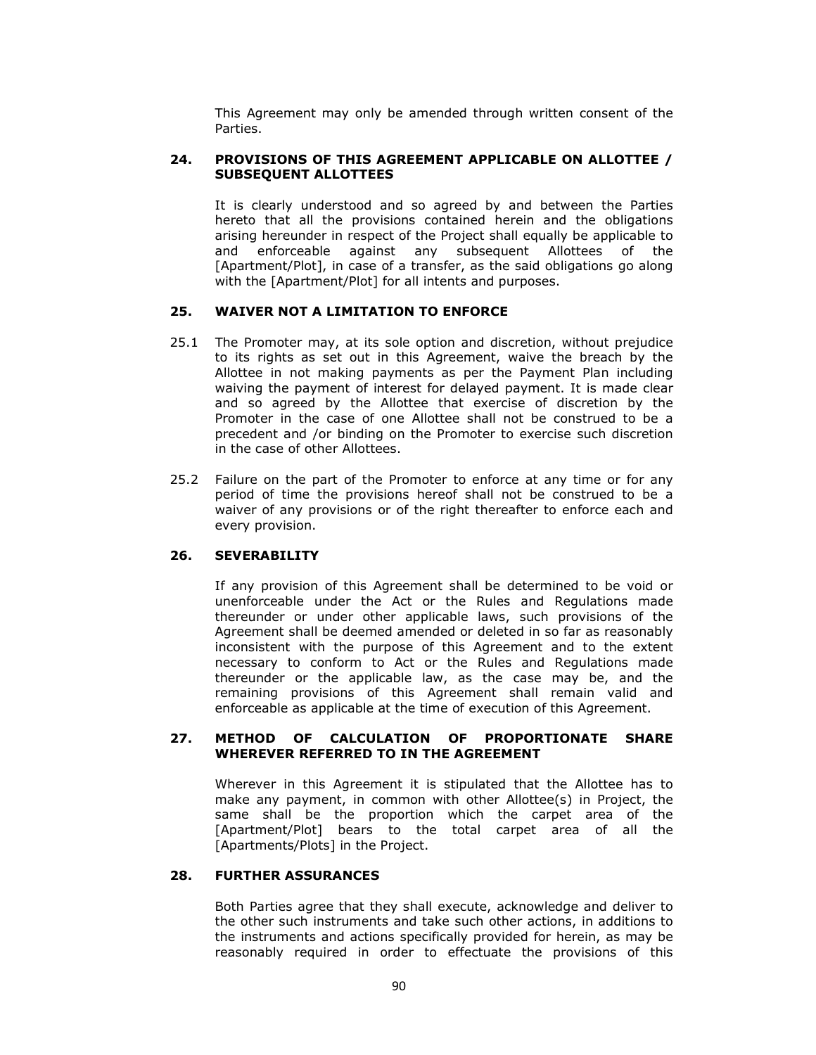This Agreement may only be amended through written consent of the Parties.

## 24. PROVISIONS OF THIS AGREEMENT APPLICABLE ON ALLOTTEE / SUBSEQUENT ALLOTTEES

It is clearly understood and so agreed by and between the Parties hereto that all the provisions contained herein and the obligations arising hereunder in respect of the Project shall equally be applicable to and enforceable against any subsequent Allottees of the [Apartment/Plot], in case of a transfer, as the said obligations go along with the [Apartment/Plot] for all intents and purposes.

## 25. WAIVER NOT A LIMITATION TO ENFORCE

25.1 The Promoter may, at its sole option and discretion, without prejudice to its rights as set out in this Agreement, waive the breach by the Allottee in not making payments as per the Payment Plan including waiving the payment of interest for delayed payment. It is made clear and so agreed by the Allottee that exercise of discretion by the Promoter in the case of one Allottee shall not be construed to be a precedent and /or binding on the Promoter to exercise such discretion in the case of other Allottees.

25.2 Failure on the part of the Promoter to enforce at any time or for any period of time the provisions hereof shall not be construed to be a waiver of any provisions or of the right thereafter to enforce each and every provision.

## 26. SEVERABILITY

If any provision of this Agreement shall be determined to be void or unenforceable under the Act or the Rules and Regulations made thereunder or under other applicable laws, such provisions of the Agreement shall be deemed amended or deleted in so far as reasonably inconsistent with the purpose of this Agreement and to the extent necessary to conform to Act or the Rules and Regulations made thereunder or the applicable law, as the case may be, and the remaining provisions of this Agreement shall remain valid and enforceable as applicable at the time of execution of this Agreement.

## 27. METHOD OF CALCULATION OF PROPORTIONATE SHARE WHEREVER REFERRED TO IN THE AGREEMENT

Wherever in this Agreement it is stipulated that the Allottee has to make any payment, in common with other Allottee(s) in Project, the same shall be the proportion which the carpet area of the [Apartment/Plot] bears to the total carpet area of all the [Apartments/Plots] in the Project.

## 28. FURTHER ASSURANCES

Both Parties agree that they shall execute, acknowledge and deliver to the other such instruments and take such other actions, in additions to the instruments and actions specifically provided for herein, as may be reasonably required in order to effectuate the provisions of this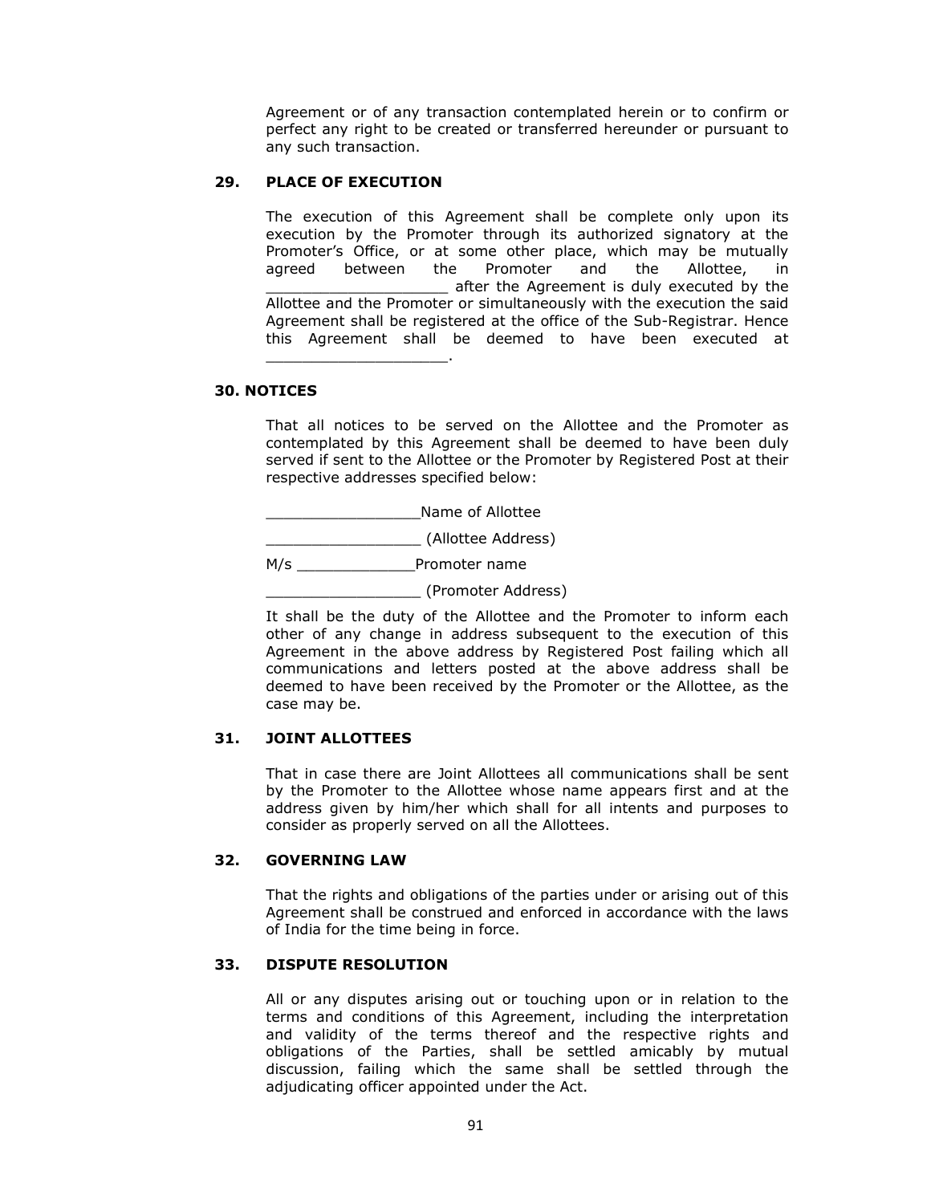Agreement or of any transaction contemplated herein or to confirm or perfect any right to be created or transferred hereunder or pursuant to any such transaction.

## 29. PLACE OF EXECUTION

The execution of this Agreement shall be complete only upon its execution by the Promoter through its authorized signatory at the Promoter's Office, or at some other place, which may be mutually agreed between the Promoter and the Allottee, in ____________________ after the Agreement is duly executed by the Allottee and the Promoter or simultaneously with the execution the said Agreement shall be registered at the office of the Sub-Registrar. Hence this Agreement shall be deemed to have been executed at ____________________.

## 30. NOTICES

That all notices to be served on the Allottee and the Promoter as contemplated by this Agreement shall be deemed to have been duly served if sent to the Allottee or the Promoter by Registered Post at their respective addresses specified below:

_________________Name of Allottee

_________________ (Allottee Address)

M/s _____________Promoter name

_________________ (Promoter Address)

It shall be the duty of the Allottee and the Promoter to inform each other of any change in address subsequent to the execution of this Agreement in the above address by Registered Post failing which all communications and letters posted at the above address shall be deemed to have been received by the Promoter or the Allottee, as the case may be.

## 31. JOINT ALLOTTEES

That in case there are Joint Allottees all communications shall be sent by the Promoter to the Allottee whose name appears first and at the address given by him/her which shall for all intents and purposes to consider as properly served on all the Allottees.

## 32. GOVERNING LAW

That the rights and obligations of the parties under or arising out of this Agreement shall be construed and enforced in accordance with the laws of India for the time being in force.

## 33. DISPUTE RESOLUTION

All or any disputes arising out or touching upon or in relation to the terms and conditions of this Agreement, including the interpretation and validity of the terms thereof and the respective rights and obligations of the Parties, shall be settled amicably by mutual discussion, failing which the same shall be settled through the adjudicating officer appointed under the Act.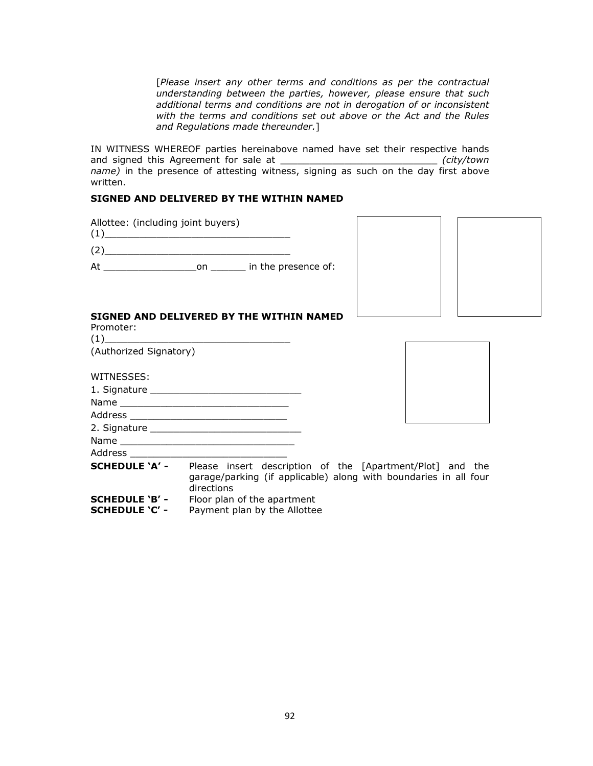[*Please insert any other terms and conditions as per the contractual understanding between the parties, however, please ensure that such additional terms and conditions are not in derogation of or inconsistent with the terms and conditions set out above or the Act and the Rules and Regulations made thereunder.*]

IN WITNESS WHEREOF parties hereinabove named have set their respective hands and signed this Agreement for sale at ____________________________ *(city/town name)* in the presence of attesting witness, signing as such on the day first above written.

**SIGNED AND DELIVERED BY THE WITHIN NAMED**

Allottee: (including joint buyers)
(1)_________________________________
(2)_________________________________
At _________________on ______ in the presence of:

**SIGNED AND DELIVERED BY THE WITHIN NAMED**
Promoter:
(1)_________________________________
(Authorized Signatory)

WITNESSES:
1. Signature ___________________________
Name _____________________________
Address ___________________________
2. Signature ___________________________
Name ______________________________
Address ___________________________

**SCHEDULE 'A' -** Please insert description of the [Apartment/Plot] and the garage/parking (if applicable) along with boundaries in all four directions
**SCHEDULE 'B' -** Floor plan of the apartment
**SCHEDULE 'C' -** Payment plan by the Allottee